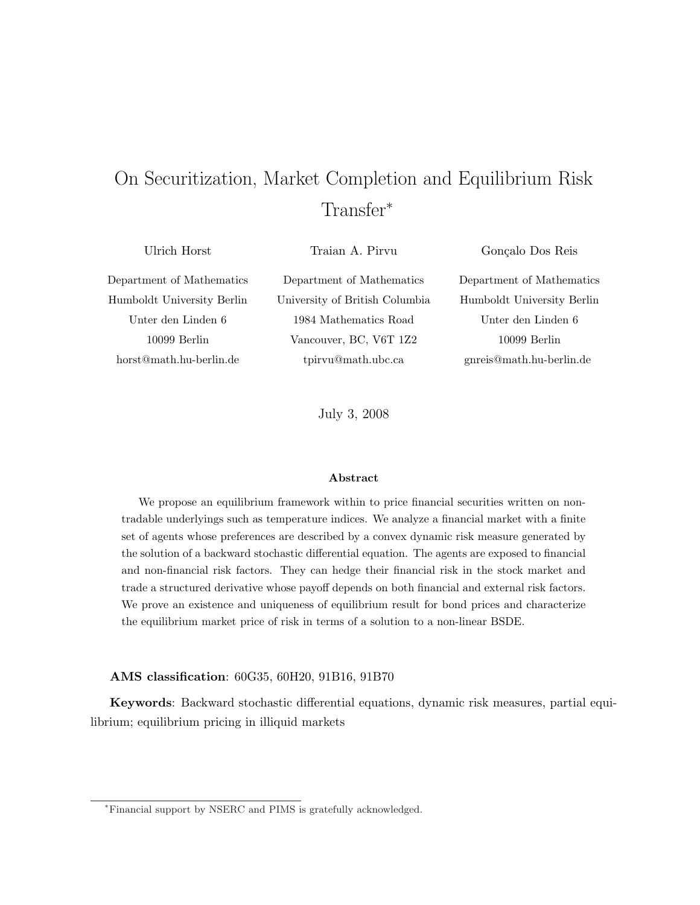# On Securitization, Market Completion and Equilibrium Risk Transfer*

Ulrich Horst
Department of Mathematics
Humboldt University Berlin
Unter den Linden 6
10099 Berlin
horst@math.hu-berlin.de

Traian A. Pirvu
Department of Mathematics
University of British Columbia
1984 Mathematics Road
Vancouver, BC, V6T 1Z2
tpirvu@math.ubc.ca

Gonçalo Dos Reis
Department of Mathematics
Humboldt University Berlin
Unter den Linden 6
10099 Berlin
gnreis@math.hu-berlin.de

July 3, 2008

**Abstract**

We propose an equilibrium framework within to price financial securities written on non-tradable underlyings such as temperature indices. We analyze a financial market with a finite set of agents whose preferences are described by a convex dynamic risk measure generated by the solution of a backward stochastic differential equation. The agents are exposed to financial and non-financial risk factors. They can hedge their financial risk in the stock market and trade a structured derivative whose payoff depends on both financial and external risk factors. We prove an existence and uniqueness of equilibrium result for bond prices and characterize the equilibrium market price of risk in terms of a solution to a non-linear BSDE.

**AMS classification**: 60G35, 60H20, 91B16, 91B70

**Keywords**: Backward stochastic differential equations, dynamic risk measures, partial equilibrium; equilibrium pricing in illiquid markets

*Financial support by NSERC and PIMS is gratefully acknowledged.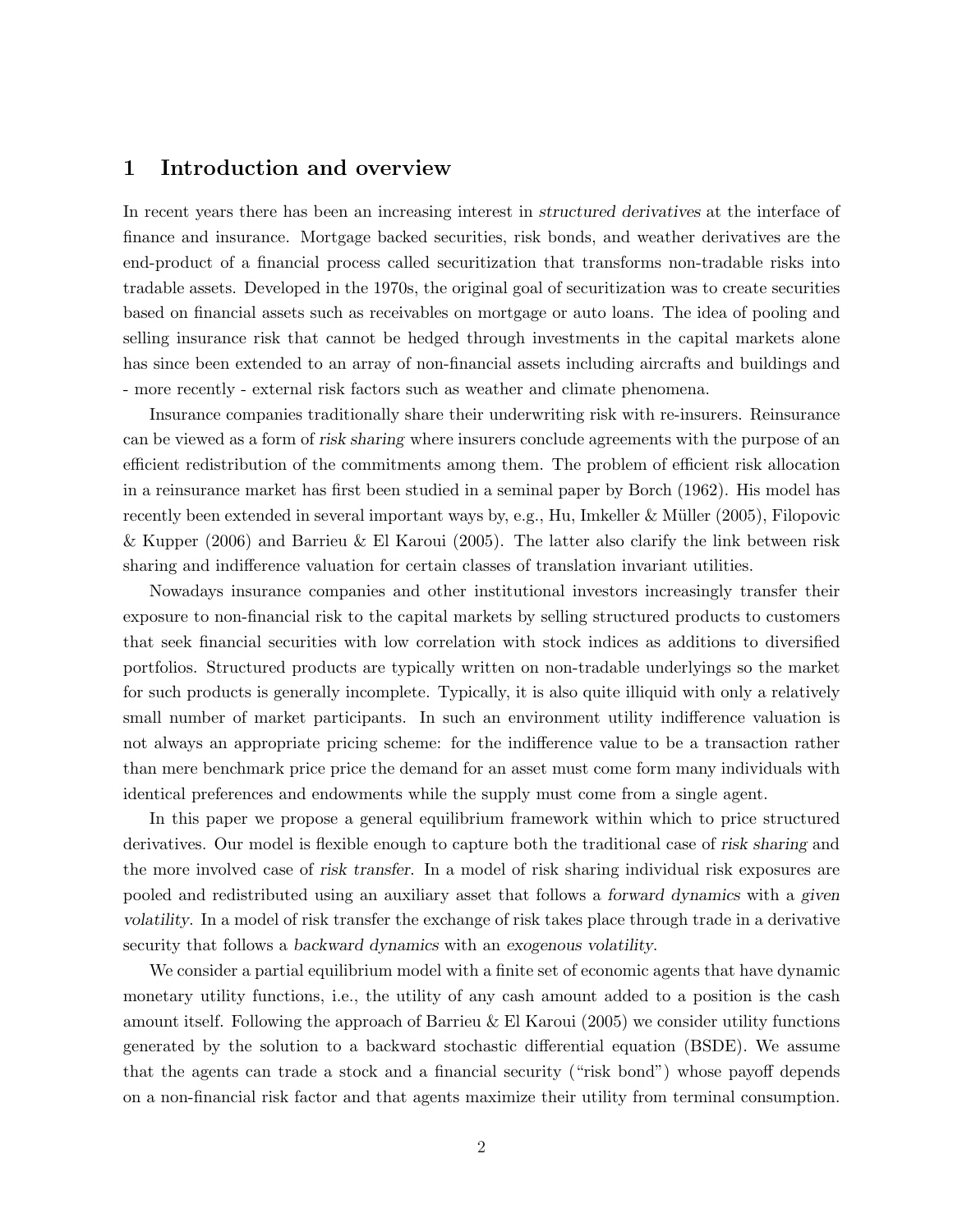# 1 Introduction and overview

In recent years there has been an increasing interest in *structured derivatives* at the interface of finance and insurance. Mortgage backed securities, risk bonds, and weather derivatives are the end-product of a financial process called securitization that transforms non-tradable risks into tradable assets. Developed in the 1970s, the original goal of securitization was to create securities based on financial assets such as receivables on mortgage or auto loans. The idea of pooling and selling insurance risk that cannot be hedged through investments in the capital markets alone has since been extended to an array of non-financial assets including aircrafts and buildings and - more recently - external risk factors such as weather and climate phenomena.

Insurance companies traditionally share their underwriting risk with re-insurers. Reinsurance can be viewed as a form of *risk sharing* where insurers conclude agreements with the purpose of an efficient redistribution of the commitments among them. The problem of efficient risk allocation in a reinsurance market has first been studied in a seminal paper by Borch (1962). His model has recently been extended in several important ways by, e.g., Hu, Imkeller & Müller (2005), Filopovic & Kupper (2006) and Barrieu & El Karoui (2005). The latter also clarify the link between risk sharing and indifference valuation for certain classes of translation invariant utilities.

Nowadays insurance companies and other institutional investors increasingly transfer their exposure to non-financial risk to the capital markets by selling structured products to customers that seek financial securities with low correlation with stock indices as additions to diversified portfolios. Structured products are typically written on non-tradable underlyings so the market for such products is generally incomplete. Typically, it is also quite illiquid with only a relatively small number of market participants. In such an environment utility indifference valuation is not always an appropriate pricing scheme: for the indifference value to be a transaction rather than mere benchmark price price the demand for an asset must come form many individuals with identical preferences and endowments while the supply must come from a single agent.

In this paper we propose a general equilibrium framework within which to price structured derivatives. Our model is flexible enough to capture both the traditional case of *risk sharing* and the more involved case of *risk transfer*. In a model of risk sharing individual risk exposures are pooled and redistributed using an auxiliary asset that follows a *forward dynamics* with a *given volatility*. In a model of risk transfer the exchange of risk takes place through trade in a derivative security that follows a *backward dynamics* with an *exogenous volatility*.

We consider a partial equilibrium model with a finite set of economic agents that have dynamic monetary utility functions, i.e., the utility of any cash amount added to a position is the cash amount itself. Following the approach of Barrieu & El Karoui (2005) we consider utility functions generated by the solution to a backward stochastic differential equation (BSDE). We assume that the agents can trade a stock and a financial security ("risk bond") whose payoff depends on a non-financial risk factor and that agents maximize their utility from terminal consumption.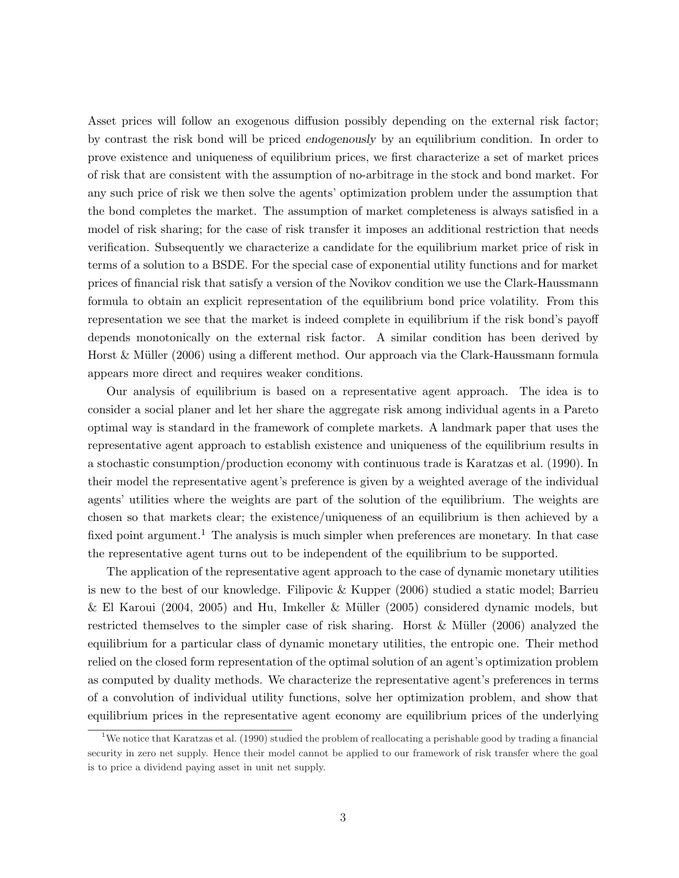Asset prices will follow an exogenous diffusion possibly depending on the external risk factor; by contrast the risk bond will be priced *endogenously* by an equilibrium condition. In order to prove existence and uniqueness of equilibrium prices, we first characterize a set of market prices of risk that are consistent with the assumption of no-arbitrage in the stock and bond market. For any such price of risk we then solve the agents' optimization problem under the assumption that the bond completes the market. The assumption of market completeness is always satisfied in a model of risk sharing; for the case of risk transfer it imposes an additional restriction that needs verification. Subsequently we characterize a candidate for the equilibrium market price of risk in terms of a solution to a BSDE. For the special case of exponential utility functions and for market prices of financial risk that satisfy a version of the Novikov condition we use the Clark-Haussmann formula to obtain an explicit representation of the equilibrium bond price volatility. From this representation we see that the market is indeed complete in equilibrium if the risk bond's payoff depends monotonically on the external risk factor. A similar condition has been derived by Horst & Müller (2006) using a different method. Our approach via the Clark-Haussmann formula appears more direct and requires weaker conditions.

Our analysis of equilibrium is based on a representative agent approach. The idea is to consider a social planer and let her share the aggregate risk among individual agents in a Pareto optimal way is standard in the framework of complete markets. A landmark paper that uses the representative agent approach to establish existence and uniqueness of the equilibrium results in a stochastic consumption/production economy with continuous trade is Karatzas et al. (1990). In their model the representative agent's preference is given by a weighted average of the individual agents' utilities where the weights are part of the solution of the equilibrium. The weights are chosen so that markets clear; the existence/uniqueness of an equilibrium is then achieved by a fixed point argument.[1] The analysis is much simpler when preferences are monetary. In that case the representative agent turns out to be independent of the equilibrium to be supported.

The application of the representative agent approach to the case of dynamic monetary utilities is new to the best of our knowledge. Filipovic & Kupper (2006) studied a static model; Barrieu & El Karoui (2004, 2005) and Hu, Imkeller & Müller (2005) considered dynamic models, but restricted themselves to the simpler case of risk sharing. Horst & Müller (2006) analyzed the equilibrium for a particular class of dynamic monetary utilities, the entropic one. Their method relied on the closed form representation of the optimal solution of an agent's optimization problem as computed by duality methods. We characterize the representative agent's preferences in terms of a convolution of individual utility functions, solve her optimization problem, and show that equilibrium prices in the representative agent economy are equilibrium prices of the underlying

[1] We notice that Karatzas et al. (1990) studied the problem of reallocating a perishable good by trading a financial security in zero net supply. Hence their model cannot be applied to our framework of risk transfer where the goal is to price a dividend paying asset in unit net supply.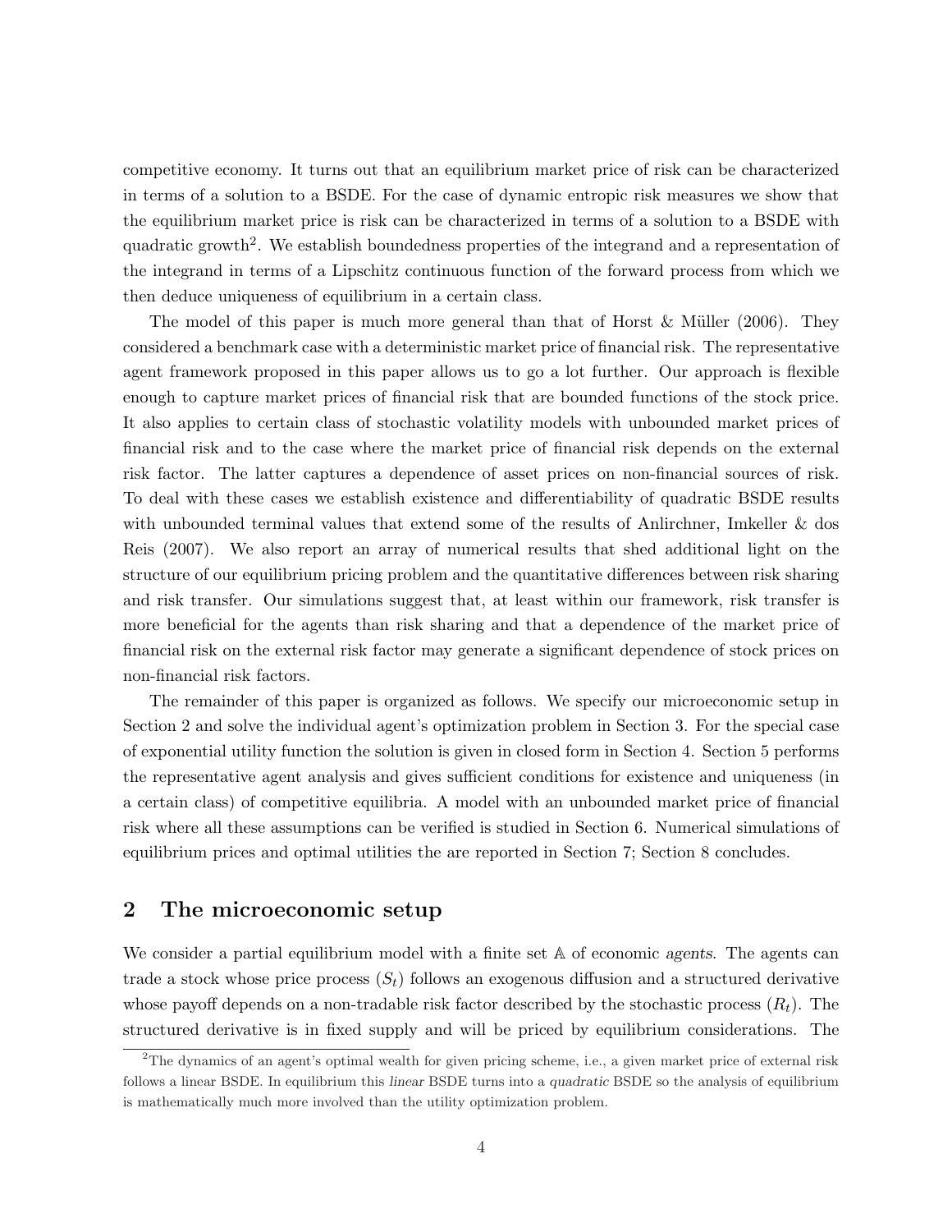competitive economy. It turns out that an equilibrium market price of risk can be characterized in terms of a solution to a BSDE. For the case of dynamic entropic risk measures we show that the equilibrium market price is risk can be characterized in terms of a solution to a BSDE with quadratic growth[2]. We establish boundedness properties of the integrand and a representation of the integrand in terms of a Lipschitz continuous function of the forward process from which we then deduce uniqueness of equilibrium in a certain class.

The model of this paper is much more general than that of Horst & Müller (2006). They considered a benchmark case with a deterministic market price of financial risk. The representative agent framework proposed in this paper allows us to go a lot further. Our approach is flexible enough to capture market prices of financial risk that are bounded functions of the stock price. It also applies to certain class of stochastic volatility models with unbounded market prices of financial risk and to the case where the market price of financial risk depends on the external risk factor. The latter captures a dependence of asset prices on non-financial sources of risk. To deal with these cases we establish existence and differentiability of quadratic BSDE results with unbounded terminal values that extend some of the results of Anlirchner, Imkeller & dos Reis (2007). We also report an array of numerical results that shed additional light on the structure of our equilibrium pricing problem and the quantitative differences between risk sharing and risk transfer. Our simulations suggest that, at least within our framework, risk transfer is more beneficial for the agents than risk sharing and that a dependence of the market price of financial risk on the external risk factor may generate a significant dependence of stock prices on non-financial risk factors.

The remainder of this paper is organized as follows. We specify our microeconomic setup in Section 2 and solve the individual agent's optimization problem in Section 3. For the special case of exponential utility function the solution is given in closed form in Section 4. Section 5 performs the representative agent analysis and gives sufficient conditions for existence and uniqueness (in a certain class) of competitive equilibria. A model with an unbounded market price of financial risk where all these assumptions can be verified is studied in Section 6. Numerical simulations of equilibrium prices and optimal utilities the are reported in Section 7; Section 8 concludes.

## 2 The microeconomic setup

We consider a partial equilibrium model with a finite set $\mathbb{A}$ of economic *agents*. The agents can trade a stock whose price process $(S_t)$ follows an exogenous diffusion and a structured derivative whose payoff depends on a non-tradable risk factor described by the stochastic process $(R_t)$. The structured derivative is in fixed supply and will be priced by equilibrium considerations. The

[2] The dynamics of an agent's optimal wealth for given pricing scheme, i.e., a given market price of external risk follows a linear BSDE. In equilibrium this *linear* BSDE turns into a *quadratic* BSDE so the analysis of equilibrium is mathematically much more involved than the utility optimization problem.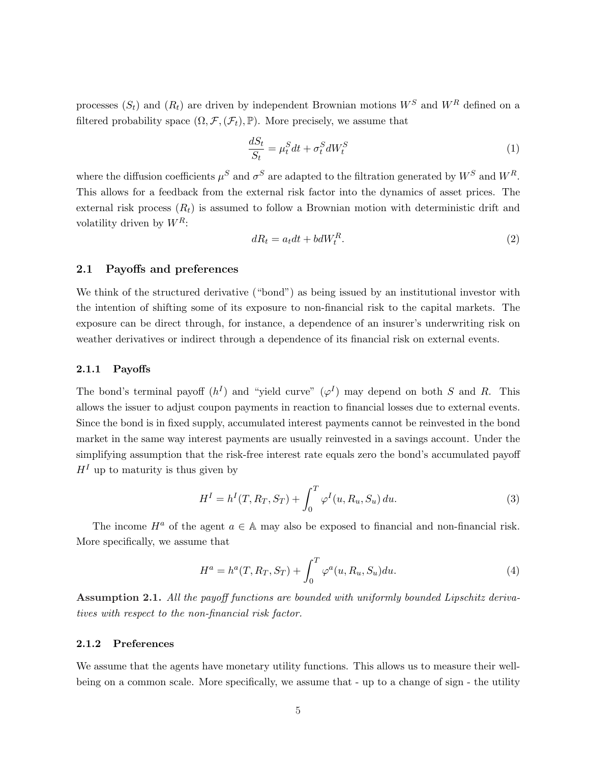processes $(S_t)$ and $(R_t)$ are driven by independent Brownian motions $W^S$ and $W^R$ defined on a filtered probability space $(\Omega, \mathcal{F}, (\mathcal{F}_t), \mathbb{P})$. More precisely, we assume that

$$\frac{dS_t}{S_t} = \mu_t^S dt + \sigma_t^S dW_t^S \tag{1}$$

where the diffusion coefficients $\mu^S$ and $\sigma^S$ are adapted to the filtration generated by $W^S$ and $W^R$. This allows for a feedback from the external risk factor into the dynamics of asset prices. The external risk process $(R_t)$ is assumed to follow a Brownian motion with deterministic drift and volatility driven by $W^R$:

$$dR_t = a_t dt + b dW_t^R. \tag{2}$$

### 2.1 Payoffs and preferences

We think of the structured derivative ("bond") as being issued by an institutional investor with the intention of shifting some of its exposure to non-financial risk to the capital markets. The exposure can be direct through, for instance, a dependence of an insurer's underwriting risk on weather derivatives or indirect through a dependence of its financial risk on external events.

#### 2.1.1 Payoffs

The bond's terminal payoff ($h^I$) and "yield curve" ($\varphi^I$) may depend on both $S$ and $R$. This allows the issuer to adjust coupon payments in reaction to financial losses due to external events. Since the bond is in fixed supply, accumulated interest payments cannot be reinvested in the bond market in the same way interest payments are usually reinvested in a savings account. Under the simplifying assumption that the risk-free interest rate equals zero the bond's accumulated payoff $H^I$ up to maturity is thus given by

$$H^I = h^I(T, R_T, S_T) + \int_0^T \varphi^I(u, R_u, S_u)\, du. \tag{3}$$

The income $H^a$ of the agent $a \in \mathbb{A}$ may also be exposed to financial and non-financial risk. More specifically, we assume that

$$H^a = h^a(T, R_T, S_T) + \int_0^T \varphi^a(u, R_u, S_u) du. \tag{4}$$

**Assumption 2.1.** *All the payoff functions are bounded with uniformly bounded Lipschitz derivatives with respect to the non-financial risk factor.*

#### 2.1.2 Preferences

We assume that the agents have monetary utility functions. This allows us to measure their well-being on a common scale. More specifically, we assume that - up to a change of sign - the utility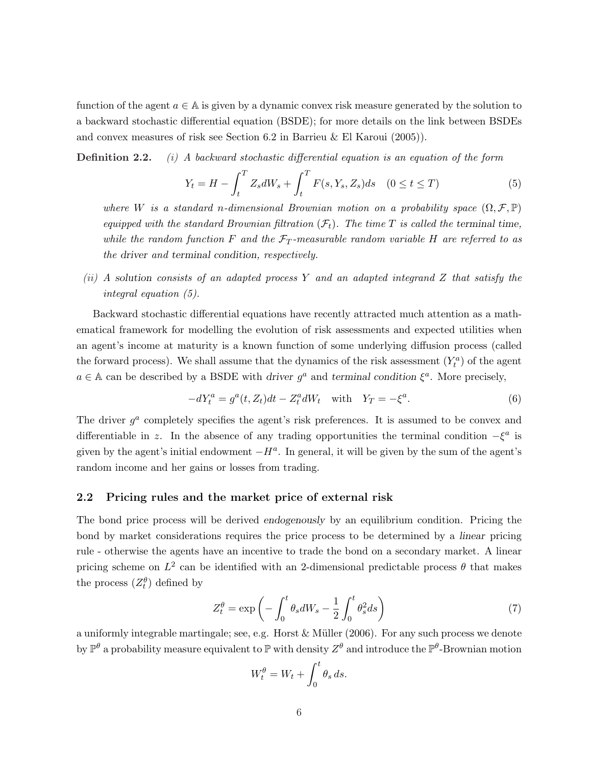function of the agent $a \in \mathbb{A}$ is given by a dynamic convex risk measure generated by the solution to a backward stochastic differential equation (BSDE); for more details on the link between BSDEs and convex measures of risk see Section 6.2 in Barrieu & El Karoui (2005)).

**Definition 2.2.** *(i) A backward stochastic differential equation is an equation of the form*

$$Y_t = H - \int_t^T Z_s dW_s + \int_t^T F(s, Y_s, Z_s) ds \quad (0 \leq t \leq T) \tag{5}$$

*where $W$ is a standard $n$-dimensional Brownian motion on a probability space $(\Omega, \mathcal{F}, \mathbb{P})$ equipped with the standard Brownian filtration $(\mathcal{F}_t)$. The time $T$ is called the terminal time, while the random function $F$ and the $\mathcal{F}_T$-measurable random variable $H$ are referred to as the driver and terminal condition, respectively.*

*(ii) A solution consists of an adapted process $Y$ and an adapted integrand $Z$ that satisfy the integral equation (5).*

Backward stochastic differential equations have recently attracted much attention as a mathematical framework for modelling the evolution of risk assessments and expected utilities when an agent's income at maturity is a known function of some underlying diffusion process (called the forward process). We shall assume that the dynamics of the risk assessment $(Y_t^a)$ of the agent $a \in \mathbb{A}$ can be described by a BSDE with *driver* $g^a$ and *terminal condition* $\xi^a$. More precisely,

$$-dY_t^a = g^a(t, Z_t)dt - Z_t^a dW_t \quad \text{with} \quad Y_T = -\xi^a. \tag{6}$$

The driver $g^a$ completely specifies the agent's risk preferences. It is assumed to be convex and differentiable in $z$. In the absence of any trading opportunities the terminal condition $-\xi^a$ is given by the agent's initial endowment $-H^a$. In general, it will be given by the sum of the agent's random income and her gains or losses from trading.

## 2.2 Pricing rules and the market price of external risk

The bond price process will be derived *endogenously* by an equilibrium condition. Pricing the bond by market considerations requires the price process to be determined by a *linear* pricing rule - otherwise the agents have an incentive to trade the bond on a secondary market. A linear pricing scheme on $L^2$ can be identified with an 2-dimensional predictable process $\theta$ that makes the process $(Z_t^\theta)$ defined by

$$Z_t^\theta = \exp\left(-\int_0^t \theta_s dW_s - \frac{1}{2}\int_0^t \theta_s^2 ds\right) \tag{7}$$

a uniformly integrable martingale; see, e.g. Horst & Müller (2006). For any such process we denote by $\mathbb{P}^\theta$ a probability measure equivalent to $\mathbb{P}$ with density $Z^\theta$ and introduce the $\mathbb{P}^\theta$-Brownian motion

$$W_t^\theta = W_t + \int_0^t \theta_s \, ds.$$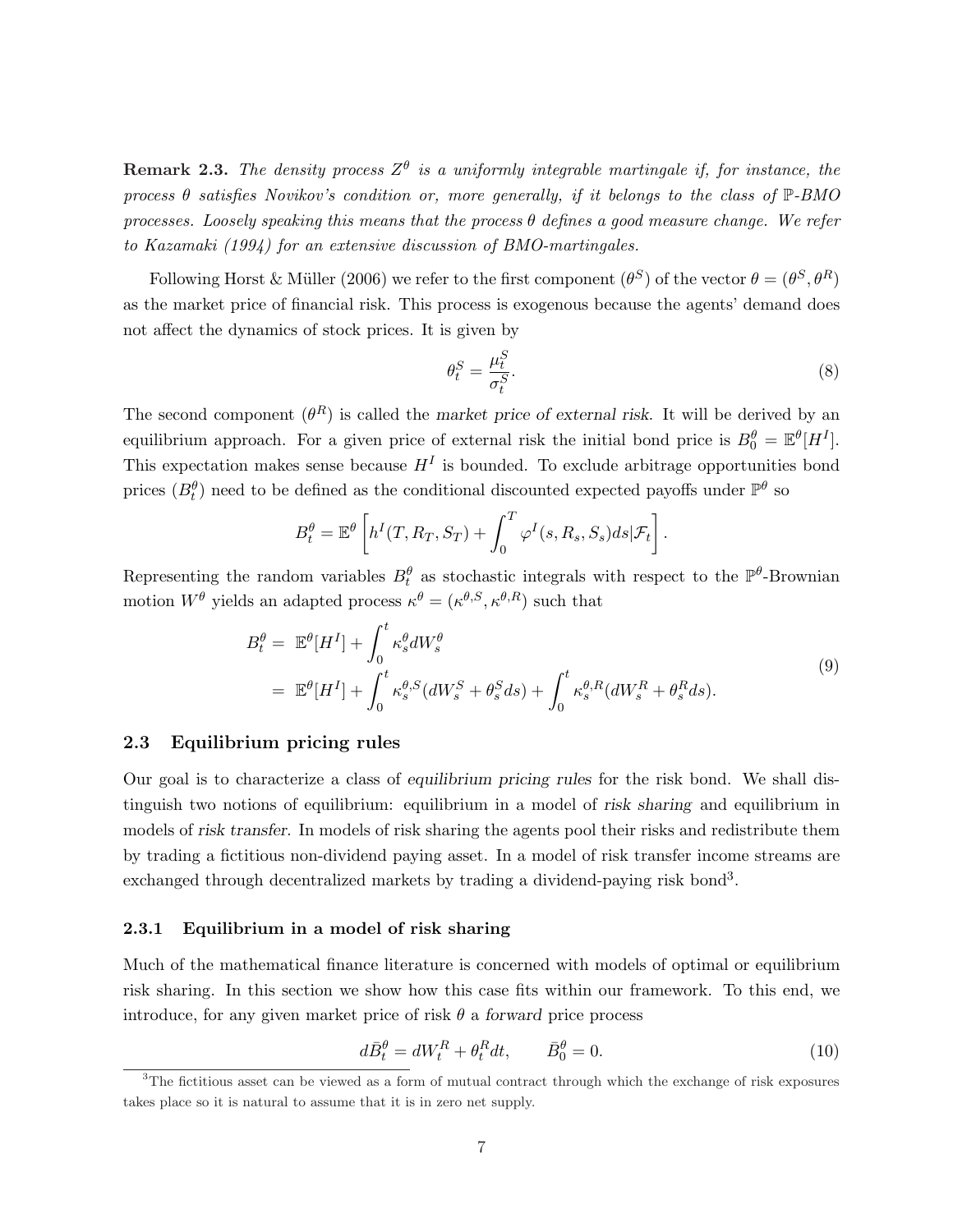**Remark 2.3.** *The density process $Z^\theta$ is a uniformly integrable martingale if, for instance, the process $\theta$ satisfies Novikov's condition or, more generally, if it belongs to the class of $\mathbb{P}$-BMO processes. Loosely speaking this means that the process $\theta$ defines a good measure change. We refer to Kazamaki (1994) for an extensive discussion of BMO-martingales.*

Following Horst & Müller (2006) we refer to the first component ($\theta^S$) of the vector $\theta = (\theta^S, \theta^R)$ as the market price of financial risk. This process is exogenous because the agents' demand does not affect the dynamics of stock prices. It is given by

$$\theta_t^S = \frac{\mu_t^S}{\sigma_t^S}. \tag{8}$$

The second component ($\theta^R$) is called the *market price of external risk*. It will be derived by an equilibrium approach. For a given price of external risk the initial bond price is $B_0^\theta = \mathbb{E}^\theta[H^I]$. This expectation makes sense because $H^I$ is bounded. To exclude arbitrage opportunities bond prices $(B_t^\theta)$ need to be defined as the conditional discounted expected payoffs under $\mathbb{P}^\theta$ so

$$B_t^\theta = \mathbb{E}^\theta\left[h^I(T, R_T, S_T) + \int_0^T \varphi^I(s, R_s, S_s)ds|\mathcal{F}_t\right].$$

Representing the random variables $B_t^\theta$ as stochastic integrals with respect to the $\mathbb{P}^\theta$-Brownian motion $W^\theta$ yields an adapted process $\kappa^\theta = (\kappa^{\theta,S}, \kappa^{\theta,R})$ such that

$$\begin{aligned} B_t^\theta &= \mathbb{E}^\theta[H^I] + \int_0^t \kappa_s^\theta dW_s^\theta \\ &= \mathbb{E}^\theta[H^I] + \int_0^t \kappa_s^{\theta,S}(dW_s^S + \theta_s^S ds) + \int_0^t \kappa_s^{\theta,R}(dW_s^R + \theta_s^R ds). \end{aligned} \tag{9}$$

### 2.3 Equilibrium pricing rules

Our goal is to characterize a class of *equilibrium pricing rules* for the risk bond. We shall distinguish two notions of equilibrium: equilibrium in a model of *risk sharing* and equilibrium in models of *risk transfer*. In models of risk sharing the agents pool their risks and redistribute them by trading a fictitious non-dividend paying asset. In a model of risk transfer income streams are exchanged through decentralized markets by trading a dividend-paying risk bond[3].

#### 2.3.1 Equilibrium in a model of risk sharing

Much of the mathematical finance literature is concerned with models of optimal or equilibrium risk sharing. In this section we show how this case fits within our framework. To this end, we introduce, for any given market price of risk $\theta$ a *forward* price process

$$d\bar{B}_t^\theta = dW_t^R + \theta_t^R dt, \qquad \bar{B}_0^\theta = 0. \tag{10}$$

[3]The fictitious asset can be viewed as a form of mutual contract through which the exchange of risk exposures takes place so it is natural to assume that it is in zero net supply.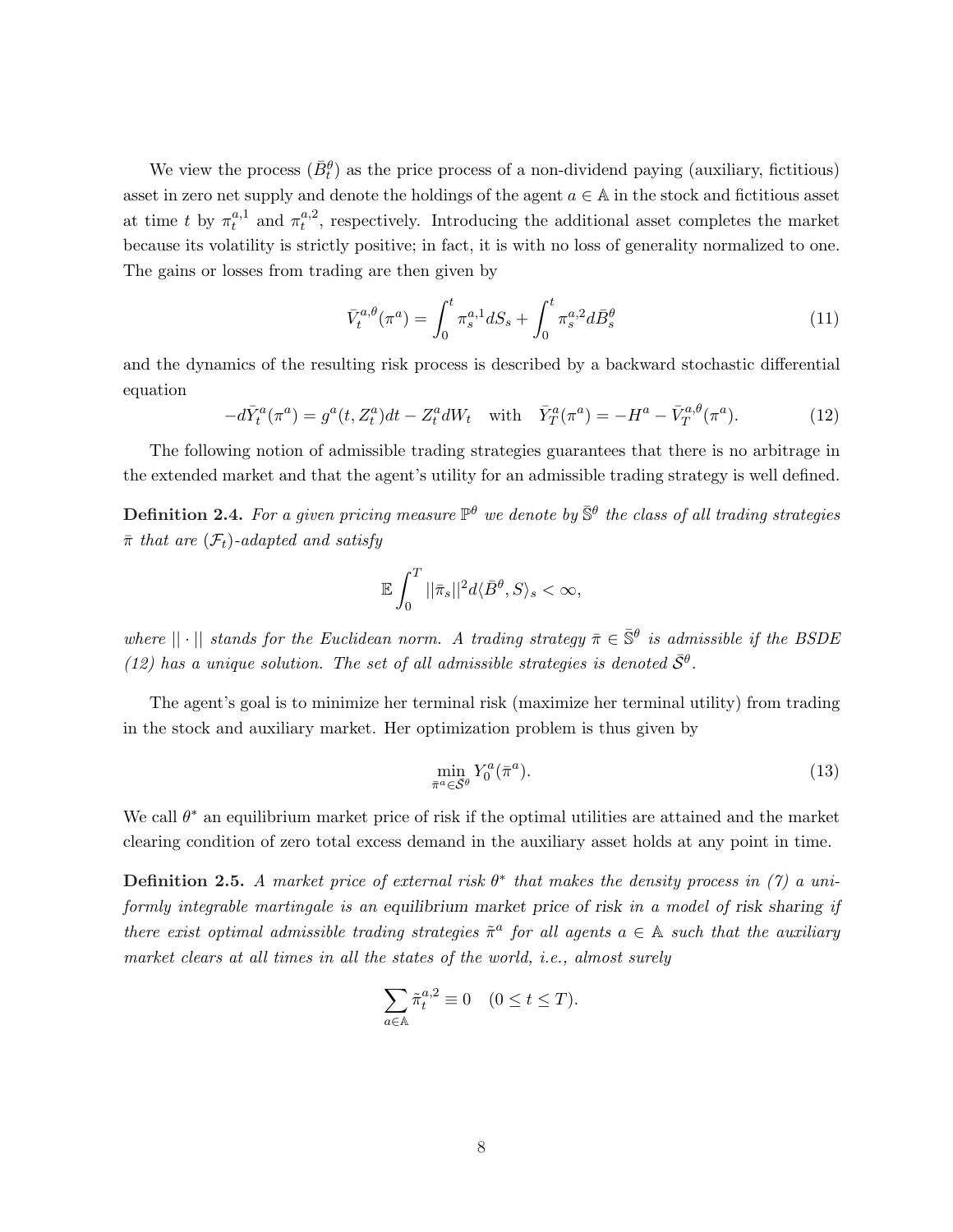We view the process $(\bar{B}_t^\theta)$ as the price process of a non-dividend paying (auxiliary, fictitious) asset in zero net supply and denote the holdings of the agent $a \in \mathbb{A}$ in the stock and fictitious asset at time $t$ by $\pi_t^{a,1}$ and $\pi_t^{a,2}$, respectively. Introducing the additional asset completes the market because its volatility is strictly positive; in fact, it is with no loss of generality normalized to one. The gains or losses from trading are then given by

$$\bar{V}_t^{a,\theta}(\pi^a) = \int_0^t \pi_s^{a,1} dS_s + \int_0^t \pi_s^{a,2} d\bar{B}_s^\theta \tag{11}$$

and the dynamics of the resulting risk process is described by a backward stochastic differential equation

$$-d\bar{Y}_t^a(\pi^a) = g^a(t, Z_t^a)dt - Z_t^a dW_t \quad \text{with} \quad \bar{Y}_T^a(\pi^a) = -H^a - \bar{V}_T^{a,\theta}(\pi^a). \tag{12}$$

The following notion of admissible trading strategies guarantees that there is no arbitrage in the extended market and that the agent's utility for an admissible trading strategy is well defined.

**Definition 2.4.** *For a given pricing measure $\mathbb{P}^\theta$ we denote by $\bar{\mathbb{S}}^\theta$ the class of all trading strategies $\bar{\pi}$ that are $(\mathcal{F}_t)$-adapted and satisfy*

$$\mathbb{E} \int_0^T ||\bar{\pi}_s||^2 d\langle \bar{B}^\theta, S\rangle_s < \infty,$$

*where $||\cdot||$ stands for the Euclidean norm. A trading strategy $\bar{\pi} \in \bar{\mathbb{S}}^\theta$ is admissible if the BSDE (12) has a unique solution. The set of all admissible strategies is denoted $\bar{\mathcal{S}}^\theta$.*

The agent's goal is to minimize her terminal risk (maximize her terminal utility) from trading in the stock and auxiliary market. Her optimization problem is thus given by

$$\min_{\bar{\pi}^a \in \bar{\mathcal{S}}^\theta} Y_0^a(\bar{\pi}^a). \tag{13}$$

We call $\theta^*$ an equilibrium market price of risk if the optimal utilities are attained and the market clearing condition of zero total excess demand in the auxiliary asset holds at any point in time.

**Definition 2.5.** *A market price of external risk $\theta^*$ that makes the density process in (7) a uniformly integrable martingale is an* equilibrium market price of risk *in a model of* risk sharing *if there exist optimal admissible trading strategies $\tilde{\pi}^a$ for all agents $a \in \mathbb{A}$ such that the auxiliary market clears at all times in all the states of the world, i.e., almost surely*

$$\sum_{a \in \mathbb{A}} \tilde{\pi}_t^{a,2} \equiv 0 \quad (0 \le t \le T).$$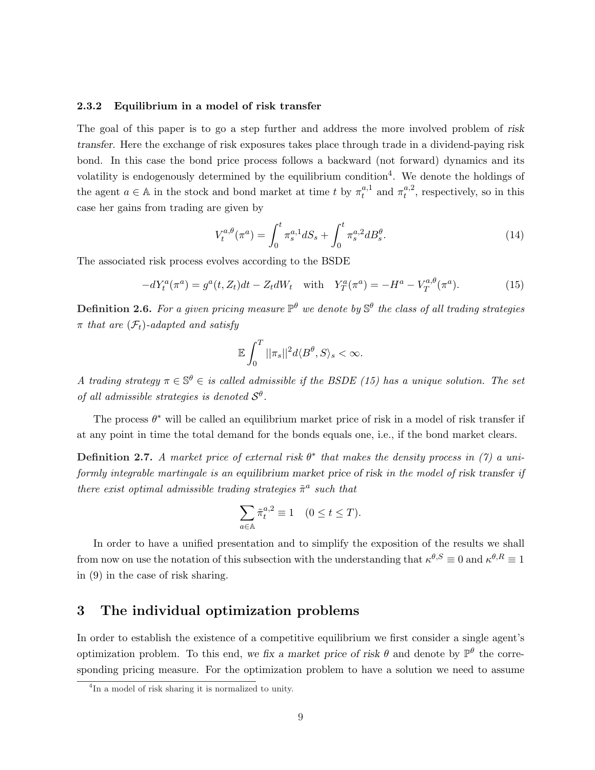#### 2.3.2 Equilibrium in a model of risk transfer

The goal of this paper is to go a step further and address the more involved problem of *risk transfer*. Here the exchange of risk exposures takes place through trade in a dividend-paying risk bond. In this case the bond price process follows a backward (not forward) dynamics and its volatility is endogenously determined by the equilibrium condition[4]. We denote the holdings of the agent $a \in \mathbb{A}$ in the stock and bond market at time $t$ by $\pi_t^{a,1}$ and $\pi_t^{a,2}$, respectively, so in this case her gains from trading are given by

$$V_t^{a,\theta}(\pi^a) = \int_0^t \pi_s^{a,1} dS_s + \int_0^t \pi_s^{a,2} dB_s^\theta. \tag{14}$$

The associated risk process evolves according to the BSDE

$$-dY_t^a(\pi^a) = g^a(t, Z_t)dt - Z_t dW_t \quad \text{with} \quad Y_T^a(\pi^a) = -H^a - V_T^{a,\theta}(\pi^a). \tag{15}$$

**Definition 2.6.** *For a given pricing measure $\mathbb{P}^\theta$ we denote by $\mathbb{S}^\theta$ the class of all trading strategies $\pi$ that are $(\mathcal{F}_t)$-adapted and satisfy*

$$\mathbb{E}\int_0^T ||\pi_s||^2 d\langle B^\theta, S\rangle_s < \infty.$$

*A trading strategy $\pi \in \mathbb{S}^\theta \in$ is called admissible if the BSDE (15) has a unique solution. The set of all admissible strategies is denoted $\mathcal{S}^\theta$.*

The process $\theta^*$ will be called an equilibrium market price of risk in a model of risk transfer if at any point in time the total demand for the bonds equals one, i.e., if the bond market clears.

**Definition 2.7.** *A market price of external risk $\theta^*$ that makes the density process in (7) a uniformly integrable martingale is an equilibrium market price of risk in the model of risk transfer if there exist optimal admissible trading strategies $\tilde{\pi}^a$ such that*

$$\sum_{a \in \mathbb{A}} \tilde{\pi}_t^{a,2} \equiv 1 \quad (0 \le t \le T).$$

In order to have a unified presentation and to simplify the exposition of the results we shall from now on use the notation of this subsection with the understanding that $\kappa^{\theta,S} \equiv 0$ and $\kappa^{\theta,R} \equiv 1$ in (9) in the case of risk sharing.

## 3 The individual optimization problems

In order to establish the existence of a competitive equilibrium we first consider a single agent's optimization problem. To this end, *we fix a market price of risk* $\theta$ and denote by $\mathbb{P}^\theta$ the corresponding pricing measure. For the optimization problem to have a solution we need to assume

[4] In a model of risk sharing it is normalized to unity.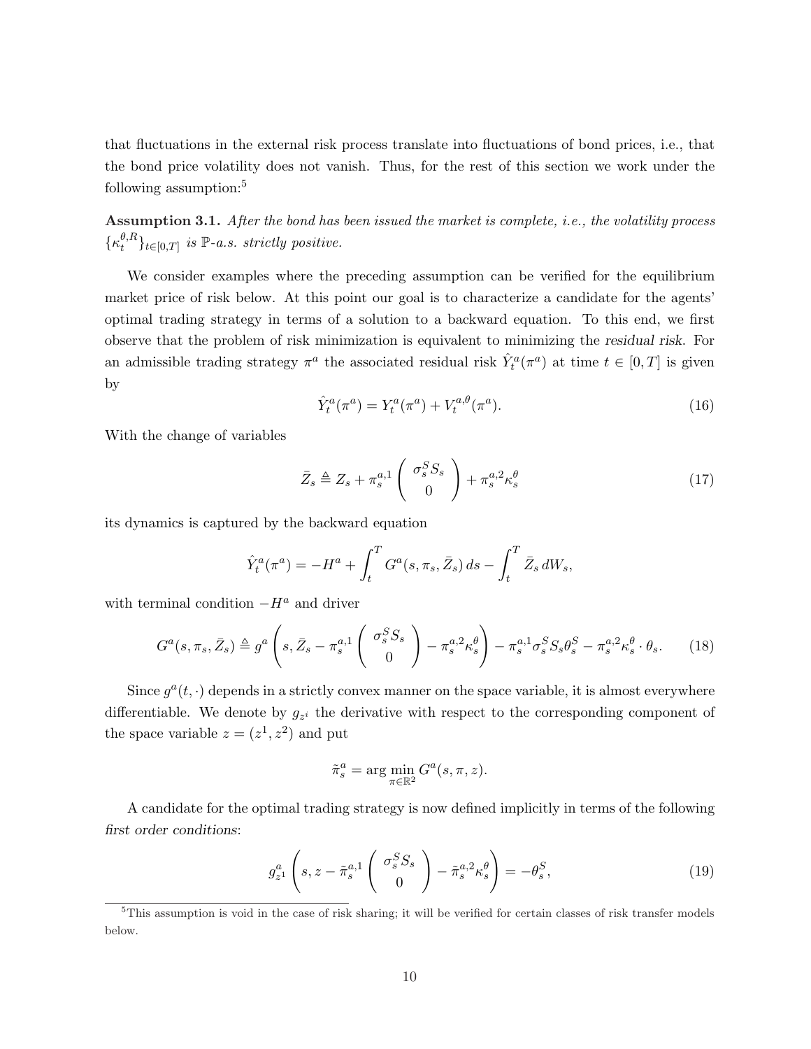that fluctuations in the external risk process translate into fluctuations of bond prices, i.e., that the bond price volatility does not vanish. Thus, for the rest of this section we work under the following assumption:[5]

**Assumption 3.1.** *After the bond has been issued the market is complete, i.e., the volatility process $\{\kappa_t^{\theta,R}\}_{t\in[0,T]}$ is $\mathbb{P}$-a.s. strictly positive.*

We consider examples where the preceding assumption can be verified for the equilibrium market price of risk below. At this point our goal is to characterize a candidate for the agents' optimal trading strategy in terms of a solution to a backward equation. To this end, we first observe that the problem of risk minimization is equivalent to minimizing the *residual risk*. For an admissible trading strategy $\pi^a$ the associated residual risk $\hat{Y}_t^a(\pi^a)$ at time $t \in [0,T]$ is given by

$$\hat{Y}_t^a(\pi^a) = Y_t^a(\pi^a) + V_t^{a,\theta}(\pi^a). \tag{16}$$

With the change of variables

$$\bar{Z}_s \triangleq Z_s + \pi_s^{a,1} \begin{pmatrix} \sigma_s^S S_s \\ 0 \end{pmatrix} + \pi_s^{a,2} \kappa_s^\theta \tag{17}$$

its dynamics is captured by the backward equation

$$\hat{Y}_t^a(\pi^a) = -H^a + \int_t^T G^a(s, \pi_s, \bar{Z}_s)\, ds - \int_t^T \bar{Z}_s\, dW_s,$$

with terminal condition $-H^a$ and driver

$$G^a(s, \pi_s, \bar{Z}_s) \triangleq g^a \left( s, \bar{Z}_s - \pi_s^{a,1} \begin{pmatrix} \sigma_s^S S_s \\ 0 \end{pmatrix} - \pi_s^{a,2} \kappa_s^\theta \right) - \pi_s^{a,1} \sigma_s^S S_s \theta_s^S - \pi_s^{a,2} \kappa_s^\theta \cdot \theta_s. \tag{18}$$

Since $g^a(t,\cdot)$ depends in a strictly convex manner on the space variable, it is almost everywhere differentiable. We denote by $g_{z^i}$ the derivative with respect to the corresponding component of the space variable $z = (z^1, z^2)$ and put

$$\tilde{\pi}_s^a = \arg\min_{\pi \in \mathbb{R}^2} G^a(s, \pi, z).$$

A candidate for the optimal trading strategy is now defined implicitly in terms of the following *first order conditions*:

$$g_{z^1}^a \left( s, z - \tilde{\pi}_s^{a,1} \begin{pmatrix} \sigma_s^S S_s \\ 0 \end{pmatrix} - \tilde{\pi}_s^{a,2} \kappa_s^\theta \right) = -\theta_s^S, \tag{19}$$

[5] This assumption is void in the case of risk sharing; it will be verified for certain classes of risk transfer models below.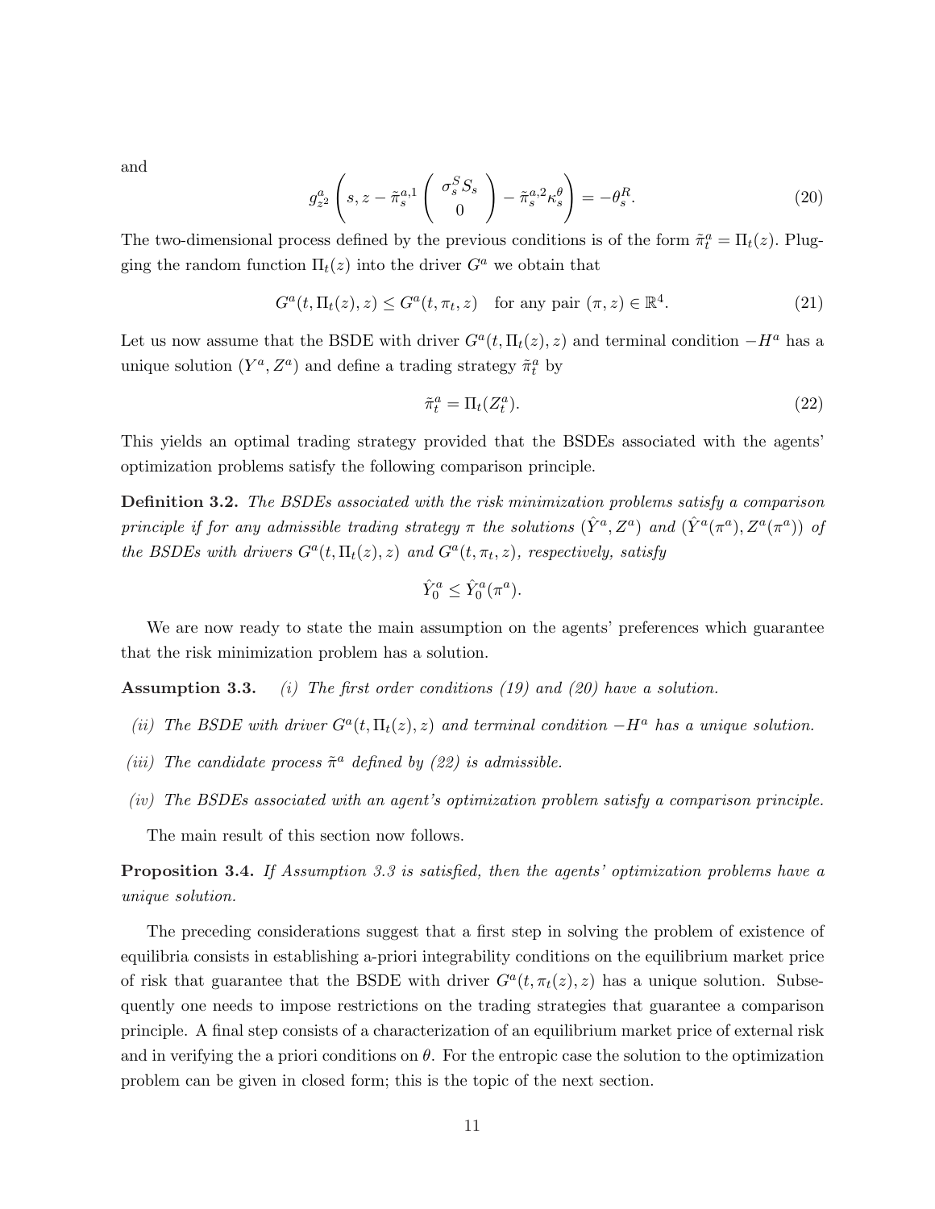and

$$g^a_{z^2}\left(s, z - \tilde{\pi}^{a,1}_s \begin{pmatrix} \sigma^S_s S_s \\ 0 \end{pmatrix} - \tilde{\pi}^{a,2}_s \kappa^\theta_s\right) = -\theta^R_s. \tag{20}$$

The two-dimensional process defined by the previous conditions is of the form $\tilde{\pi}^a_t = \Pi_t(z)$. Plugging the random function $\Pi_t(z)$ into the driver $G^a$ we obtain that

$$G^a(t, \Pi_t(z), z) \leq G^a(t, \pi_t, z) \quad \text{for any pair } (\pi, z) \in \mathbb{R}^4. \tag{21}$$

Let us now assume that the BSDE with driver $G^a(t, \Pi_t(z), z)$ and terminal condition $-H^a$ has a unique solution $(Y^a, Z^a)$ and define a trading strategy $\tilde{\pi}^a_t$ by

$$\tilde{\pi}^a_t = \Pi_t(Z^a_t). \tag{22}$$

This yields an optimal trading strategy provided that the BSDEs associated with the agents' optimization problems satisfy the following comparison principle.

**Definition 3.2.** *The BSDEs associated with the risk minimization problems satisfy a comparison principle if for any admissible trading strategy $\pi$ the solutions $(\hat{Y}^a, Z^a)$ and $(\hat{Y}^a(\pi^a), Z^a(\pi^a))$ of the BSDEs with drivers $G^a(t, \Pi_t(z), z)$ and $G^a(t, \pi_t, z)$, respectively, satisfy*

$$\hat{Y}^a_0 \leq \hat{Y}^a_0(\pi^a).$$

We are now ready to state the main assumption on the agents' preferences which guarantee that the risk minimization problem has a solution.

**Assumption 3.3.** *(i) The first order conditions (19) and (20) have a solution.*

*(ii) The BSDE with driver $G^a(t, \Pi_t(z), z)$ and terminal condition $-H^a$ has a unique solution.*

*(iii) The candidate process $\tilde{\pi}^a$ defined by (22) is admissible.*

*(iv) The BSDEs associated with an agent's optimization problem satisfy a comparison principle.*

The main result of this section now follows.

**Proposition 3.4.** *If Assumption 3.3 is satisfied, then the agents' optimization problems have a unique solution.*

The preceding considerations suggest that a first step in solving the problem of existence of equilibria consists in establishing a-priori integrability conditions on the equilibrium market price of risk that guarantee that the BSDE with driver $G^a(t, \pi_t(z), z)$ has a unique solution. Subsequently one needs to impose restrictions on the trading strategies that guarantee a comparison principle. A final step consists of a characterization of an equilibrium market price of external risk and in verifying the a priori conditions on $\theta$. For the entropic case the solution to the optimization problem can be given in closed form; this is the topic of the next section.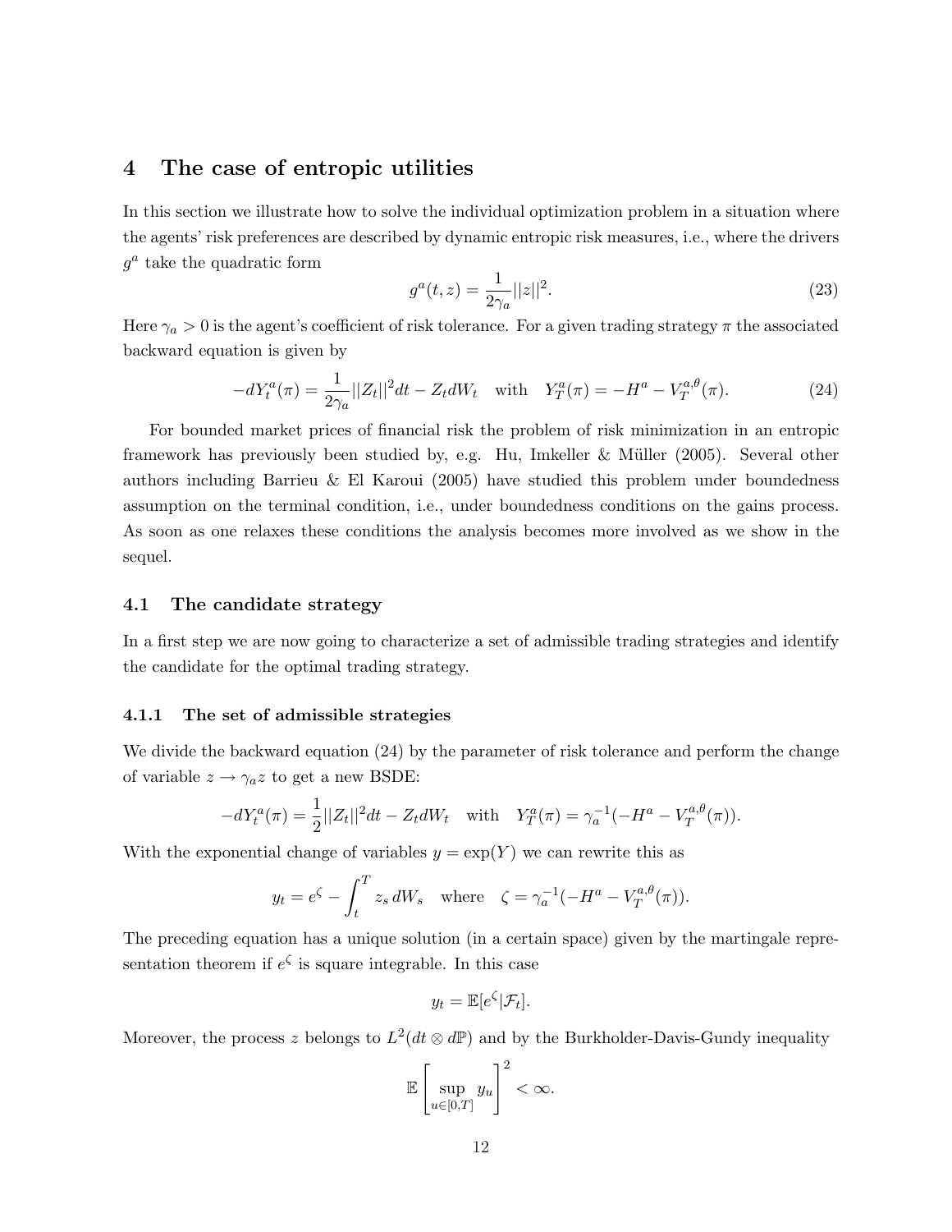# 4 The case of entropic utilities

In this section we illustrate how to solve the individual optimization problem in a situation where the agents' risk preferences are described by dynamic entropic risk measures, i.e., where the drivers $g^a$ take the quadratic form

$$g^a(t,z) = \frac{1}{2\gamma_a}||z||^2. \tag{23}$$

Here $\gamma_a > 0$ is the agent's coefficient of risk tolerance. For a given trading strategy $\pi$ the associated backward equation is given by

$$-dY_t^a(\pi) = \frac{1}{2\gamma_a}||Z_t||^2 dt - Z_t dW_t \quad \text{with} \quad Y_T^a(\pi) = -H^a - V_T^{a,\theta}(\pi). \tag{24}$$

For bounded market prices of financial risk the problem of risk minimization in an entropic framework has previously been studied by, e.g. Hu, Imkeller & Müller (2005). Several other authors including Barrieu & El Karoui (2005) have studied this problem under boundedness assumption on the terminal condition, i.e., under boundedness conditions on the gains process. As soon as one relaxes these conditions the analysis becomes more involved as we show in the sequel.

## 4.1 The candidate strategy

In a first step we are now going to characterize a set of admissible trading strategies and identify the candidate for the optimal trading strategy.

### 4.1.1 The set of admissible strategies

We divide the backward equation (24) by the parameter of risk tolerance and perform the change of variable $z \to \gamma_a z$ to get a new BSDE:

$$-dY_t^a(\pi) = \frac{1}{2}||Z_t||^2 dt - Z_t dW_t \quad \text{with} \quad Y_T^a(\pi) = \gamma_a^{-1}(-H^a - V_T^{a,\theta}(\pi)).$$

With the exponential change of variables $y = \exp(Y)$ we can rewrite this as

$$y_t = e^{\zeta} - \int_t^T z_s \, dW_s \quad \text{where} \quad \zeta = \gamma_a^{-1}(-H^a - V_T^{a,\theta}(\pi)).$$

The preceding equation has a unique solution (in a certain space) given by the martingale representation theorem if $e^{\zeta}$ is square integrable. In this case

$$y_t = \mathbb{E}[e^{\zeta}|\mathcal{F}_t].$$

Moreover, the process $z$ belongs to $L^2(dt \otimes d\mathbb{P})$ and by the Burkholder-Davis-Gundy inequality

$$\mathbb{E}\left[\sup_{u \in [0,T]} y_u\right]^2 < \infty.$$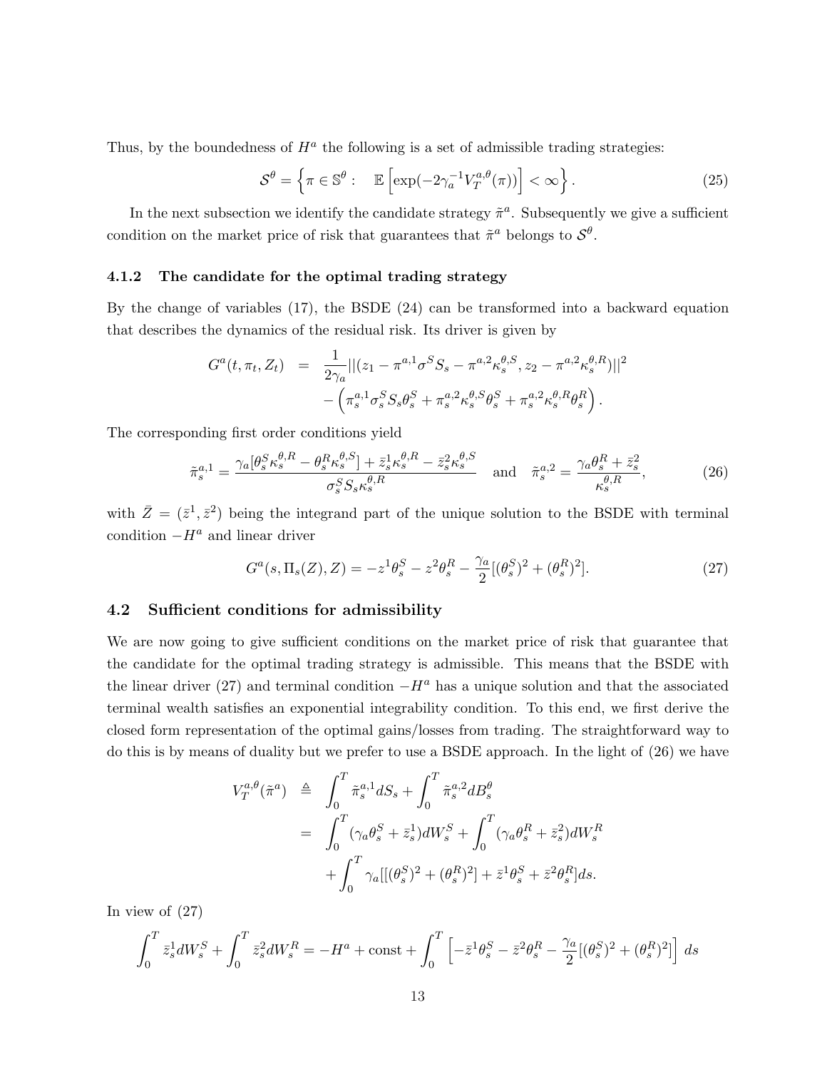Thus, by the boundedness of $H^a$ the following is a set of admissible trading strategies:

$$\mathcal{S}^\theta = \left\{ \pi \in \mathbb{S}^\theta : \quad \mathbb{E}\left[ \exp(-2\gamma_a^{-1} V_T^{a,\theta}(\pi)) \right] < \infty \right\}. \tag{25}$$

In the next subsection we identify the candidate strategy $\tilde{\pi}^a$. Subsequently we give a sufficient condition on the market price of risk that guarantees that $\tilde{\pi}^a$ belongs to $\mathcal{S}^\theta$.

### 4.1.2 The candidate for the optimal trading strategy

By the change of variables (17), the BSDE (24) can be transformed into a backward equation that describes the dynamics of the residual risk. Its driver is given by

$$\begin{aligned} G^a(t, \pi_t, Z_t) &= \frac{1}{2\gamma_a} ||(z_1 - \pi^{a,1} \sigma^S S_s - \pi^{a,2} \kappa_s^{\theta,S}, z_2 - \pi^{a,2} \kappa_s^{\theta,R})||^2 \\ & \quad - \left( \pi_s^{a,1} \sigma_s^S S_s \theta_s^S + \pi_s^{a,2} \kappa_s^{\theta,S} \theta_s^S + \pi_s^{a,2} \kappa_s^{\theta,R} \theta_s^R \right). \end{aligned}$$

The corresponding first order conditions yield

$$\tilde{\pi}_s^{a,1} = \frac{\gamma_a [\theta_s^S \kappa_s^{\theta,R} - \theta_s^R \kappa_s^{\theta,S}] + \bar{z}_s^1 \kappa_s^{\theta,R} - \bar{z}_s^2 \kappa_s^{\theta,S}}{\sigma_s^S S_s \kappa_s^{\theta,R}} \quad \text{and} \quad \tilde{\pi}_s^{a,2} = \frac{\gamma_a \theta_s^R + \bar{z}_s^2}{\kappa_s^{\theta,R}}, \tag{26}$$

with $\bar{Z} = (\bar{z}^1, \bar{z}^2)$ being the integrand part of the unique solution to the BSDE with terminal condition $-H^a$ and linear driver

$$G^a(s, \Pi_s(Z), Z) = -z^1 \theta_s^S - z^2 \theta_s^R - \frac{\gamma_a}{2} [(\theta_s^S)^2 + (\theta_s^R)^2]. \tag{27}$$

## 4.2 Sufficient conditions for admissibility

We are now going to give sufficient conditions on the market price of risk that guarantee that the candidate for the optimal trading strategy is admissible. This means that the BSDE with the linear driver (27) and terminal condition $-H^a$ has a unique solution and that the associated terminal wealth satisfies an exponential integrability condition. To this end, we first derive the closed form representation of the optimal gains/losses from trading. The straightforward way to do this is by means of duality but we prefer to use a BSDE approach. In the light of (26) we have

$$\begin{aligned} V_T^{a,\theta}(\tilde{\pi}^a) &\triangleq \int_0^T \tilde{\pi}_s^{a,1} dS_s + \int_0^T \tilde{\pi}_s^{a,2} dB_s^\theta \\ &= \int_0^T (\gamma_a \theta_s^S + \bar{z}_s^1) dW_s^S + \int_0^T (\gamma_a \theta_s^R + \bar{z}_s^2) dW_s^R \\ & \quad + \int_0^T \gamma_a [[(\theta_s^S)^2 + (\theta_s^R)^2] + \bar{z}^1 \theta_s^S + \bar{z}^2 \theta_s^R] ds. \end{aligned}$$

In view of (27)

$$\int_0^T \bar{z}_s^1 dW_s^S + \int_0^T \bar{z}_s^2 dW_s^R = -H^a + \text{const} + \int_0^T \left[ -\bar{z}^1 \theta_s^S - \bar{z}^2 \theta_s^R - \frac{\gamma_a}{2} [(\theta_s^S)^2 + (\theta_s^R)^2] \right] ds$$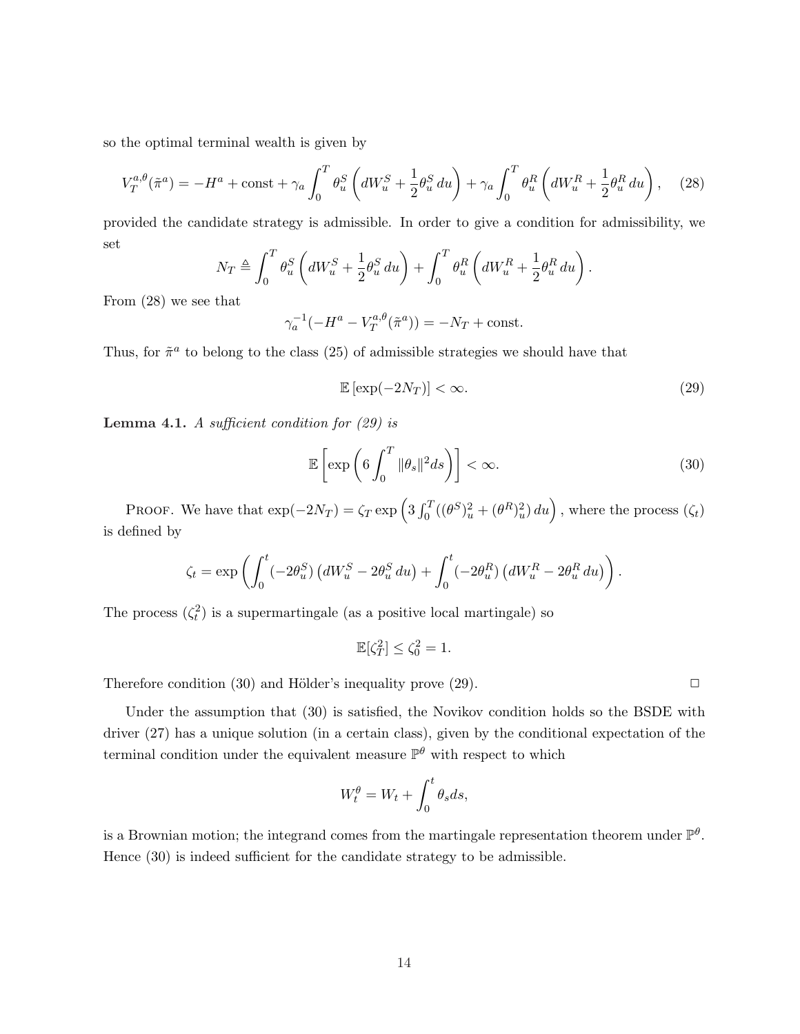so the optimal terminal wealth is given by

$$V_T^{a,\theta}(\tilde{\pi}^a) = -H^a + \text{const} + \gamma_a \int_0^T \theta_u^S \left( dW_u^S + \frac{1}{2}\theta_u^S \, du \right) + \gamma_a \int_0^T \theta_u^R \left( dW_u^R + \frac{1}{2}\theta_u^R \, du \right), \quad (28)$$

provided the candidate strategy is admissible. In order to give a condition for admissibility, we set

$$N_T \triangleq \int_0^T \theta_u^S \left( dW_u^S + \frac{1}{2}\theta_u^S \, du \right) + \int_0^T \theta_u^R \left( dW_u^R + \frac{1}{2}\theta_u^R \, du \right).$$

From (28) we see that

$$\gamma_a^{-1}(-H^a - V_T^{a,\theta}(\tilde{\pi}^a)) = -N_T + \text{const}.$$

Thus, for $\tilde{\pi}^a$ to belong to the class (25) of admissible strategies we should have that

$$\mathbb{E}\left[\exp(-2N_T)\right] < \infty. \quad (29)$$

**Lemma 4.1.** *A sufficient condition for (29) is*

$$\mathbb{E}\left[\exp\left(6 \int_0^T \|\theta_s\|^2 ds\right)\right] < \infty. \quad (30)$$

Proof. We have that $\exp(-2N_T) = \zeta_T \exp\left(3 \int_0^T ((\theta^S)_u^2 + (\theta^R)_u^2) \, du\right)$, where the process $(\zeta_t)$ is defined by

$$\zeta_t = \exp\left( \int_0^t (-2\theta_u^S) \left(dW_u^S - 2\theta_u^S \, du\right) + \int_0^t (-2\theta_u^R) \left(dW_u^R - 2\theta_u^R \, du\right) \right).$$

The process $(\zeta_t^2)$ is a supermartingale (as a positive local martingale) so

$$\mathbb{E}[\zeta_T^2] \leq \zeta_0^2 = 1.$$

Therefore condition (30) and Hölder's inequality prove (29). □

Under the assumption that (30) is satisfied, the Novikov condition holds so the BSDE with driver (27) has a unique solution (in a certain class), given by the conditional expectation of the terminal condition under the equivalent measure $\mathbb{P}^\theta$ with respect to which

$$W_t^\theta = W_t + \int_0^t \theta_s ds,$$

is a Brownian motion; the integrand comes from the martingale representation theorem under $\mathbb{P}^\theta$. Hence (30) is indeed sufficient for the candidate strategy to be admissible.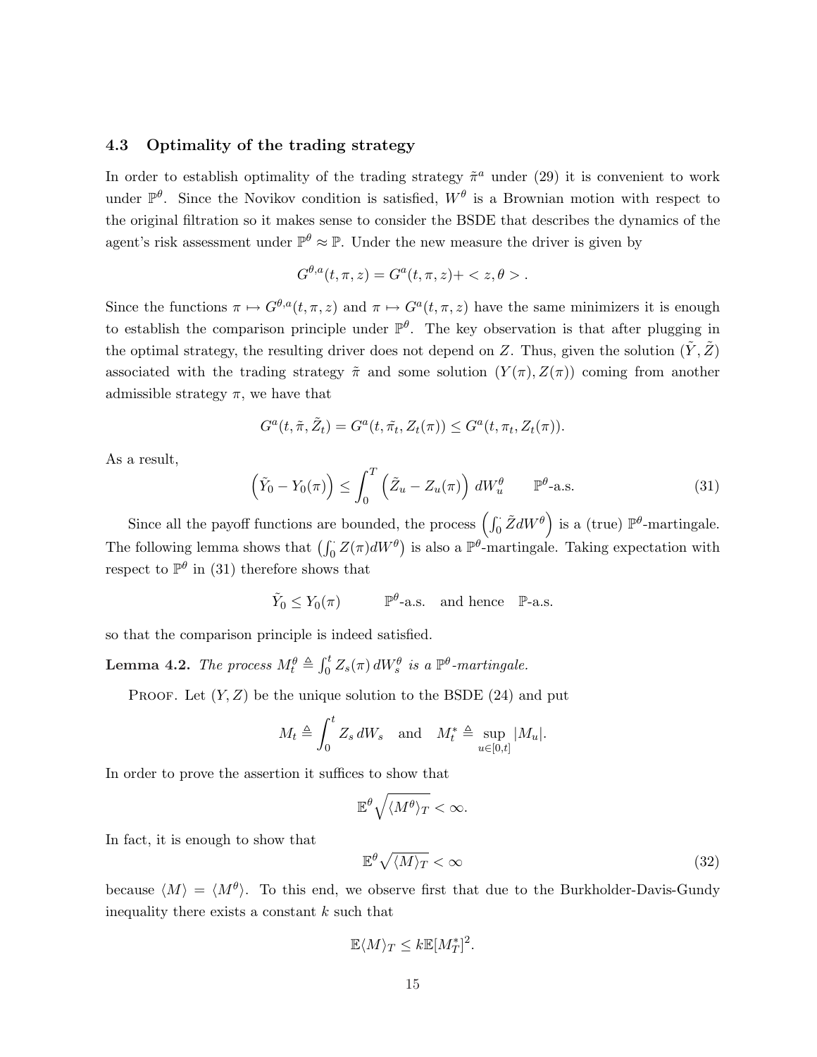### 4.3 Optimality of the trading strategy

In order to establish optimality of the trading strategy $\tilde{\pi}^a$ under (29) it is convenient to work under $\mathbb{P}^\theta$. Since the Novikov condition is satisfied, $W^\theta$ is a Brownian motion with respect to the original filtration so it makes sense to consider the BSDE that describes the dynamics of the agent's risk assessment under $\mathbb{P}^\theta \approx \mathbb{P}$. Under the new measure the driver is given by

$$G^{\theta,a}(t,\pi,z) = G^a(t,\pi,z) + < z, \theta > .$$

Since the functions $\pi \mapsto G^{\theta,a}(t,\pi,z)$ and $\pi \mapsto G^a(t,\pi,z)$ have the same minimizers it is enough to establish the comparison principle under $\mathbb{P}^\theta$. The key observation is that after plugging in the optimal strategy, the resulting driver does not depend on $Z$. Thus, given the solution $(\tilde{Y}, \tilde{Z})$ associated with the trading strategy $\tilde{\pi}$ and some solution $(Y(\pi), Z(\pi))$ coming from another admissible strategy $\pi$, we have that

$$G^a(t, \tilde{\pi}, \tilde{Z}_t) = G^a(t, \tilde{\pi}_t, Z_t(\pi)) \leq G^a(t, \pi_t, Z_t(\pi)).$$

As a result,

$$\left(\tilde{Y}_0 - Y_0(\pi)\right) \leq \int_0^T \left(\tilde{Z}_u - Z_u(\pi)\right) dW_u^\theta \qquad \mathbb{P}^\theta\text{-a.s.} \tag{31}$$

Since all the payoff functions are bounded, the process $\left(\int_0^\cdot \tilde{Z} dW^\theta\right)$ is a (true) $\mathbb{P}^\theta$-martingale. The following lemma shows that $\left(\int_0^\cdot Z(\pi) dW^\theta\right)$ is also a $\mathbb{P}^\theta$-martingale. Taking expectation with respect to $\mathbb{P}^\theta$ in (31) therefore shows that

$$\tilde{Y}_0 \leq Y_0(\pi) \qquad \mathbb{P}^\theta\text{-a.s.} \quad \text{and hence} \quad \mathbb{P}\text{-a.s.}$$

so that the comparison principle is indeed satisfied.

**Lemma 4.2.** *The process $M_t^\theta \triangleq \int_0^t Z_s(\pi)\, dW_s^\theta$ is a $\mathbb{P}^\theta$-martingale.*

PROOF. Let $(Y, Z)$ be the unique solution to the BSDE (24) and put

$$M_t \triangleq \int_0^t Z_s \, dW_s \quad \text{and} \quad M_t^* \triangleq \sup_{u \in [0,t]} |M_u|.$$

In order to prove the assertion it suffices to show that

$$\mathbb{E}^\theta \sqrt{\langle M^\theta \rangle_T} < \infty.$$

In fact, it is enough to show that

$$\mathbb{E}^\theta \sqrt{\langle M \rangle_T} < \infty \tag{32}$$

because $\langle M \rangle = \langle M^\theta \rangle$. To this end, we observe first that due to the Burkholder-Davis-Gundy inequality there exists a constant $k$ such that

$$\mathbb{E}\langle M \rangle_T \leq k \mathbb{E}[M_T^*]^2.$$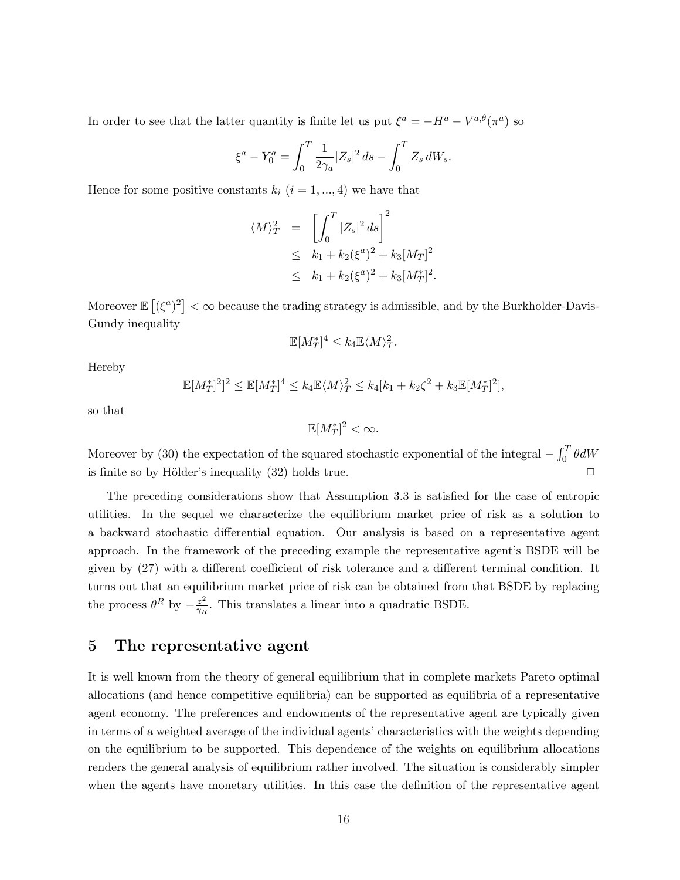In order to see that the latter quantity is finite let us put $\xi^a = -H^a - V^{a,\theta}(\pi^a)$ so

$$\xi^a - Y_0^a = \int_0^T \frac{1}{2\gamma_a}|Z_s|^2\,ds - \int_0^T Z_s\,dW_s.$$

Hence for some positive constants $k_i$ $(i = 1, ..., 4)$ we have that

$$\begin{aligned}
\langle M\rangle_T^2 &= \left[\int_0^T |Z_s|^2\,ds\right]^2 \\
&\leq k_1 + k_2(\xi^a)^2 + k_3[M_T]^2 \\
&\leq k_1 + k_2(\xi^a)^2 + k_3[M_T^*]^2.
\end{aligned}$$

Moreover $\mathbb{E}\left[(\xi^a)^2\right] < \infty$ because the trading strategy is admissible, and by the Burkholder-Davis-Gundy inequality

$$\mathbb{E}[M_T^*]^4 \leq k_4 \mathbb{E}\langle M\rangle_T^2.$$

Hereby

$$\mathbb{E}[M_T^*]^2]^2 \leq \mathbb{E}[M_T^*]^4 \leq k_4\mathbb{E}\langle M\rangle_T^2 \leq k_4[k_1 + k_2\zeta^2 + k_3\mathbb{E}[M_T^*]^2],$$

so that

$$\mathbb{E}[M_T^*]^2 < \infty.$$

Moreover by (30) the expectation of the squared stochastic exponential of the integral $-\int_0^T \theta dW$ is finite so by Hölder's inequality (32) holds true. □

The preceding considerations show that Assumption 3.3 is satisfied for the case of entropic utilities. In the sequel we characterize the equilibrium market price of risk as a solution to a backward stochastic differential equation. Our analysis is based on a representative agent approach. In the framework of the preceding example the representative agent's BSDE will be given by (27) with a different coefficient of risk tolerance and a different terminal condition. It turns out that an equilibrium market price of risk can be obtained from that BSDE by replacing the process $\theta^R$ by $-\frac{z^2}{\gamma_R}$. This translates a linear into a quadratic BSDE.

## 5 The representative agent

It is well known from the theory of general equilibrium that in complete markets Pareto optimal allocations (and hence competitive equilibria) can be supported as equilibria of a representative agent economy. The preferences and endowments of the representative agent are typically given in terms of a weighted average of the individual agents' characteristics with the weights depending on the equilibrium to be supported. This dependence of the weights on equilibrium allocations renders the general analysis of equilibrium rather involved. The situation is considerably simpler when the agents have monetary utilities. In this case the definition of the representative agent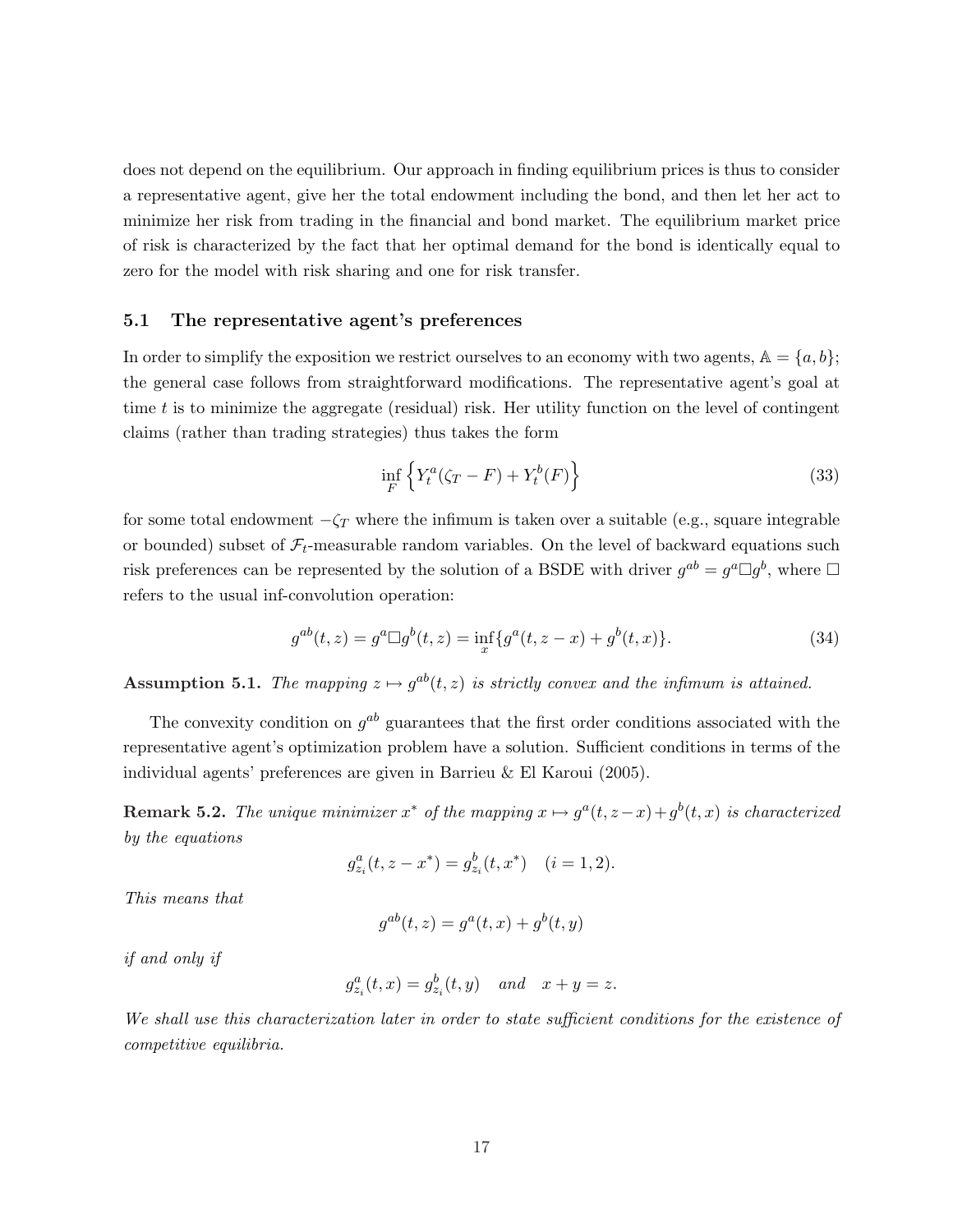does not depend on the equilibrium. Our approach in finding equilibrium prices is thus to consider a representative agent, give her the total endowment including the bond, and then let her act to minimize her risk from trading in the financial and bond market. The equilibrium market price of risk is characterized by the fact that her optimal demand for the bond is identically equal to zero for the model with risk sharing and one for risk transfer.

### 5.1 The representative agent's preferences

In order to simplify the exposition we restrict ourselves to an economy with two agents, $\mathbb{A} = \{a, b\}$; the general case follows from straightforward modifications. The representative agent's goal at time $t$ is to minimize the aggregate (residual) risk. Her utility function on the level of contingent claims (rather than trading strategies) thus takes the form

$$\inf_F \left\{ Y_t^a(\zeta_T - F) + Y_t^b(F) \right\} \tag{33}$$

for some total endowment $-\zeta_T$ where the infimum is taken over a suitable (e.g., square integrable or bounded) subset of $\mathcal{F}_t$-measurable random variables. On the level of backward equations such risk preferences can be represented by the solution of a BSDE with driver $g^{ab} = g^a \Box g^b$, where $\Box$ refers to the usual inf-convolution operation:

$$g^{ab}(t, z) = g^a \Box g^b(t, z) = \inf_x \{ g^a(t, z - x) + g^b(t, x) \}. \tag{34}$$

**Assumption 5.1.** *The mapping $z \mapsto g^{ab}(t, z)$ is strictly convex and the infimum is attained.*

The convexity condition on $g^{ab}$ guarantees that the first order conditions associated with the representative agent's optimization problem have a solution. Sufficient conditions in terms of the individual agents' preferences are given in Barrieu & El Karoui (2005).

**Remark 5.2.** *The unique minimizer $x^*$ of the mapping $x \mapsto g^a(t, z-x) + g^b(t, x)$ is characterized by the equations*

$$g^a_{z_i}(t, z - x^*) = g^b_{z_i}(t, x^*) \quad (i = 1, 2).$$

*This means that*

$$g^{ab}(t, z) = g^a(t, x) + g^b(t, y)$$

*if and only if*

$$g^a_{z_i}(t, x) = g^b_{z_i}(t, y) \quad \text{and} \quad x + y = z.$$

*We shall use this characterization later in order to state sufficient conditions for the existence of competitive equilibria.*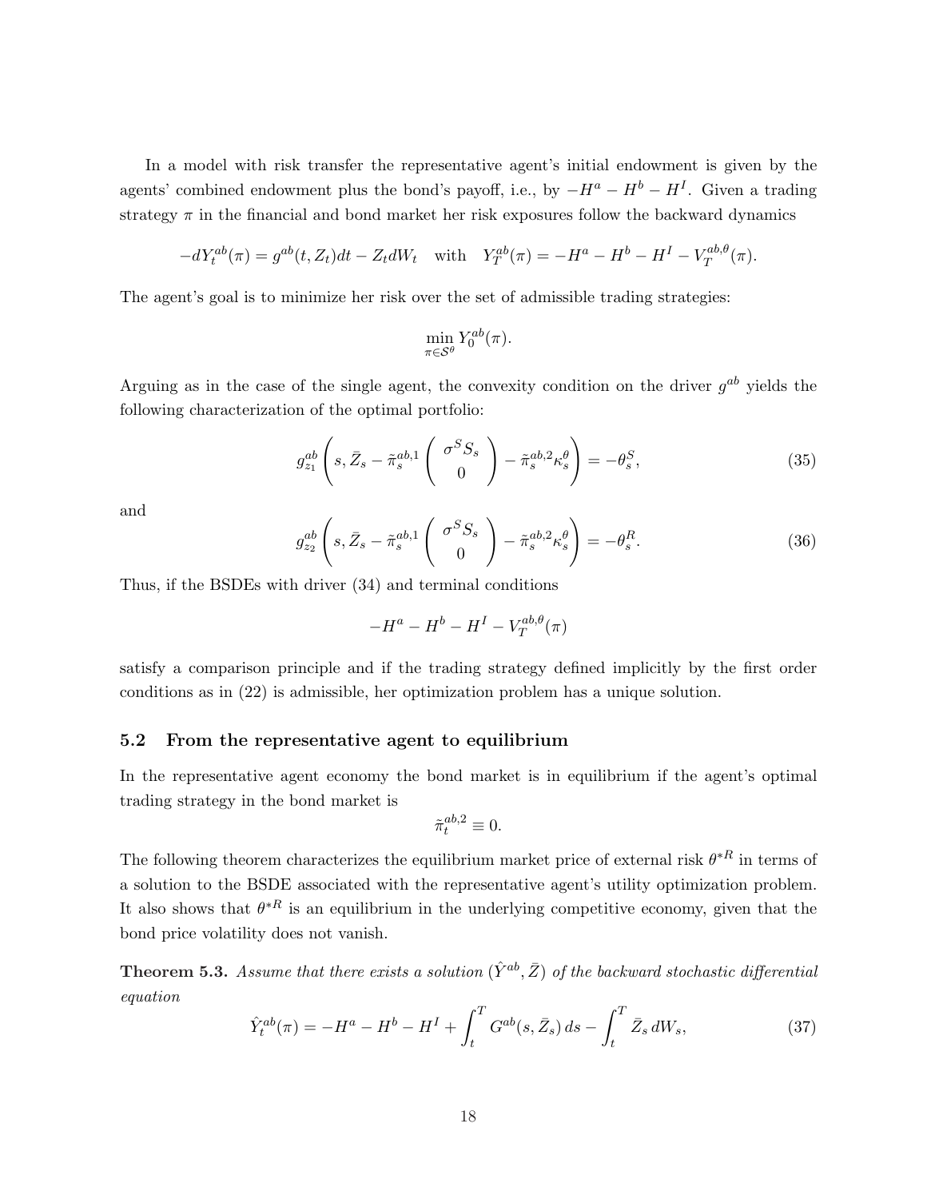In a model with risk transfer the representative agent's initial endowment is given by the agents' combined endowment plus the bond's payoff, i.e., by $-H^a - H^b - H^I$. Given a trading strategy $\pi$ in the financial and bond market her risk exposures follow the backward dynamics

$$-dY_t^{ab}(\pi) = g^{ab}(t, Z_t)dt - Z_t dW_t \quad \text{with} \quad Y_T^{ab}(\pi) = -H^a - H^b - H^I - V_T^{ab,\theta}(\pi).$$

The agent's goal is to minimize her risk over the set of admissible trading strategies:

$$\min_{\pi \in \mathcal{S}^\theta} Y_0^{ab}(\pi).$$

Arguing as in the case of the single agent, the convexity condition on the driver $g^{ab}$ yields the following characterization of the optimal portfolio:

$$g_{z_1}^{ab}\left(s, \bar{Z}_s - \tilde{\pi}_s^{ab,1}\begin{pmatrix} \sigma^S S_s \\ 0 \end{pmatrix} - \tilde{\pi}_s^{ab,2}\kappa_s^\theta\right) = -\theta_s^S, \tag{35}$$

and

$$g_{z_2}^{ab}\left(s, \bar{Z}_s - \tilde{\pi}_s^{ab,1}\begin{pmatrix} \sigma^S S_s \\ 0 \end{pmatrix} - \tilde{\pi}_s^{ab,2}\kappa_s^\theta\right) = -\theta_s^R. \tag{36}$$

Thus, if the BSDEs with driver (34) and terminal conditions

$$-H^a - H^b - H^I - V_T^{ab,\theta}(\pi)$$

satisfy a comparison principle and if the trading strategy defined implicitly by the first order conditions as in (22) is admissible, her optimization problem has a unique solution.

### 5.2 From the representative agent to equilibrium

In the representative agent economy the bond market is in equilibrium if the agent's optimal trading strategy in the bond market is

$$\tilde{\pi}_t^{ab,2} \equiv 0.$$

The following theorem characterizes the equilibrium market price of external risk $\theta^{*R}$ in terms of a solution to the BSDE associated with the representative agent's utility optimization problem. It also shows that $\theta^{*R}$ is an equilibrium in the underlying competitive economy, given that the bond price volatility does not vanish.

**Theorem 5.3.** *Assume that there exists a solution $(\hat{Y}^{ab}, \bar{Z})$ of the backward stochastic differential equation*

$$\hat{Y}_t^{ab}(\pi) = -H^a - H^b - H^I + \int_t^T G^{ab}(s, \bar{Z}_s)\, ds - \int_t^T \bar{Z}_s\, dW_s, \tag{37}$$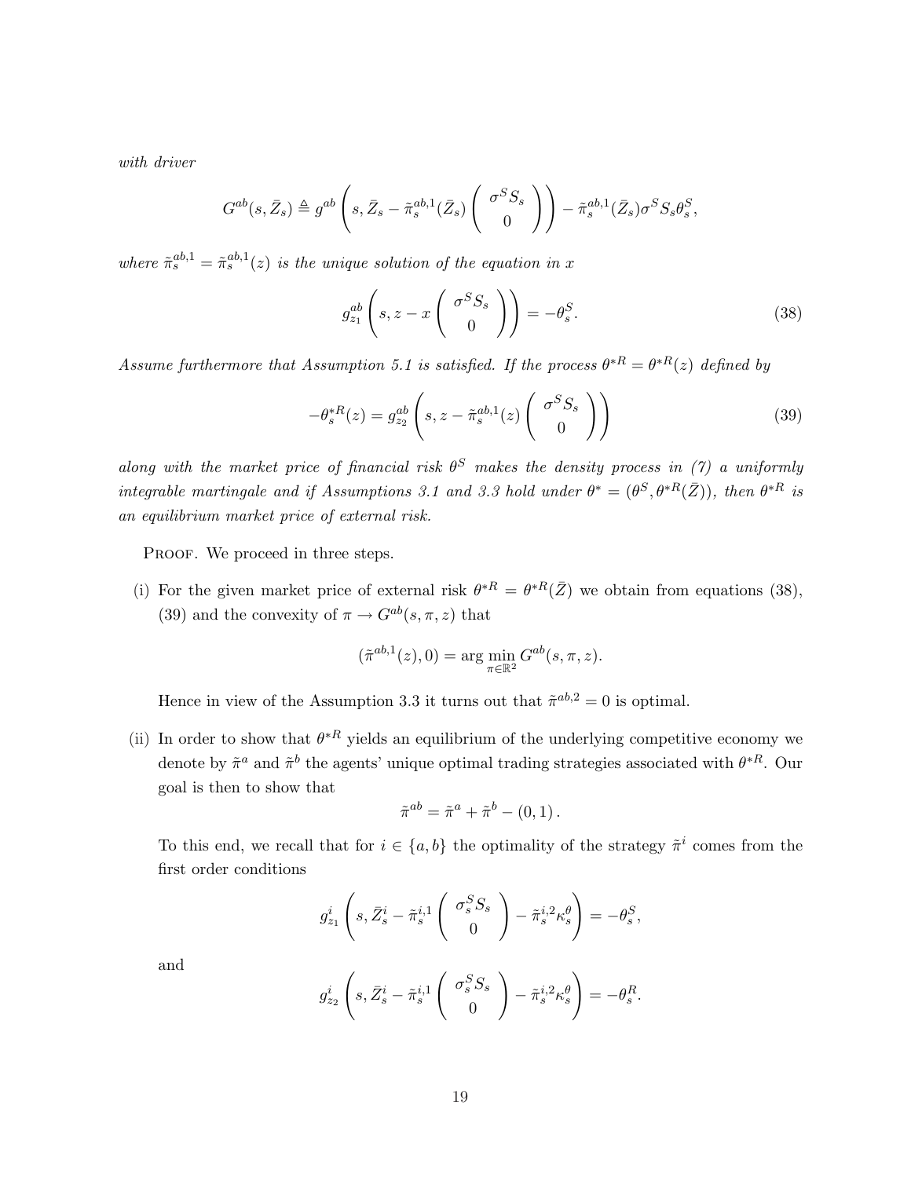*with driver*

$$G^{ab}(s, \bar{Z}_s) \triangleq g^{ab}\left(s, \bar{Z}_s - \tilde{\pi}_s^{ab,1}(\bar{Z}_s)\begin{pmatrix} \sigma^S S_s \\ 0 \end{pmatrix}\right) - \tilde{\pi}_s^{ab,1}(\bar{Z}_s)\sigma^S S_s \theta_s^S,$$

*where $\tilde{\pi}_s^{ab,1} = \tilde{\pi}_s^{ab,1}(z)$ is the unique solution of the equation in $x$*

$$g_{z_1}^{ab}\left(s, z - x\begin{pmatrix} \sigma^S S_s \\ 0 \end{pmatrix}\right) = -\theta_s^S. \tag{38}$$

*Assume furthermore that Assumption 5.1 is satisfied. If the process $\theta^{*R} = \theta^{*R}(z)$ defined by*

$$-\theta_s^{*R}(z) = g_{z_2}^{ab}\left(s, z - \tilde{\pi}_s^{ab,1}(z)\begin{pmatrix} \sigma^S S_s \\ 0 \end{pmatrix}\right) \tag{39}$$

*along with the market price of financial risk $\theta^S$ makes the density process in (7) a uniformly integrable martingale and if Assumptions 3.1 and 3.3 hold under $\theta^* = (\theta^S, \theta^{*R}(\bar{Z}))$, then $\theta^{*R}$ is an equilibrium market price of external risk.*

Proof. We proceed in three steps.

(i) For the given market price of external risk $\theta^{*R} = \theta^{*R}(\bar{Z})$ we obtain from equations (38), (39) and the convexity of $\pi \to G^{ab}(s, \pi, z)$ that

$$(\tilde{\pi}^{ab,1}(z), 0) = \arg\min_{\pi \in \mathbb{R}^2} G^{ab}(s, \pi, z).$$

Hence in view of the Assumption 3.3 it turns out that $\tilde{\pi}^{ab,2} = 0$ is optimal.

(ii) In order to show that $\theta^{*R}$ yields an equilibrium of the underlying competitive economy we denote by $\tilde{\pi}^a$ and $\tilde{\pi}^b$ the agents' unique optimal trading strategies associated with $\theta^{*R}$. Our goal is then to show that

$$\tilde{\pi}^{ab} = \tilde{\pi}^a + \tilde{\pi}^b - (0, 1).$$

To this end, we recall that for $i \in \{a, b\}$ the optimality of the strategy $\tilde{\pi}^i$ comes from the first order conditions

$$g_{z_1}^i\left(s, \bar{Z}_s^i - \tilde{\pi}_s^{i,1}\begin{pmatrix} \sigma_s^S S_s \\ 0 \end{pmatrix} - \tilde{\pi}_s^{i,2}\kappa_s^\theta\right) = -\theta_s^S,$$

and

$$g_{z_2}^i\left(s, \bar{Z}_s^i - \tilde{\pi}_s^{i,1}\begin{pmatrix} \sigma_s^S S_s \\ 0 \end{pmatrix} - \tilde{\pi}_s^{i,2}\kappa_s^\theta\right) = -\theta_s^R.$$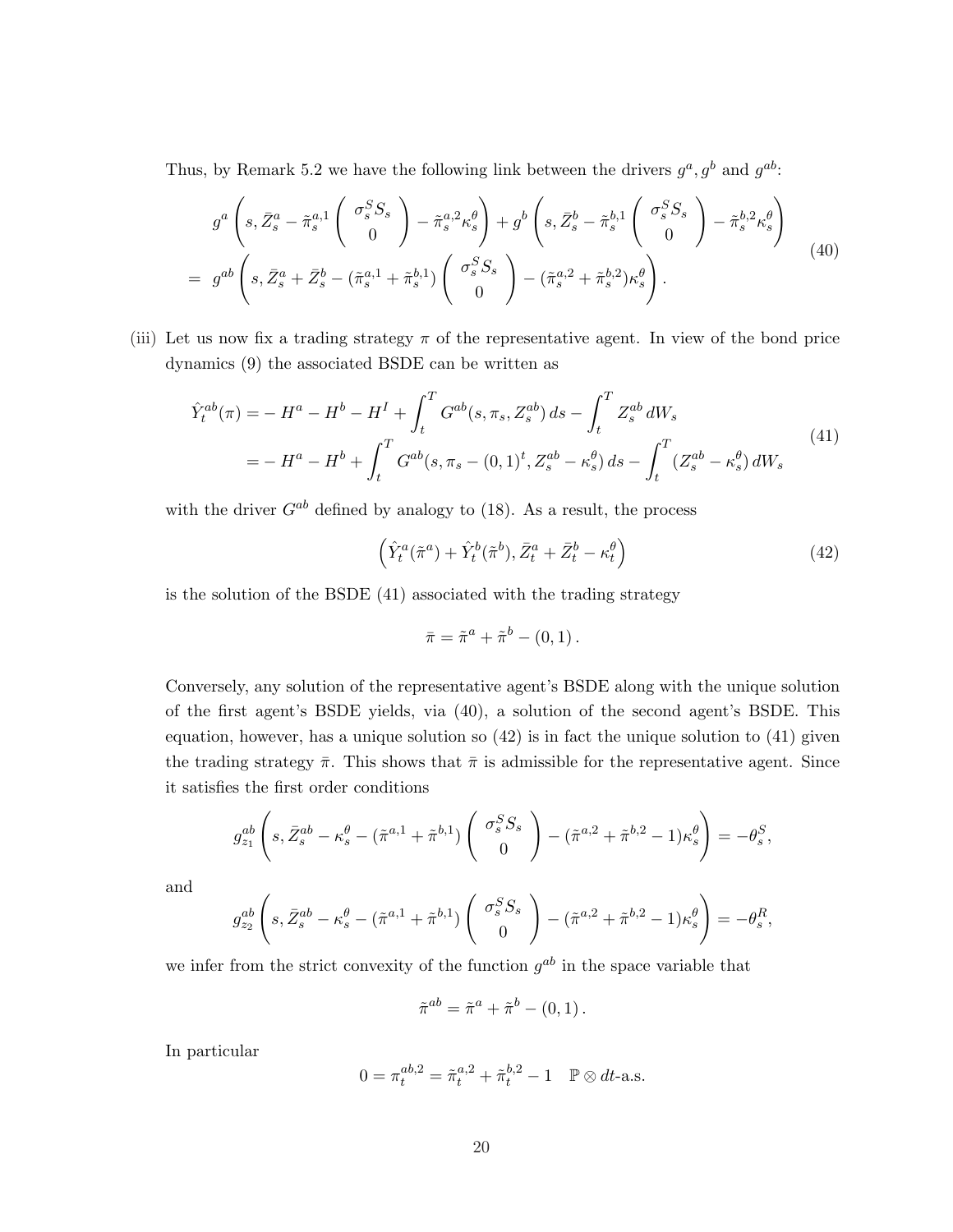Thus, by Remark 5.2 we have the following link between the drivers $g^a, g^b$ and $g^{ab}$:

$$
\begin{aligned}
& g^a\left(s, \bar{Z}^a_s - \tilde{\pi}^{a,1}_s \begin{pmatrix} \sigma^S_s S_s \\ 0 \end{pmatrix} - \tilde{\pi}^{a,2}_s \kappa^\theta_s\right) + g^b\left(s, \bar{Z}^b_s - \tilde{\pi}^{b,1}_s \begin{pmatrix} \sigma^S_s S_s \\ 0 \end{pmatrix} - \tilde{\pi}^{b,2}_s \kappa^\theta_s\right) \\
= \; & g^{ab}\left(s, \bar{Z}^a_s + \bar{Z}^b_s - (\tilde{\pi}^{a,1}_s + \tilde{\pi}^{b,1}_s) \begin{pmatrix} \sigma^S_s S_s \\ 0 \end{pmatrix} - (\tilde{\pi}^{a,2}_s + \tilde{\pi}^{b,2}_s)\kappa^\theta_s\right).
\end{aligned}
\tag{40}
$$

(iii) Let us now fix a trading strategy $\pi$ of the representative agent. In view of the bond price dynamics (9) the associated BSDE can be written as

$$
\begin{aligned}
\hat{Y}^{ab}_t(\pi) &= -H^a - H^b - H^I + \int_t^T G^{ab}(s, \pi_s, Z^{ab}_s)\, ds - \int_t^T Z^{ab}_s \, dW_s \\
&= -H^a - H^b + \int_t^T G^{ab}(s, \pi_s - (0,1)^t, Z^{ab}_s - \kappa^\theta_s)\, ds - \int_t^T (Z^{ab}_s - \kappa^\theta_s)\, dW_s
\end{aligned}
\tag{41}
$$

with the driver $G^{ab}$ defined by analogy to (18). As a result, the process

$$
\left(\hat{Y}^a_t(\tilde{\pi}^a) + \hat{Y}^b_t(\tilde{\pi}^b), \bar{Z}^a_t + \bar{Z}^b_t - \kappa^\theta_t\right) \tag{42}
$$

is the solution of the BSDE (41) associated with the trading strategy

$$
\bar{\pi} = \tilde{\pi}^a + \tilde{\pi}^b - (0,1).
$$

Conversely, any solution of the representative agent's BSDE along with the unique solution of the first agent's BSDE yields, via (40), a solution of the second agent's BSDE. This equation, however, has a unique solution so (42) is in fact the unique solution to (41) given the trading strategy $\bar{\pi}$. This shows that $\bar{\pi}$ is admissible for the representative agent. Since it satisfies the first order conditions

$$
g^{ab}_{z_1}\left(s, \bar{Z}^{ab}_s - \kappa^\theta_s - (\tilde{\pi}^{a,1} + \tilde{\pi}^{b,1}) \begin{pmatrix} \sigma^S_s S_s \\ 0 \end{pmatrix} - (\tilde{\pi}^{a,2} + \tilde{\pi}^{b,2} - 1)\kappa^\theta_s\right) = -\theta^S_s,
$$

and

$$
g^{ab}_{z_2}\left(s, \bar{Z}^{ab}_s - \kappa^\theta_s - (\tilde{\pi}^{a,1} + \tilde{\pi}^{b,1}) \begin{pmatrix} \sigma^S_s S_s \\ 0 \end{pmatrix} - (\tilde{\pi}^{a,2} + \tilde{\pi}^{b,2} - 1)\kappa^\theta_s\right) = -\theta^R_s,
$$

we infer from the strict convexity of the function $g^{ab}$ in the space variable that

$$
\tilde{\pi}^{ab} = \tilde{\pi}^a + \tilde{\pi}^b - (0,1).
$$

In particular

$$
0 = \pi^{ab,2}_t = \tilde{\pi}^{a,2}_t + \tilde{\pi}^{b,2}_t - 1 \quad \mathbb{P} \otimes dt\text{-a.s.}
$$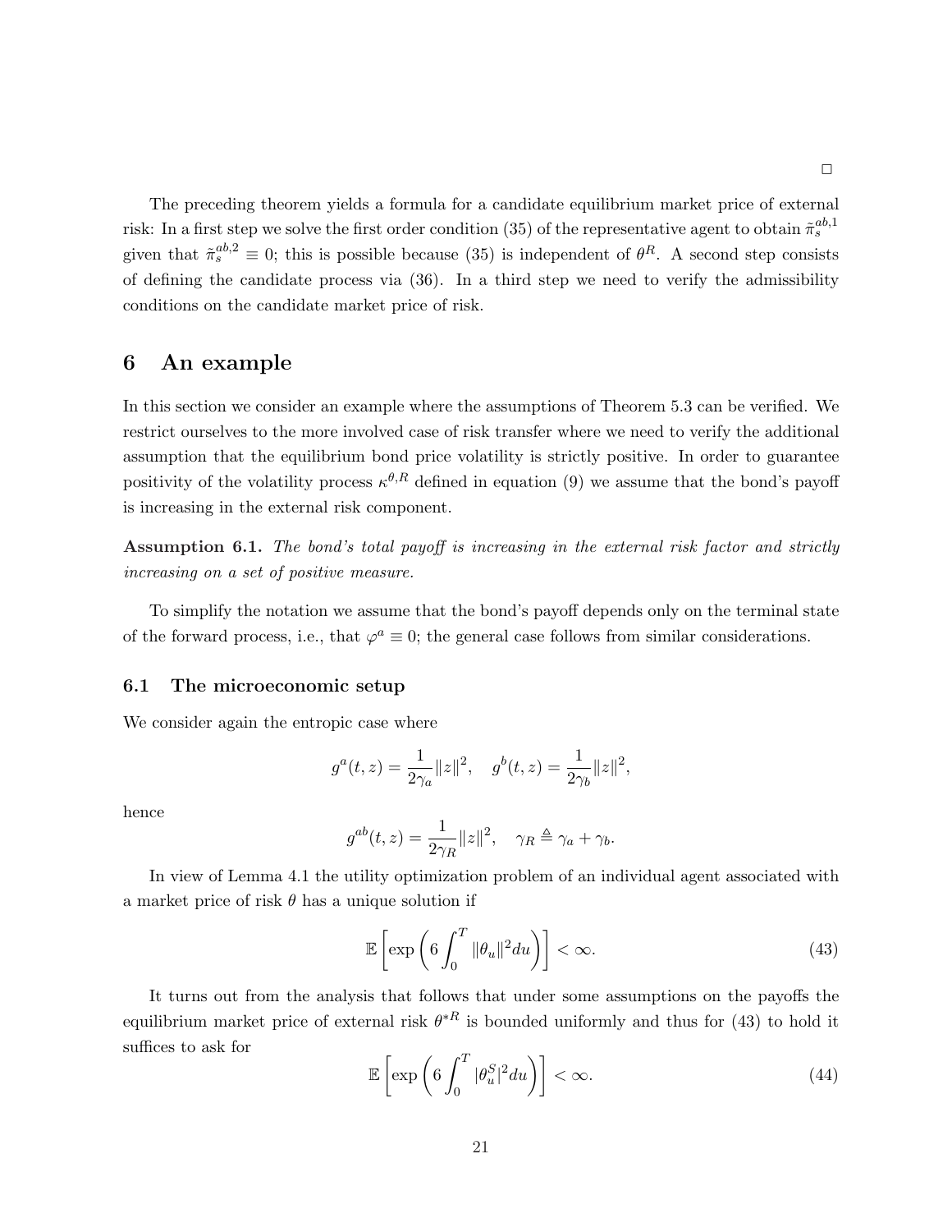□

The preceding theorem yields a formula for a candidate equilibrium market price of external risk: In a first step we solve the first order condition (35) of the representative agent to obtain $\tilde{\pi}_s^{ab,1}$ given that $\tilde{\pi}_s^{ab,2} \equiv 0$; this is possible because (35) is independent of $\theta^R$. A second step consists of defining the candidate process via (36). In a third step we need to verify the admissibility conditions on the candidate market price of risk.

# 6 An example

In this section we consider an example where the assumptions of Theorem 5.3 can be verified. We restrict ourselves to the more involved case of risk transfer where we need to verify the additional assumption that the equilibrium bond price volatility is strictly positive. In order to guarantee positivity of the volatility process $\kappa^{\theta,R}$ defined in equation (9) we assume that the bond's payoff is increasing in the external risk component.

**Assumption 6.1.** *The bond's total payoff is increasing in the external risk factor and strictly increasing on a set of positive measure.*

To simplify the notation we assume that the bond's payoff depends only on the terminal state of the forward process, i.e., that $\varphi^a \equiv 0$; the general case follows from similar considerations.

## 6.1 The microeconomic setup

We consider again the entropic case where

$$g^a(t,z) = \frac{1}{2\gamma_a}\|z\|^2, \quad g^b(t,z) = \frac{1}{2\gamma_b}\|z\|^2,$$

hence

$$g^{ab}(t,z) = \frac{1}{2\gamma_R}\|z\|^2, \quad \gamma_R \triangleq \gamma_a + \gamma_b.$$

In view of Lemma 4.1 the utility optimization problem of an individual agent associated with a market price of risk $\theta$ has a unique solution if

$$\mathbb{E}\left[\exp\left(6\int_0^T \|\theta_u\|^2 du\right)\right] < \infty. \tag{43}$$

It turns out from the analysis that follows that under some assumptions on the payoffs the equilibrium market price of external risk $\theta^{*R}$ is bounded uniformly and thus for (43) to hold it suffices to ask for

$$\mathbb{E}\left[\exp\left(6\int_0^T |\theta_u^S|^2 du\right)\right] < \infty. \tag{44}$$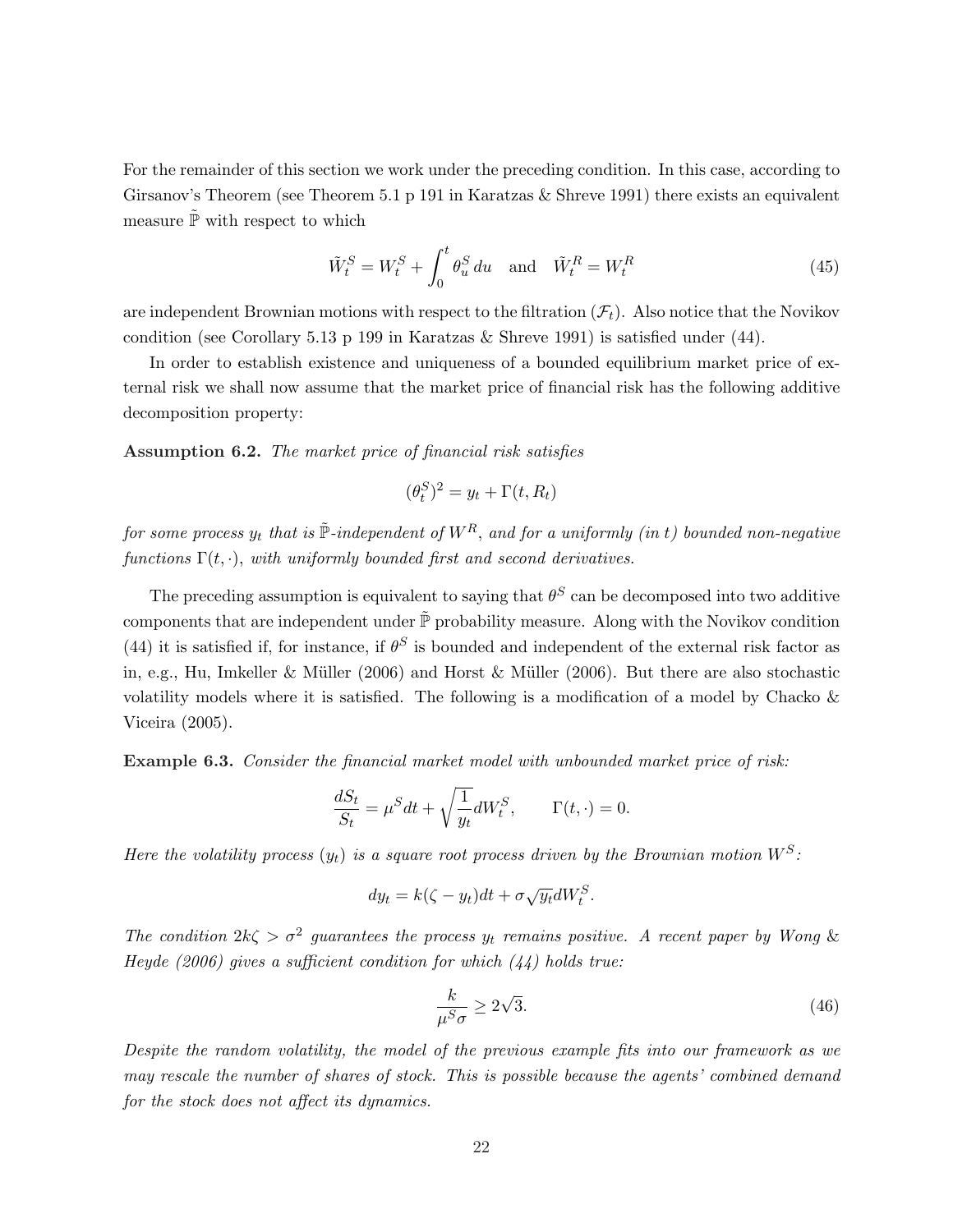For the remainder of this section we work under the preceding condition. In this case, according to Girsanov's Theorem (see Theorem 5.1 p 191 in Karatzas & Shreve 1991) there exists an equivalent measure $\tilde{\mathbb{P}}$ with respect to which

$$\tilde{W}_t^S = W_t^S + \int_0^t \theta_u^S \, du \quad \text{and} \quad \tilde{W}_t^R = W_t^R \tag{45}$$

are independent Brownian motions with respect to the filtration $(\mathcal{F}_t)$. Also notice that the Novikov condition (see Corollary 5.13 p 199 in Karatzas & Shreve 1991) is satisfied under (44).

In order to establish existence and uniqueness of a bounded equilibrium market price of external risk we shall now assume that the market price of financial risk has the following additive decomposition property:

**Assumption 6.2.** *The market price of financial risk satisfies*

$$(\theta_t^S)^2 = y_t + \Gamma(t, R_t)$$

*for some process $y_t$ that is $\tilde{\mathbb{P}}$-independent of $W^R$, and for a uniformly (in $t$) bounded non-negative functions $\Gamma(t, \cdot)$, with uniformly bounded first and second derivatives.*

The preceding assumption is equivalent to saying that $\theta^S$ can be decomposed into two additive components that are independent under $\tilde{\mathbb{P}}$ probability measure. Along with the Novikov condition (44) it is satisfied if, for instance, if $\theta^S$ is bounded and independent of the external risk factor as in, e.g., Hu, Imkeller & Müller (2006) and Horst & Müller (2006). But there are also stochastic volatility models where it is satisfied. The following is a modification of a model by Chacko & Viceira (2005).

**Example 6.3.** *Consider the financial market model with unbounded market price of risk:*

$$\frac{dS_t}{S_t} = \mu^S dt + \sqrt{\frac{1}{y_t}} dW_t^S, \qquad \Gamma(t, \cdot) = 0.$$

*Here the volatility process $(y_t)$ is a square root process driven by the Brownian motion $W^S$:*

$$dy_t = k(\zeta - y_t)dt + \sigma \sqrt{y_t} dW_t^S.$$

*The condition $2k\zeta > \sigma^2$ guarantees the process $y_t$ remains positive. A recent paper by Wong & Heyde (2006) gives a sufficient condition for which (44) holds true:*

$$\frac{k}{\mu^S \sigma} \geq 2\sqrt{3}. \tag{46}$$

*Despite the random volatility, the model of the previous example fits into our framework as we may rescale the number of shares of stock. This is possible because the agents' combined demand for the stock does not affect its dynamics.*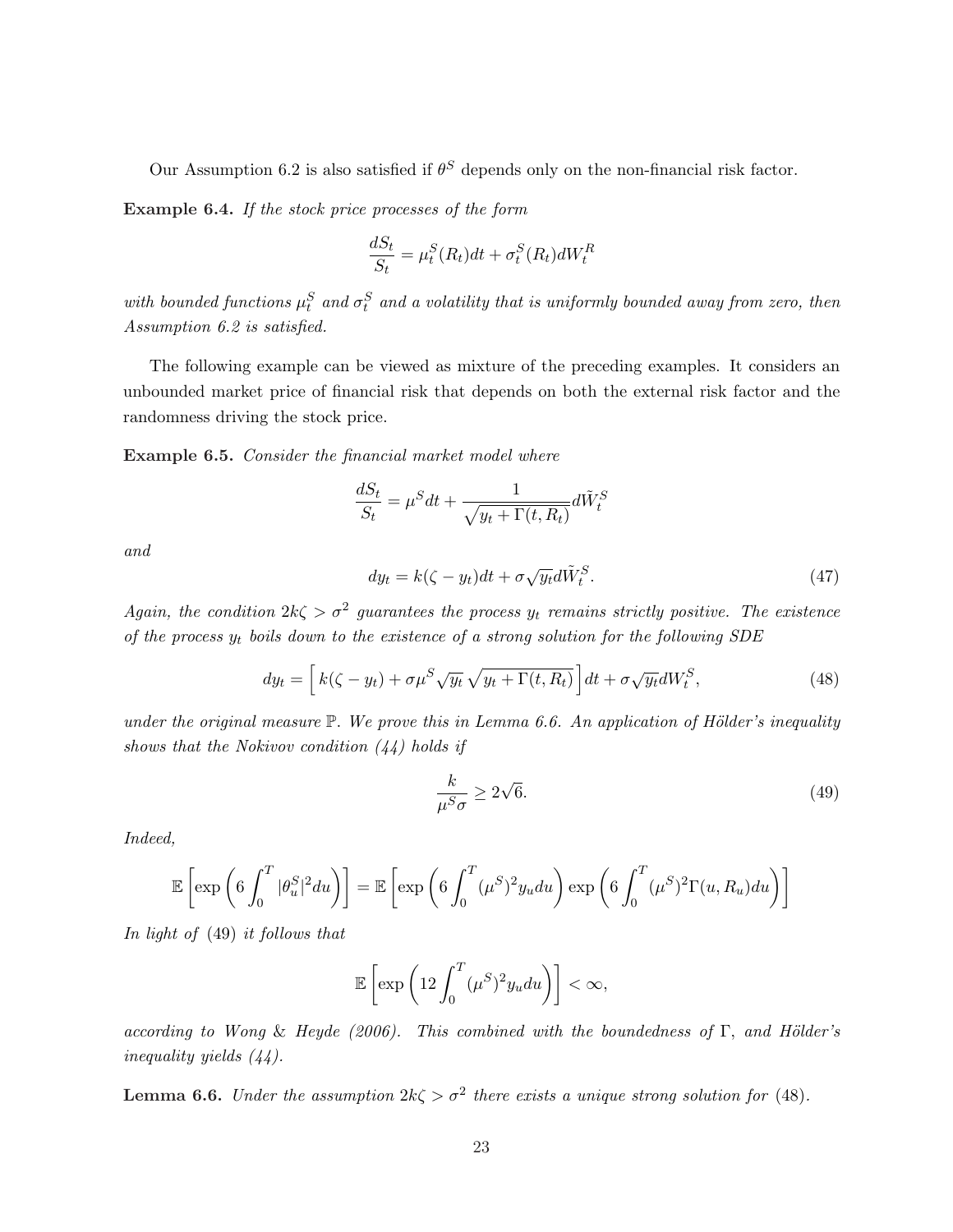Our Assumption 6.2 is also satisfied if $\theta^S$ depends only on the non-financial risk factor.

**Example 6.4.** *If the stock price processes of the form*

$$\frac{dS_t}{S_t} = \mu_t^S(R_t)dt + \sigma_t^S(R_t)dW_t^R$$

*with bounded functions $\mu_t^S$ and $\sigma_t^S$ and a volatility that is uniformly bounded away from zero, then Assumption 6.2 is satisfied.*

The following example can be viewed as mixture of the preceding examples. It considers an unbounded market price of financial risk that depends on both the external risk factor and the randomness driving the stock price.

**Example 6.5.** *Consider the financial market model where*

$$\frac{dS_t}{S_t} = \mu^S dt + \frac{1}{\sqrt{y_t + \Gamma(t, R_t)}} d\tilde{W}_t^S$$

*and*

$$dy_t = k(\zeta - y_t)dt + \sigma\sqrt{y_t}d\tilde{W}_t^S. \tag{47}$$

*Again, the condition $2k\zeta > \sigma^2$ guarantees the process $y_t$ remains strictly positive. The existence of the process $y_t$ boils down to the existence of a strong solution for the following SDE*

$$dy_t = \Big[\, k(\zeta - y_t) + \sigma\mu^S\sqrt{y_t}\,\sqrt{y_t + \Gamma(t, R_t)}\,\Big]dt + \sigma\sqrt{y_t}dW_t^S, \tag{48}$$

*under the original measure $\mathbb{P}$. We prove this in Lemma 6.6. An application of Hölder's inequality shows that the Nokivov condition (44) holds if*

$$\frac{k}{\mu^S\sigma} \geq 2\sqrt{6}. \tag{49}$$

*Indeed,*

$$\mathbb{E}\left[\exp\left(6\int_0^T |\theta_u^S|^2 du\right)\right] = \mathbb{E}\left[\exp\left(6\int_0^T (\mu^S)^2 y_u du\right)\exp\left(6\int_0^T (\mu^S)^2\Gamma(u, R_u)du\right)\right]$$

*In light of (49) it follows that*

$$\mathbb{E}\left[\exp\left(12\int_0^T (\mu^S)^2 y_u du\right)\right] < \infty,$$

*according to Wong & Heyde (2006). This combined with the boundedness of $\Gamma$, and Hölder's inequality yields (44).*

**Lemma 6.6.** *Under the assumption $2k\zeta > \sigma^2$ there exists a unique strong solution for (48).*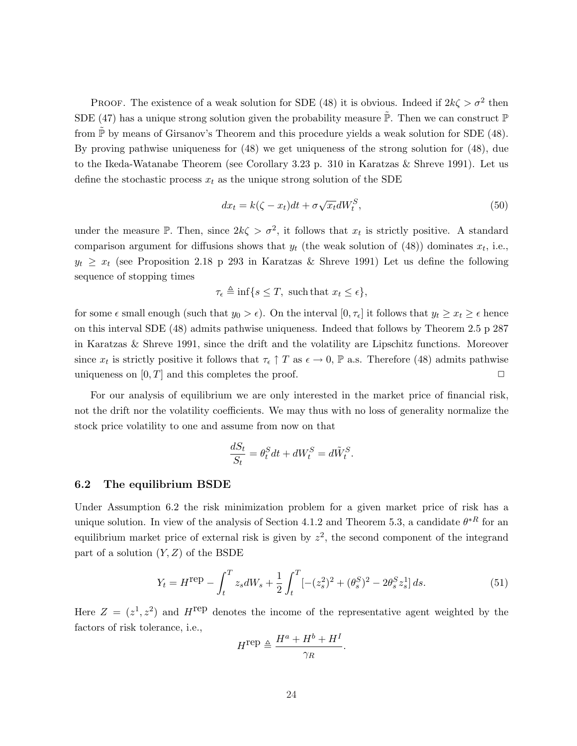Proof. The existence of a weak solution for SDE (48) it is obvious. Indeed if $2k\zeta > \sigma^2$ then SDE (47) has a unique strong solution given the probability measure $\tilde{\mathbb{P}}$. Then we can construct $\mathbb{P}$ from $\tilde{\mathbb{P}}$ by means of Girsanov's Theorem and this procedure yields a weak solution for SDE (48). By proving pathwise uniqueness for (48) we get uniqueness of the strong solution for (48), due to the Ikeda-Watanabe Theorem (see Corollary 3.23 p. 310 in Karatzas & Shreve 1991). Let us define the stochastic process $x_t$ as the unique strong solution of the SDE

$$dx_t = k(\zeta - x_t)dt + \sigma\sqrt{x_t}dW_t^S, \tag{50}$$

under the measure $\mathbb{P}$. Then, since $2k\zeta > \sigma^2$, it follows that $x_t$ is strictly positive. A standard comparison argument for diffusions shows that $y_t$ (the weak solution of (48)) dominates $x_t$, i.e., $y_t \geq x_t$ (see Proposition 2.18 p 293 in Karatzas & Shreve 1991) Let us define the following sequence of stopping times

$$\tau_\epsilon \triangleq \inf\{s \leq T, \text{ such that } x_t \leq \epsilon\},$$

for some $\epsilon$ small enough (such that $y_0 > \epsilon$). On the interval $[0, \tau_\epsilon]$ it follows that $y_t \geq x_t \geq \epsilon$ hence on this interval SDE (48) admits pathwise uniqueness. Indeed that follows by Theorem 2.5 p 287 in Karatzas & Shreve 1991, since the drift and the volatility are Lipschitz functions. Moreover since $x_t$ is strictly positive it follows that $\tau_\epsilon \uparrow T$ as $\epsilon \to 0$, $\mathbb{P}$ a.s. Therefore (48) admits pathwise uniqueness on $[0, T]$ and this completes the proof. □

For our analysis of equilibrium we are only interested in the market price of financial risk, not the drift nor the volatility coefficients. We may thus with no loss of generality normalize the stock price volatility to one and assume from now on that

$$\frac{dS_t}{S_t} = \theta_t^S dt + dW_t^S = d\tilde{W}_t^S.$$

### 6.2 The equilibrium BSDE

Under Assumption 6.2 the risk minimization problem for a given market price of risk has a unique solution. In view of the analysis of Section 4.1.2 and Theorem 5.3, a candidate $\theta^{*R}$ for an equilibrium market price of external risk is given by $z^2$, the second component of the integrand part of a solution $(Y, Z)$ of the BSDE

$$Y_t = H^{\text{rep}} - \int_t^T z_s dW_s + \frac{1}{2}\int_t^T [-(z_s^2)^2 + (\theta_s^S)^2 - 2\theta_s^S z_s^1]\, ds. \tag{51}$$

Here $Z = (z^1, z^2)$ and $H^{\text{rep}}$ denotes the income of the representative agent weighted by the factors of risk tolerance, i.e.,

$$H^{\text{rep}} \triangleq \frac{H^a + H^b + H^I}{\gamma_R}.$$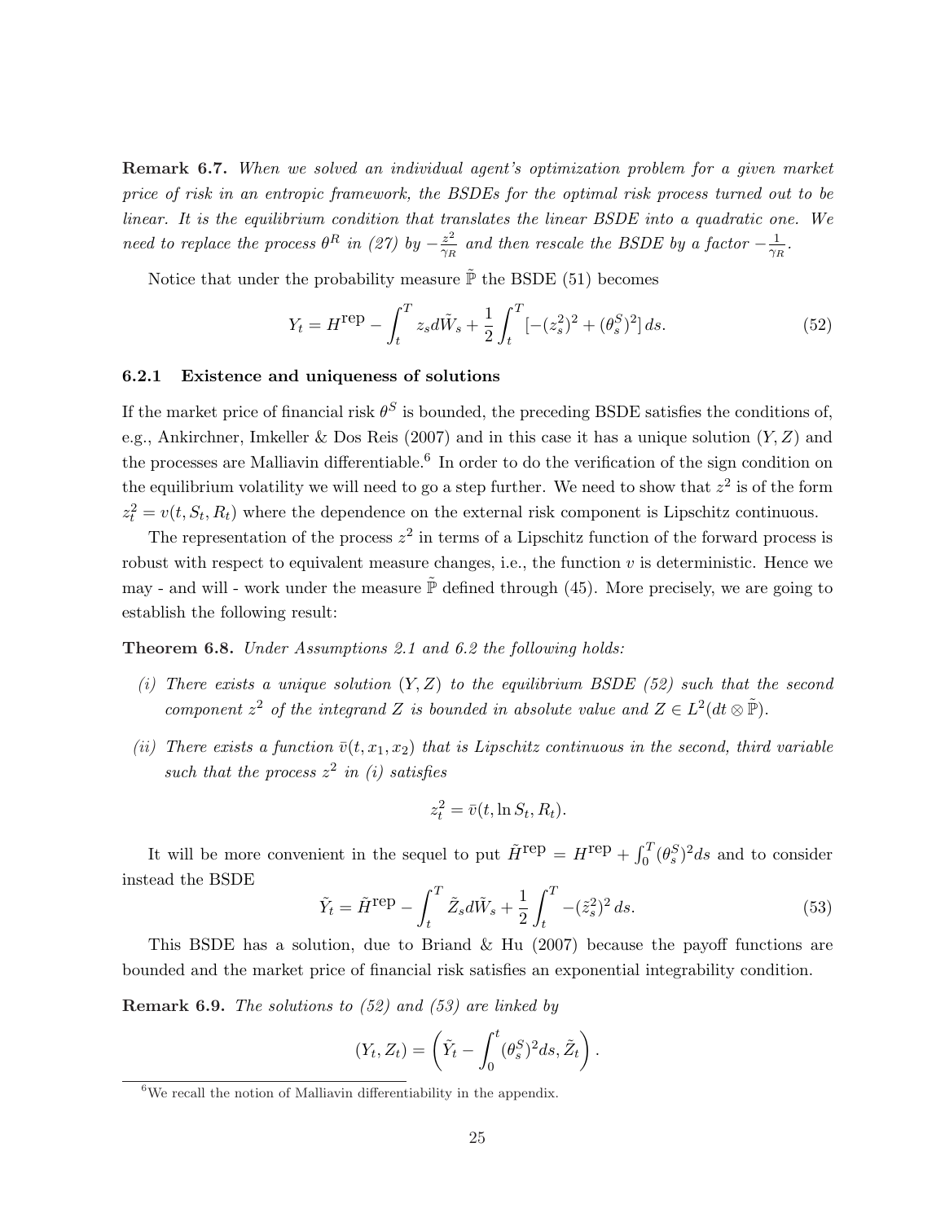**Remark 6.7.** *When we solved an individual agent's optimization problem for a given market price of risk in an entropic framework, the BSDEs for the optimal risk process turned out to be linear. It is the equilibrium condition that translates the linear BSDE into a quadratic one. We need to replace the process $\theta^R$ in (27) by $-\frac{z^2}{\gamma_R}$ and then rescale the BSDE by a factor $-\frac{1}{\gamma_R}$.*

Notice that under the probability measure $\tilde{\mathbb{P}}$ the BSDE (51) becomes

$$Y_t = H^{\text{rep}} - \int_t^T z_s d\tilde{W}_s + \frac{1}{2}\int_t^T [-(z_s^2)^2 + (\theta_s^S)^2]\, ds. \tag{52}$$

### 6.2.1 Existence and uniqueness of solutions

If the market price of financial risk $\theta^S$ is bounded, the preceding BSDE satisfies the conditions of, e.g., Ankirchner, Imkeller & Dos Reis (2007) and in this case it has a unique solution $(Y, Z)$ and the processes are Malliavin differentiable.[6] In order to do the verification of the sign condition on the equilibrium volatility we will need to go a step further. We need to show that $z^2$ is of the form $z_t^2 = v(t, S_t, R_t)$ where the dependence on the external risk component is Lipschitz continuous.

The representation of the process $z^2$ in terms of a Lipschitz function of the forward process is robust with respect to equivalent measure changes, i.e., the function $v$ is deterministic. Hence we may - and will - work under the measure $\tilde{\mathbb{P}}$ defined through (45). More precisely, we are going to establish the following result:

**Theorem 6.8.** *Under Assumptions 2.1 and 6.2 the following holds:*

*(i) There exists a unique solution $(Y, Z)$ to the equilibrium BSDE (52) such that the second component $z^2$ of the integrand $Z$ is bounded in absolute value and $Z \in L^2(dt \otimes \tilde{\mathbb{P}})$.*

*(ii) There exists a function $\bar{v}(t, x_1, x_2)$ that is Lipschitz continuous in the second, third variable such that the process $z^2$ in (i) satisfies*

$$z_t^2 = \bar{v}(t, \ln S_t, R_t).$$

It will be more convenient in the sequel to put $\tilde{H}^{\text{rep}} = H^{\text{rep}} + \int_0^T (\theta_s^S)^2 ds$ and to consider instead the BSDE

$$\tilde{Y}_t = \tilde{H}^{\text{rep}} - \int_t^T \tilde{Z}_s d\tilde{W}_s + \frac{1}{2}\int_t^T -(\tilde{z}_s^2)^2\, ds. \tag{53}$$

This BSDE has a solution, due to Briand & Hu (2007) because the payoff functions are bounded and the market price of financial risk satisfies an exponential integrability condition.

**Remark 6.9.** *The solutions to (52) and (53) are linked by*

$$(Y_t, Z_t) = \left(\tilde{Y}_t - \int_0^t (\theta_s^S)^2 ds, \tilde{Z}_t\right).$$

[6] We recall the notion of Malliavin differentiability in the appendix.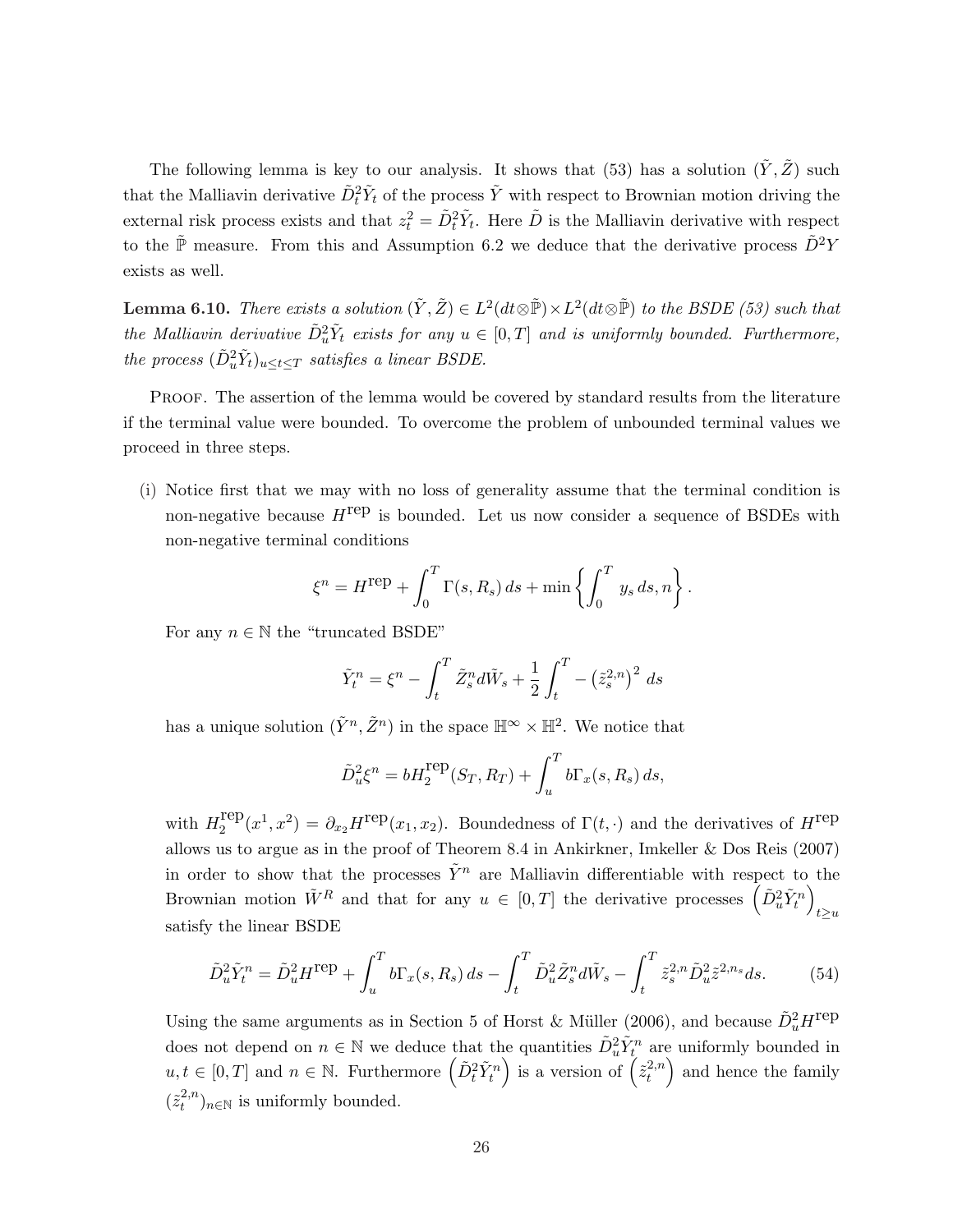The following lemma is key to our analysis. It shows that (53) has a solution $(\tilde{Y}, \tilde{Z})$ such that the Malliavin derivative $\tilde{D}_t^2 \tilde{Y}_t$ of the process $\tilde{Y}$ with respect to Brownian motion driving the external risk process exists and that $z_t^2 = \tilde{D}_t^2 \tilde{Y}_t$. Here $\tilde{D}$ is the Malliavin derivative with respect to the $\tilde{\mathbb{P}}$ measure. From this and Assumption 6.2 we deduce that the derivative process $\tilde{D}^2 Y$ exists as well.

**Lemma 6.10.** *There exists a solution $(\tilde{Y}, \tilde{Z}) \in L^2(dt \otimes \tilde{\mathbb{P}}) \times L^2(dt \otimes \tilde{\mathbb{P}})$ to the BSDE (53) such that the Malliavin derivative $\tilde{D}_u^2 \tilde{Y}_t$ exists for any $u \in [0,T]$ and is uniformly bounded. Furthermore, the process $(\tilde{D}_u^2 \tilde{Y}_t)_{u \le t \le T}$ satisfies a linear BSDE.*

Proof. The assertion of the lemma would be covered by standard results from the literature if the terminal value were bounded. To overcome the problem of unbounded terminal values we proceed in three steps.

(i) Notice first that we may with no loss of generality assume that the terminal condition is non-negative because $H^{\text{rep}}$ is bounded. Let us now consider a sequence of BSDEs with non-negative terminal conditions

$$\xi^n = H^{\text{rep}} + \int_0^T \Gamma(s, R_s)\, ds + \min\left\{ \int_0^T y_s\, ds, n \right\}.$$

For any $n \in \mathbb{N}$ the "truncated BSDE"

$$\tilde{Y}_t^n = \xi^n - \int_t^T \tilde{Z}_s^n d\tilde{W}_s + \frac{1}{2} \int_t^T - \left(\tilde{z}_s^{2,n}\right)^2 ds$$

has a unique solution $(\tilde{Y}^n, \tilde{Z}^n)$ in the space $\mathbb{H}^\infty \times \mathbb{H}^2$. We notice that

$$\tilde{D}_u^2 \xi^n = b H_2^{\text{rep}}(S_T, R_T) + \int_u^T b \Gamma_x(s, R_s)\, ds,$$

with $H_2^{\text{rep}}(x^1, x^2) = \partial_{x_2} H^{\text{rep}}(x_1, x_2)$. Boundedness of $\Gamma(t, \cdot)$ and the derivatives of $H^{\text{rep}}$ allows us to argue as in the proof of Theorem 8.4 in Ankirkner, Imkeller & Dos Reis (2007) in order to show that the processes $\tilde{Y}^n$ are Malliavin differentiable with respect to the Brownian motion $\tilde{W}^R$ and that for any $u \in [0,T]$ the derivative processes $\left(\tilde{D}_u^2 \tilde{Y}_t^n\right)_{t \ge u}$ satisfy the linear BSDE

$$\tilde{D}_u^2 \tilde{Y}_t^n = \tilde{D}_u^2 H^{\text{rep}} + \int_u^T b \Gamma_x(s, R_s)\, ds - \int_t^T \tilde{D}_u^2 \tilde{Z}_s^n d\tilde{W}_s - \int_t^T \tilde{z}_s^{2,n} \tilde{D}_u^2 \tilde{z}^{2,n_s} ds. \tag{54}$$

Using the same arguments as in Section 5 of Horst & Müller (2006), and because $\tilde{D}_u^2 H^{\text{rep}}$ does not depend on $n \in \mathbb{N}$ we deduce that the quantities $\tilde{D}_u^2 \tilde{Y}_t^n$ are uniformly bounded in $u, t \in [0,T]$ and $n \in \mathbb{N}$. Furthermore $\left(\tilde{D}_t^2 \tilde{Y}_t^n\right)$ is a version of $\left(\tilde{z}_t^{2,n}\right)$ and hence the family $(\tilde{z}_t^{2,n})_{n \in \mathbb{N}}$ is uniformly bounded.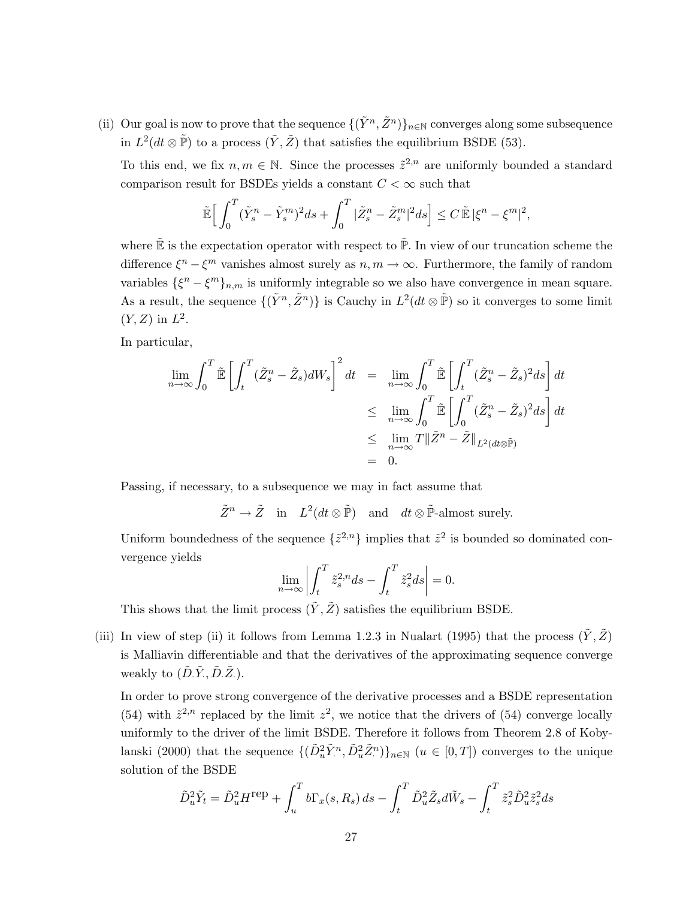(ii) Our goal is now to prove that the sequence $\{(\tilde{Y}^n, \tilde{Z}^n)\}_{n\in\mathbb{N}}$ converges along some subsequence in $L^2(dt \otimes \tilde{\mathbb{P}})$ to a process $(\tilde{Y}, \tilde{Z})$ that satisfies the equilibrium BSDE (53).

To this end, we fix $n, m \in \mathbb{N}$. Since the processes $\tilde{z}^{2,n}$ are uniformly bounded a standard comparison result for BSDEs yields a constant $C < \infty$ such that

$$\tilde{\mathbb{E}}\Big[\int_0^T (\tilde{Y}_s^n - \tilde{Y}_s^m)^2 ds + \int_0^T |\tilde{Z}_s^n - \tilde{Z}_s^m|^2 ds\Big] \leq C\, \tilde{\mathbb{E}}\, |\xi^n - \xi^m|^2,$$

where $\tilde{\mathbb{E}}$ is the expectation operator with respect to $\tilde{\mathbb{P}}$. In view of our truncation scheme the difference $\xi^n - \xi^m$ vanishes almost surely as $n, m \to \infty$. Furthermore, the family of random variables $\{\xi^n - \xi^m\}_{n,m}$ is uniformly integrable so we also have convergence in mean square. As a result, the sequence $\{(\tilde{Y}^n, \tilde{Z}^n)\}$ is Cauchy in $L^2(dt \otimes \tilde{\mathbb{P}})$ so it converges to some limit $(Y, Z)$ in $L^2$.

In particular,

$$\begin{aligned}
\lim_{n\to\infty} \int_0^T \tilde{\mathbb{E}}\left[\int_t^T (\tilde{Z}_s^n - \tilde{Z}_s) dW_s\right]^2 dt &= \lim_{n\to\infty} \int_0^T \tilde{\mathbb{E}}\left[\int_t^T (\tilde{Z}_s^n - \tilde{Z}_s)^2 ds\right] dt \\
&\leq \lim_{n\to\infty} \int_0^T \tilde{\mathbb{E}}\left[\int_0^T (\tilde{Z}_s^n - \tilde{Z}_s)^2 ds\right] dt \\
&\leq \lim_{n\to\infty} T \|\tilde{Z}^n - \tilde{Z}\|_{L^2(dt\otimes\tilde{\mathbb{P}})} \\
&= 0.
\end{aligned}$$

Passing, if necessary, to a subsequence we may in fact assume that

$$\tilde{Z}^n \to \tilde{Z} \quad \text{in} \quad L^2(dt \otimes \tilde{\mathbb{P}}) \quad \text{and} \quad dt \otimes \tilde{\mathbb{P}}\text{-almost surely.}$$

Uniform boundedness of the sequence $\{\tilde{z}^{2,n}\}$ implies that $\tilde{z}^2$ is bounded so dominated convergence yields

$$\lim_{n\to\infty} \left| \int_t^T \tilde{z}_s^{2,n} ds - \int_t^T \tilde{z}_s^2 ds \right| = 0.$$

This shows that the limit process $(\tilde{Y}, \tilde{Z})$ satisfies the equilibrium BSDE.

(iii) In view of step (ii) it follows from Lemma 1.2.3 in Nualart (1995) that the process $(\tilde{Y}, \tilde{Z})$ is Malliavin differentiable and that the derivatives of the approximating sequence converge weakly to $(\tilde{D}.\tilde{Y}., \tilde{D}.\tilde{Z}.)$.

In order to prove strong convergence of the derivative processes and a BSDE representation (54) with $\tilde{z}^{2,n}$ replaced by the limit $z^2$, we notice that the drivers of (54) converge locally uniformly to the driver of the limit BSDE. Therefore it follows from Theorem 2.8 of Kobylanski (2000) that the sequence $\{(\tilde{D}_u^2 \tilde{Y}_.^n, \tilde{D}_u^2 \tilde{Z}_.^n)\}_{n\in\mathbb{N}}$ $(u \in [0, T])$ converges to the unique solution of the BSDE

$$\tilde{D}_u^2 \tilde{Y}_t = \tilde{D}_u^2 H^{\text{rep}} + \int_u^T b\Gamma_x(s, R_s)\, ds - \int_t^T \tilde{D}_u^2 \tilde{Z}_s d\tilde{W}_s - \int_t^T \tilde{z}_s^2 \tilde{D}_u^2 \tilde{z}_s^2 ds$$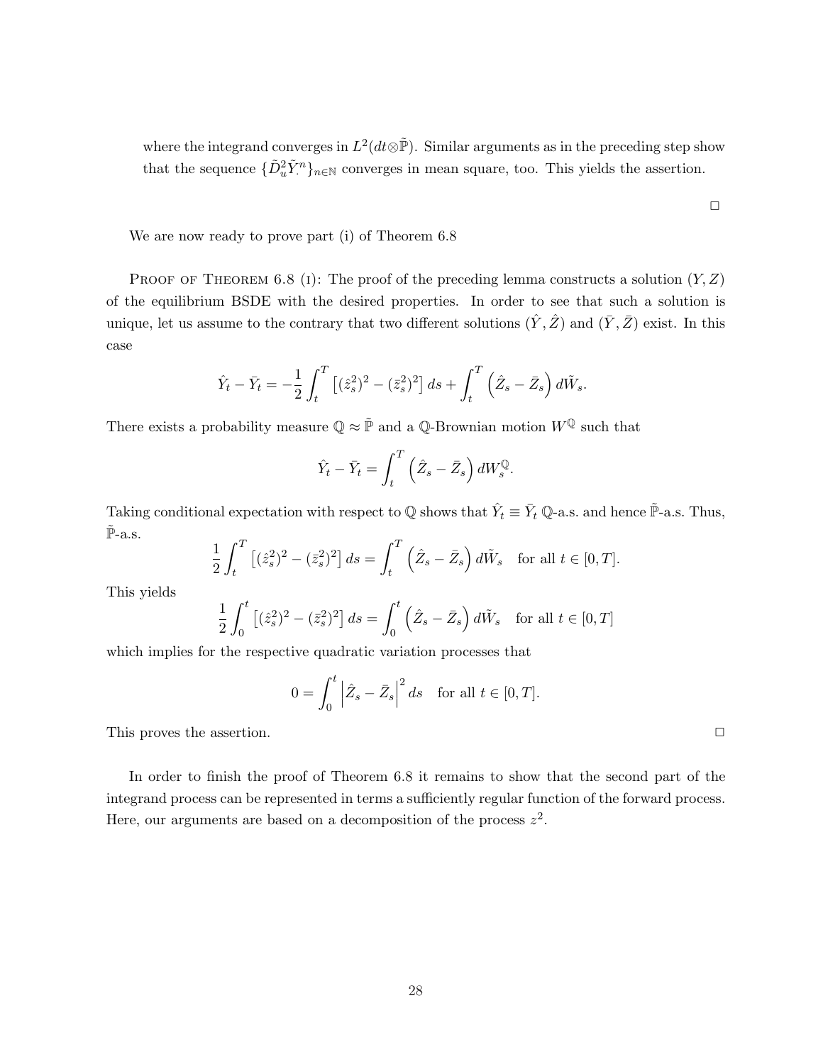where the integrand converges in $L^2(dt \otimes \tilde{\mathbb{P}})$. Similar arguments as in the preceding step show that the sequence $\{\tilde{D}_u^2 \tilde{Y}_\cdot^n\}_{n\in\mathbb{N}}$ converges in mean square, too. This yields the assertion.

□

We are now ready to prove part (i) of Theorem 6.8

Proof of Theorem 6.8 (i): The proof of the preceding lemma constructs a solution $(Y, Z)$ of the equilibrium BSDE with the desired properties. In order to see that such a solution is unique, let us assume to the contrary that two different solutions $(\hat{Y}, \hat{Z})$ and $(\bar{Y}, \bar{Z})$ exist. In this case

$$\hat{Y}_t - \bar{Y}_t = -\frac{1}{2}\int_t^T \left[(\hat{z}_s^2)^2 - (\bar{z}_s^2)^2\right] ds + \int_t^T \left(\hat{Z}_s - \bar{Z}_s\right) d\tilde{W}_s.$$

There exists a probability measure $\mathbb{Q} \approx \tilde{\mathbb{P}}$ and a $\mathbb{Q}$-Brownian motion $W^{\mathbb{Q}}$ such that

$$\hat{Y}_t - \bar{Y}_t = \int_t^T \left(\hat{Z}_s - \bar{Z}_s\right) dW_s^{\mathbb{Q}}.$$

Taking conditional expectation with respect to $\mathbb{Q}$ shows that $\hat{Y}_t \equiv \bar{Y}_t$ $\mathbb{Q}$-a.s. and hence $\tilde{\mathbb{P}}$-a.s. Thus, $\tilde{\mathbb{P}}$-a.s.

$$\frac{1}{2}\int_t^T \left[(\hat{z}_s^2)^2 - (\bar{z}_s^2)^2\right] ds = \int_t^T \left(\hat{Z}_s - \bar{Z}_s\right) d\tilde{W}_s \quad \text{for all } t \in [0, T].$$

This yields

$$\frac{1}{2}\int_0^t \left[(\hat{z}_s^2)^2 - (\bar{z}_s^2)^2\right] ds = \int_0^t \left(\hat{Z}_s - \bar{Z}_s\right) d\tilde{W}_s \quad \text{for all } t \in [0, T]$$

which implies for the respective quadratic variation processes that

$$0 = \int_0^t \left|\hat{Z}_s - \bar{Z}_s\right|^2 ds \quad \text{for all } t \in [0, T].$$

This proves the assertion. □

In order to finish the proof of Theorem 6.8 it remains to show that the second part of the integrand process can be represented in terms a sufficiently regular function of the forward process. Here, our arguments are based on a decomposition of the process $z^2$.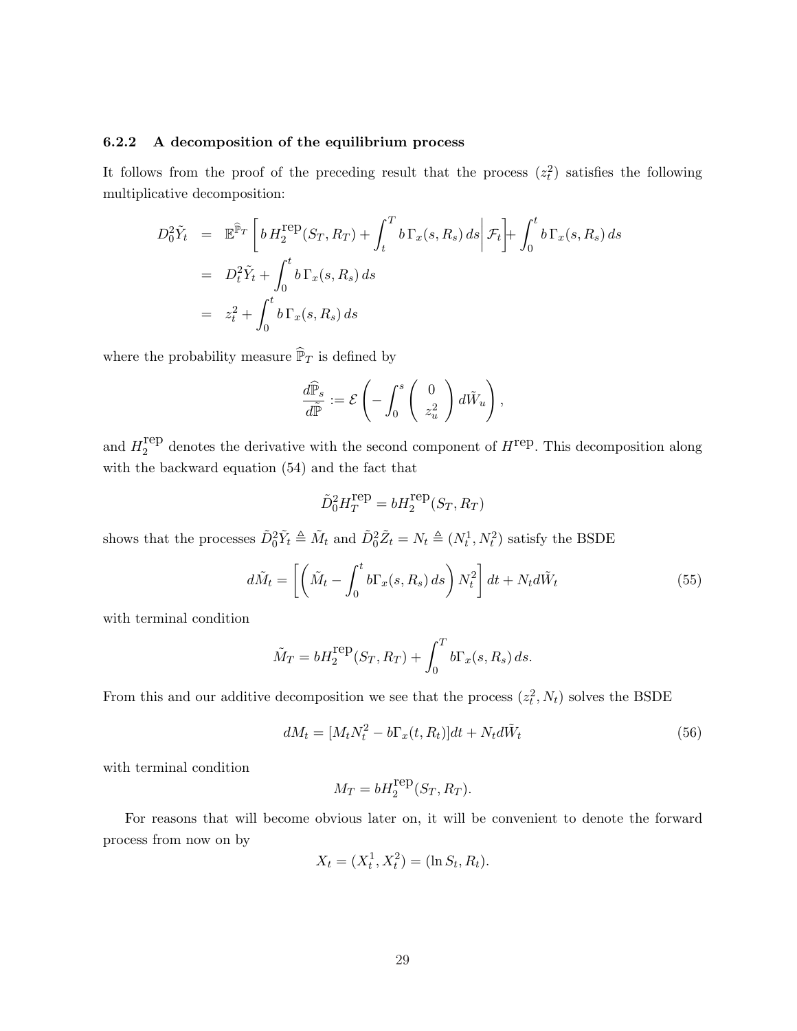### 6.2.2 A decomposition of the equilibrium process

It follows from the proof of the preceding result that the process $(z_t^2)$ satisfies the following multiplicative decomposition:

$$
\begin{aligned}
D_0^2 \tilde{Y}_t &= \mathbb{E}^{\widehat{\mathbb{P}}_T}\left[ b\, H_2^{\text{rep}}(S_T, R_T) + \int_t^T b\, \Gamma_x(s, R_s)\, ds \middle| \mathcal{F}_t \right] + \int_0^t b\, \Gamma_x(s, R_s)\, ds \\
&= D_t^2 \tilde{Y}_t + \int_0^t b\, \Gamma_x(s, R_s)\, ds \\
&= z_t^2 + \int_0^t b\, \Gamma_x(s, R_s)\, ds
\end{aligned}
$$

where the probability measure $\widehat{\mathbb{P}}_T$ is defined by

$$
\frac{d\widehat{\mathbb{P}}_s}{d\widetilde{\mathbb{P}}} := \mathcal{E}\left( - \int_0^s \begin{pmatrix} 0 \\ z_u^2 \end{pmatrix} d\tilde{W}_u \right),
$$

and $H_2^{\text{rep}}$ denotes the derivative with the second component of $H^{\text{rep}}$. This decomposition along with the backward equation (54) and the fact that

$$
\tilde{D}_0^2 H_T^{\text{rep}} = b H_2^{\text{rep}}(S_T, R_T)
$$

shows that the processes $\tilde{D}_0^2 \tilde{Y}_t \triangleq \tilde{M}_t$ and $\tilde{D}_0^2 \tilde{Z}_t = N_t \triangleq (N_t^1, N_t^2)$ satisfy the BSDE

$$
d\tilde{M}_t = \left[ \left( \tilde{M}_t - \int_0^t b\Gamma_x(s, R_s)\, ds \right) N_t^2 \right] dt + N_t d\tilde{W}_t \tag{55}
$$

with terminal condition

$$
\tilde{M}_T = b H_2^{\text{rep}}(S_T, R_T) + \int_0^T b\Gamma_x(s, R_s)\, ds.
$$

From this and our additive decomposition we see that the process $(z_t^2, N_t)$ solves the BSDE

$$
dM_t = [M_t N_t^2 - b\Gamma_x(t, R_t)]dt + N_t d\tilde{W}_t \tag{56}
$$

with terminal condition

$$
M_T = b H_2^{\text{rep}}(S_T, R_T).
$$

For reasons that will become obvious later on, it will be convenient to denote the forward process from now on by

$$
X_t = (X_t^1, X_t^2) = (\ln S_t, R_t).
$$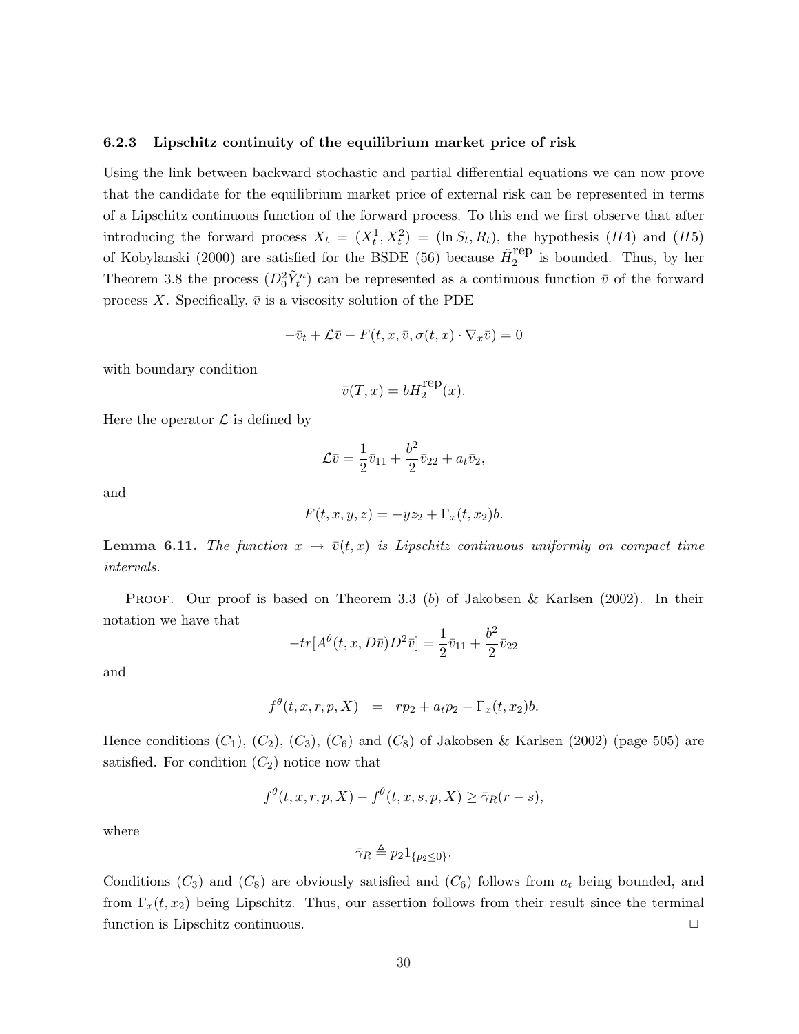### 6.2.3 Lipschitz continuity of the equilibrium market price of risk

Using the link between backward stochastic and partial differential equations we can now prove that the candidate for the equilibrium market price of external risk can be represented in terms of a Lipschitz continuous function of the forward process. To this end we first observe that after introducing the forward process $X_t = (X_t^1, X_t^2) = (\ln S_t, R_t)$, the hypothesis $(H4)$ and $(H5)$ of Kobylanski (2000) are satisfied for the BSDE (56) because $\tilde{H}_2^{\text{rep}}$ is bounded. Thus, by her Theorem 3.8 the process $(D_0^2 \tilde{Y}_t^n)$ can be represented as a continuous function $\bar{v}$ of the forward process $X$. Specifically, $\bar{v}$ is a viscosity solution of the PDE

$$-\bar{v}_t + \mathcal{L}\bar{v} - F(t, x, \bar{v}, \sigma(t,x) \cdot \nabla_x \bar{v}) = 0$$

with boundary condition

$$\bar{v}(T, x) = bH_2^{\text{rep}}(x).$$

Here the operator $\mathcal{L}$ is defined by

$$\mathcal{L}\bar{v} = \frac{1}{2}\bar{v}_{11} + \frac{b^2}{2}\bar{v}_{22} + a_t \bar{v}_2,$$

and

$$F(t, x, y, z) = -yz_2 + \Gamma_x(t, x_2)b.$$

**Lemma 6.11.** *The function $x \mapsto \bar{v}(t,x)$ is Lipschitz continuous uniformly on compact time intervals.*

PROOF. Our proof is based on Theorem 3.3 $(b)$ of Jakobsen & Karlsen (2002). In their notation we have that

$$-tr[A^\theta(t, x, D\bar{v})D^2\bar{v}] = \frac{1}{2}\bar{v}_{11} + \frac{b^2}{2}\bar{v}_{22}$$

and

$$f^\theta(t, x, r, p, X) \;\; = \;\; rp_2 + a_t p_2 - \Gamma_x(t, x_2)b.$$

Hence conditions $(C_1)$, $(C_2)$, $(C_3)$, $(C_6)$ and $(C_8)$ of Jakobsen & Karlsen (2002) (page 505) are satisfied. For condition $(C_2)$ notice now that

$$f^\theta(t, x, r, p, X) - f^\theta(t, x, s, p, X) \geq \bar{\gamma}_R(r - s),$$

where

$$\bar{\gamma}_R \triangleq p_2 1_{\{p_2 \leq 0\}}.$$

Conditions $(C_3)$ and $(C_8)$ are obviously satisfied and $(C_6)$ follows from $a_t$ being bounded, and from $\Gamma_x(t, x_2)$ being Lipschitz. Thus, our assertion follows from their result since the terminal function is Lipschitz continuous. □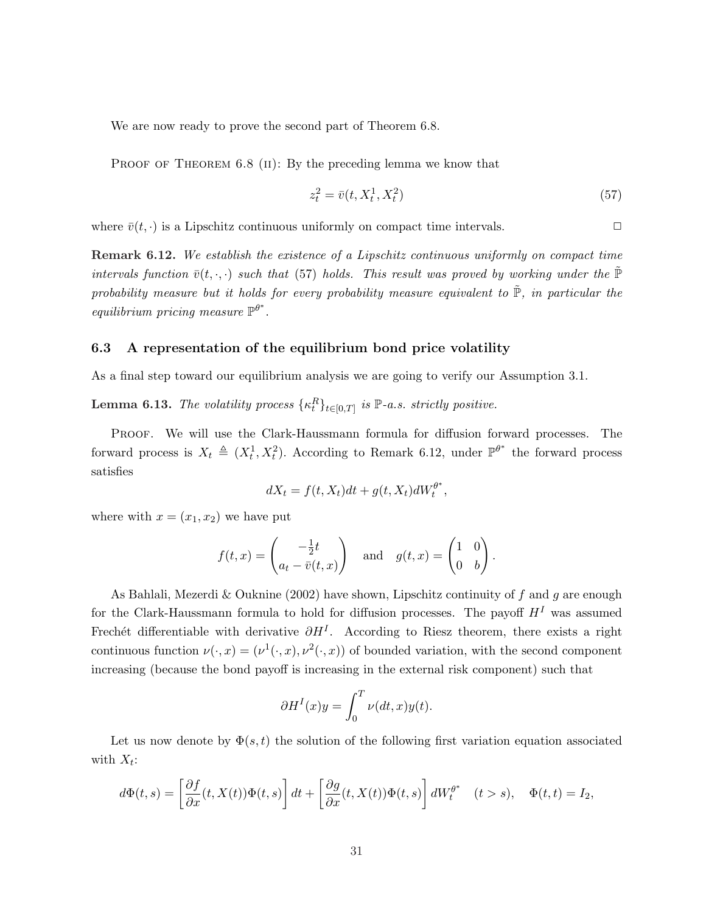We are now ready to prove the second part of Theorem 6.8.

Proof of Theorem 6.8 (ii): By the preceding lemma we know that

$$z_t^2 = \bar{v}(t, X_t^1, X_t^2) \tag{57}$$

where $\bar{v}(t, \cdot)$ is a Lipschitz continuous uniformly on compact time intervals. ☐

**Remark 6.12.** *We establish the existence of a Lipschitz continuous uniformly on compact time intervals function $\bar{v}(t, \cdot, \cdot)$ such that (57) holds. This result was proved by working under the $\tilde{\mathbb{P}}$ probability measure but it holds for every probability measure equivalent to $\tilde{\mathbb{P}}$, in particular the equilibrium pricing measure $\mathbb{P}^{\theta^*}$.*

### 6.3 A representation of the equilibrium bond price volatility

As a final step toward our equilibrium analysis we are going to verify our Assumption 3.1.

**Lemma 6.13.** *The volatility process $\{\kappa_t^R\}_{t\in[0,T]}$ is $\mathbb{P}$-a.s. strictly positive.*

Proof. We will use the Clark-Haussmann formula for diffusion forward processes. The forward process is $X_t \triangleq (X_t^1, X_t^2)$. According to Remark 6.12, under $\mathbb{P}^{\theta^*}$ the forward process satisfies

$$dX_t = f(t, X_t)dt + g(t, X_t)dW_t^{\theta^*},$$

where with $x = (x_1, x_2)$ we have put

$$f(t,x) = \begin{pmatrix} -\frac{1}{2}t \\ a_t - \bar{v}(t,x) \end{pmatrix} \quad \text{and} \quad g(t,x) = \begin{pmatrix} 1 & 0 \\ 0 & b \end{pmatrix}.$$

As Bahlali, Mezerdi & Ouknine (2002) have shown, Lipschitz continuity of $f$ and $g$ are enough for the Clark-Haussmann formula to hold for diffusion processes. The payoff $H^I$ was assumed Frechét differentiable with derivative $\partial H^I$. According to Riesz theorem, there exists a right continuous function $\nu(\cdot, x) = (\nu^1(\cdot, x), \nu^2(\cdot, x))$ of bounded variation, with the second component increasing (because the bond payoff is increasing in the external risk component) such that

$$\partial H^I(x)y = \int_0^T \nu(dt, x)y(t).$$

Let us now denote by $\Phi(s, t)$ the solution of the following first variation equation associated with $X_t$:

$$d\Phi(t,s) = \left[\frac{\partial f}{\partial x}(t, X(t))\Phi(t,s)\right]dt + \left[\frac{\partial g}{\partial x}(t, X(t))\Phi(t,s)\right]dW_t^{\theta^*} \quad (t > s), \quad \Phi(t,t) = I_2,$$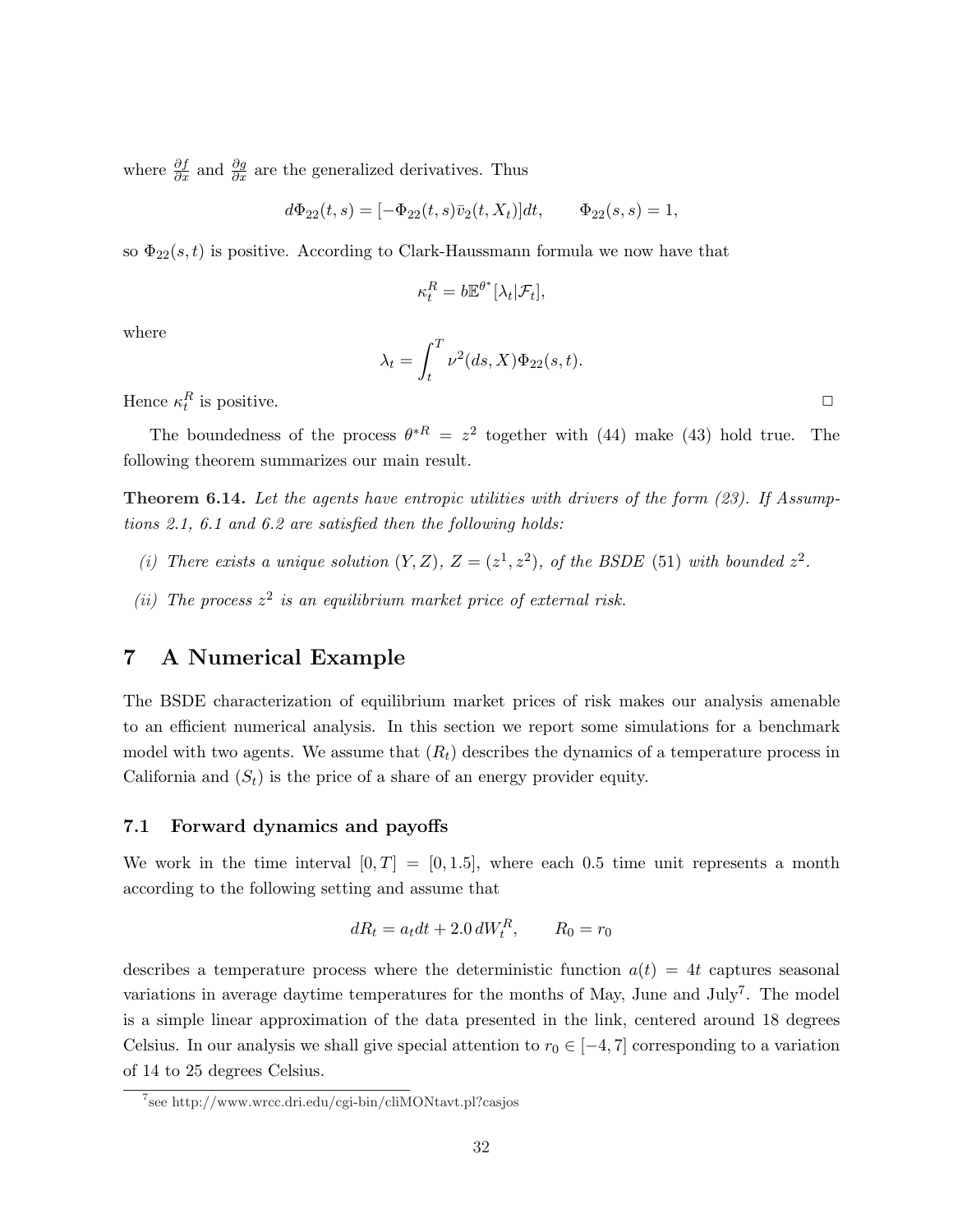where $\frac{\partial f}{\partial x}$ and $\frac{\partial g}{\partial x}$ are the generalized derivatives. Thus

$$d\Phi_{22}(t,s) = [-\Phi_{22}(t,s)\bar{v}_2(t,X_t)]dt, \qquad \Phi_{22}(s,s) = 1,$$

so $\Phi_{22}(s,t)$ is positive. According to Clark-Haussmann formula we now have that

$$\kappa_t^R = b\mathbb{E}^{\theta^*}[\lambda_t|\mathcal{F}_t],$$

where

$$\lambda_t = \int_t^T \nu^2(ds, X)\Phi_{22}(s,t).$$

Hence $\kappa_t^R$ is positive. □

The boundedness of the process $\theta^{*R} = z^2$ together with (44) make (43) hold true. The following theorem summarizes our main result.

**Theorem 6.14.** *Let the agents have entropic utilities with drivers of the form (23). If Assumptions 2.1, 6.1 and 6.2 are satisfied then the following holds:*

*(i) There exists a unique solution $(Y,Z)$, $Z = (z^1, z^2)$, of the BSDE (51) with bounded $z^2$.*

*(ii) The process $z^2$ is an equilibrium market price of external risk.*

## 7 A Numerical Example

The BSDE characterization of equilibrium market prices of risk makes our analysis amenable to an efficient numerical analysis. In this section we report some simulations for a benchmark model with two agents. We assume that $(R_t)$ describes the dynamics of a temperature process in California and $(S_t)$ is the price of a share of an energy provider equity.

### 7.1 Forward dynamics and payoffs

We work in the time interval $[0,T] = [0, 1.5]$, where each 0.5 time unit represents a month according to the following setting and assume that

$$dR_t = a_t dt + 2.0\, dW_t^R, \qquad R_0 = r_0$$

describes a temperature process where the deterministic function $a(t) = 4t$ captures seasonal variations in average daytime temperatures for the months of May, June and July[7]. The model is a simple linear approximation of the data presented in the link, centered around 18 degrees Celsius. In our analysis we shall give special attention to $r_0 \in [-4, 7]$ corresponding to a variation of 14 to 25 degrees Celsius.

[7] see http://www.wrcc.dri.edu/cgi-bin/cliMONtavt.pl?casjos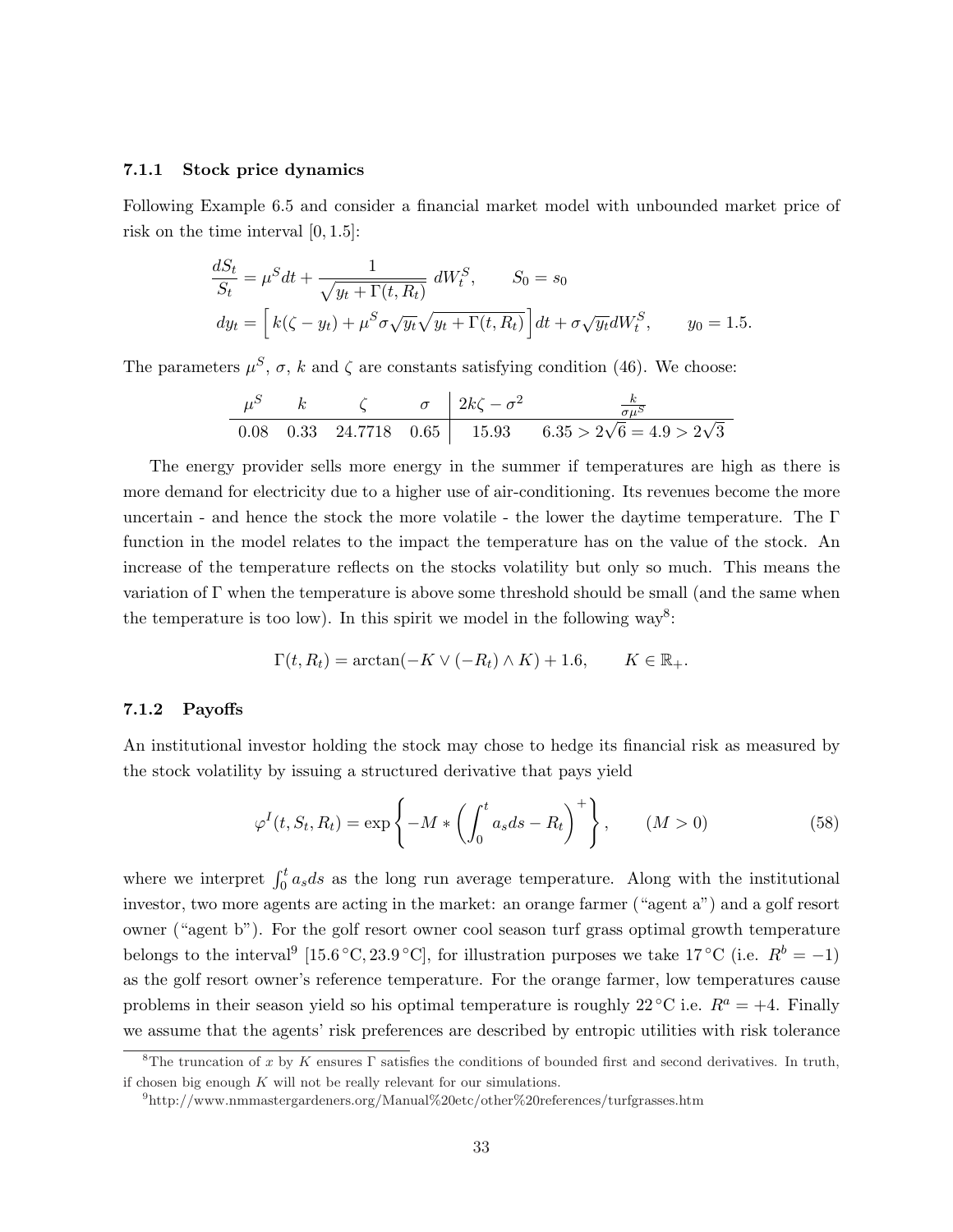### 7.1.1 Stock price dynamics

Following Example 6.5 and consider a financial market model with unbounded market price of risk on the time interval $[0, 1.5]$:

$$\frac{dS_t}{S_t} = \mu^S dt + \frac{1}{\sqrt{y_t + \Gamma(t, R_t)}}\, dW_t^S, \qquad S_0 = s_0$$

$$dy_t = \Big[\, k(\zeta - y_t) + \mu^S \sigma \sqrt{y_t}\sqrt{y_t + \Gamma(t, R_t)}\,\Big] dt + \sigma\sqrt{y_t} dW_t^S, \qquad y_0 = 1.5.$$

The parameters $\mu^S$, $\sigma$, $k$ and $\zeta$ are constants satisfying condition (46). We choose:

| $\mu^S$ | $k$ | $\zeta$ | $\sigma$ | $2k\zeta - \sigma^2$ | $\frac{k}{\sigma\mu^S}$ |
|---|---|---|---|---|---|
| 0.08 | 0.33 | 24.7718 | 0.65 | 15.93 | $6.35 > 2\sqrt{6} = 4.9 > 2\sqrt{3}$ |

The energy provider sells more energy in the summer if temperatures are high as there is more demand for electricity due to a higher use of air-conditioning. Its revenues become the more uncertain - and hence the stock the more volatile - the lower the daytime temperature. The $\Gamma$ function in the model relates to the impact the temperature has on the value of the stock. An increase of the temperature reflects on the stocks volatility but only so much. This means the variation of $\Gamma$ when the temperature is above some threshold should be small (and the same when the temperature is too low). In this spirit we model in the following way[8]:

$$\Gamma(t, R_t) = \arctan(-K \vee (-R_t) \wedge K) + 1.6, \qquad K \in \mathbb{R}_+.$$

### 7.1.2 Payoffs

An institutional investor holding the stock may chose to hedge its financial risk as measured by the stock volatility by issuing a structured derivative that pays yield

$$\varphi^I(t, S_t, R_t) = \exp\left\{ -M * \left( \int_0^t a_s ds - R_t \right)^+ \right\}, \qquad (M > 0) \tag{58}$$

where we interpret $\int_0^t a_s ds$ as the long run average temperature. Along with the institutional investor, two more agents are acting in the market: an orange farmer ("agent a") and a golf resort owner ("agent b"). For the golf resort owner cool season turf grass optimal growth temperature belongs to the interval[9] [15.6 °C, 23.9 °C], for illustration purposes we take 17 °C (i.e. $R^b = -1$) as the golf resort owner's reference temperature. For the orange farmer, low temperatures cause problems in their season yield so his optimal temperature is roughly 22 °C i.e. $R^a = +4$. Finally we assume that the agents' risk preferences are described by entropic utilities with risk tolerance

[8] The truncation of $x$ by $K$ ensures $\Gamma$ satisfies the conditions of bounded first and second derivatives. In truth, if chosen big enough $K$ will not be really relevant for our simulations.

[9] http://www.nmmastergardeners.org/Manual%20etc/other%20references/turfgrasses.htm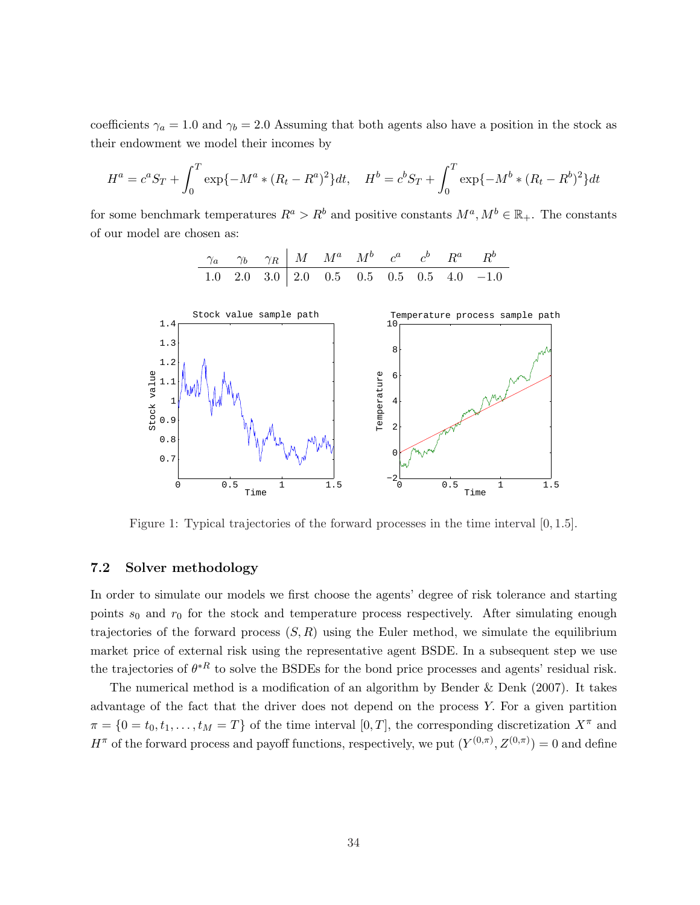coefficients $\gamma_a = 1.0$ and $\gamma_b = 2.0$ Assuming that both agents also have a position in the stock as their endowment we model their incomes by

$$H^a = c^a S_T + \int_0^T \exp\{-M^a * (R_t - R^a)^2\}dt, \quad H^b = c^b S_T + \int_0^T \exp\{-M^b * (R_t - R^b)^2\}dt$$

for some benchmark temperatures $R^a > R^b$ and positive constants $M^a, M^b \in \mathbb{R}_+$. The constants of our model are chosen as:

| $\gamma_a$ | $\gamma_b$ | $\gamma_R$ | $M$ | $M^a$ | $M^b$ | $c^a$ | $c^b$ | $R^a$ | $R^b$ |
|---|---|---|---|---|---|---|---|---|---|
| 1.0 | 2.0 | 3.0 | 2.0 | 0.5 | 0.5 | 0.5 | 0.5 | 4.0 | −1.0 |

Figure 1: Typical trajectories of the forward processes in the time interval $[0, 1.5]$.

### 7.2 Solver methodology

In order to simulate our models we first choose the agents' degree of risk tolerance and starting points $s_0$ and $r_0$ for the stock and temperature process respectively. After simulating enough trajectories of the forward process $(S, R)$ using the Euler method, we simulate the equilibrium market price of external risk using the representative agent BSDE. In a subsequent step we use the trajectories of $\theta^{*R}$ to solve the BSDEs for the bond price processes and agents' residual risk.

The numerical method is a modification of an algorithm by Bender & Denk (2007). It takes advantage of the fact that the driver does not depend on the process $Y$. For a given partition $\pi = \{0 = t_0, t_1, \ldots, t_M = T\}$ of the time interval $[0, T]$, the corresponding discretization $X^\pi$ and $H^\pi$ of the forward process and payoff functions, respectively, we put $(Y^{(0,\pi)}, Z^{(0,\pi)}) = 0$ and define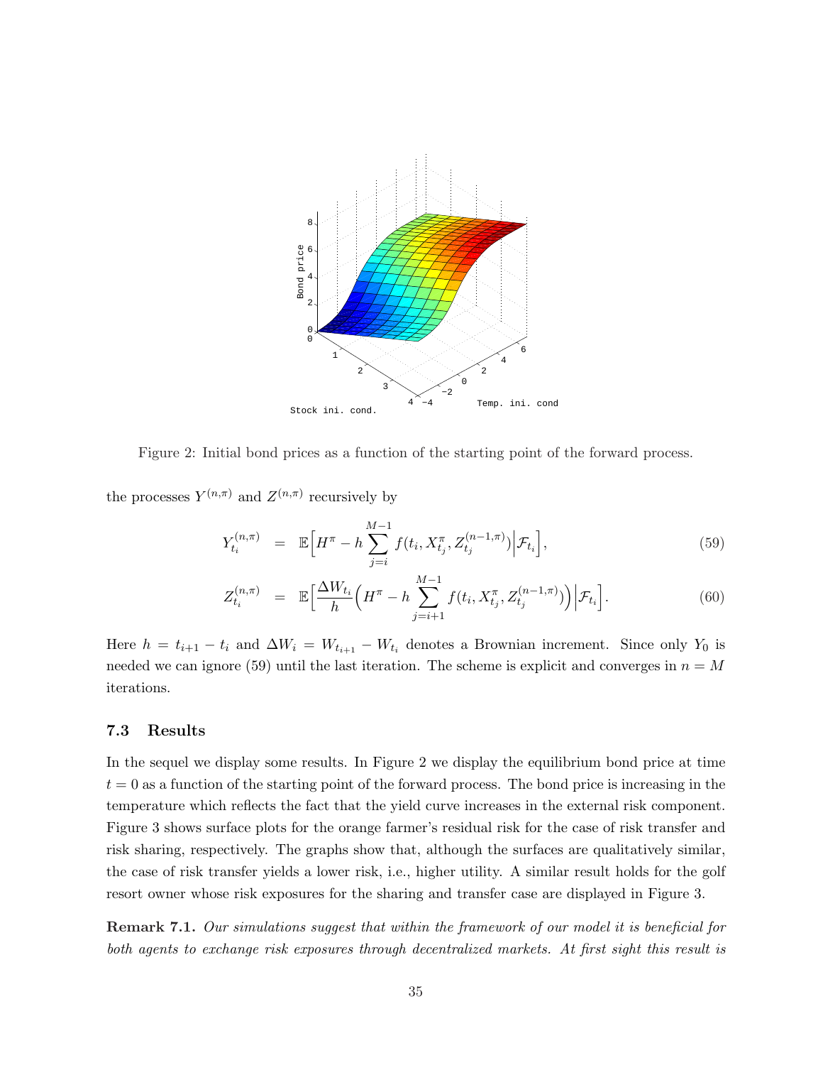Figure 2: Initial bond prices as a function of the starting point of the forward process.

the processes $Y^{(n,\pi)}$ and $Z^{(n,\pi)}$ recursively by

$$Y_{t_i}^{(n,\pi)} = \mathbb{E}\Big[H^\pi - h\sum_{j=i}^{M-1} f(t_i, X_{t_j}^\pi, Z_{t_j}^{(n-1,\pi)})\Big|\mathcal{F}_{t_i}\Big], \tag{59}$$

$$Z_{t_i}^{(n,\pi)} = \mathbb{E}\Big[\frac{\Delta W_{t_i}}{h}\Big(H^\pi - h\sum_{j=i+1}^{M-1} f(t_i, X_{t_j}^\pi, Z_{t_j}^{(n-1,\pi)})\Big)\Big|\mathcal{F}_{t_i}\Big]. \tag{60}$$

Here $h = t_{i+1} - t_i$ and $\Delta W_i = W_{t_{i+1}} - W_{t_i}$ denotes a Brownian increment. Since only $Y_0$ is needed we can ignore (59) until the last iteration. The scheme is explicit and converges in $n = M$ iterations.

### 7.3 Results

In the sequel we display some results. In Figure 2 we display the equilibrium bond price at time $t = 0$ as a function of the starting point of the forward process. The bond price is increasing in the temperature which reflects the fact that the yield curve increases in the external risk component. Figure 3 shows surface plots for the orange farmer's residual risk for the case of risk transfer and risk sharing, respectively. The graphs show that, although the surfaces are qualitatively similar, the case of risk transfer yields a lower risk, i.e., higher utility. A similar result holds for the golf resort owner whose risk exposures for the sharing and transfer case are displayed in Figure 3.

**Remark 7.1.** *Our simulations suggest that within the framework of our model it is beneficial for both agents to exchange risk exposures through decentralized markets. At first sight this result is*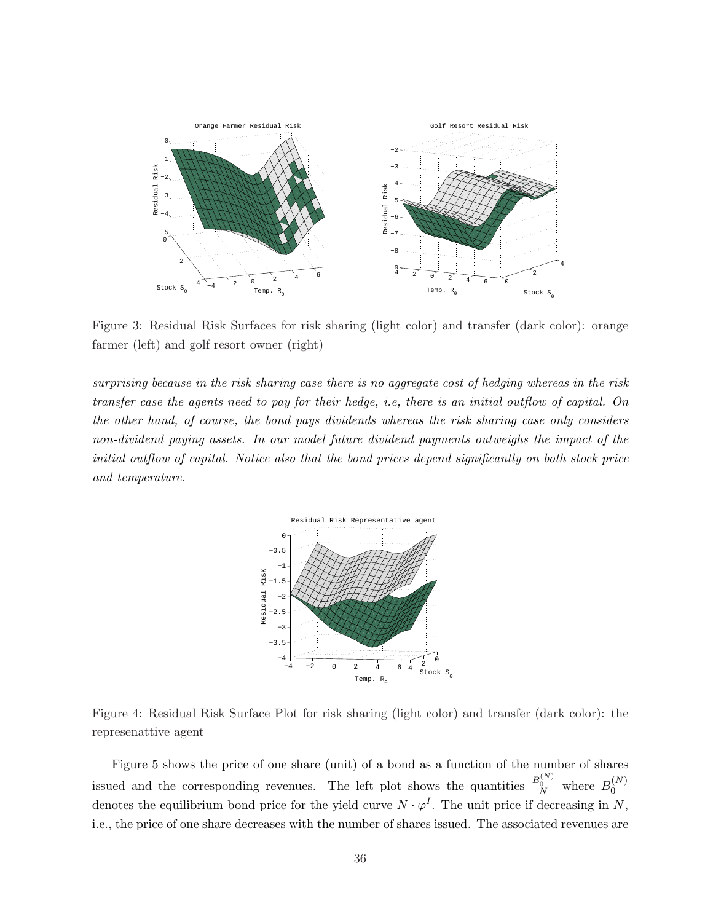Figure 3: Residual Risk Surfaces for risk sharing (light color) and transfer (dark color): orange farmer (left) and golf resort owner (right)

*surprising because in the risk sharing case there is no aggregate cost of hedging whereas in the risk transfer case the agents need to pay for their hedge, i.e, there is an initial outflow of capital. On the other hand, of course, the bond pays dividends whereas the risk sharing case only considers non-dividend paying assets. In our model future dividend payments outweighs the impact of the initial outflow of capital. Notice also that the bond prices depend significantly on both stock price and temperature.*

Figure 4: Residual Risk Surface Plot for risk sharing (light color) and transfer (dark color): the represenattive agent

Figure 5 shows the price of one share (unit) of a bond as a function of the number of shares issued and the corresponding revenues. The left plot shows the quantities $\frac{B_0^{(N)}}{N}$ where $B_0^{(N)}$ denotes the equilibrium bond price for the yield curve $N \cdot \varphi^I$. The unit price if decreasing in $N$, i.e., the price of one share decreases with the number of shares issued. The associated revenues are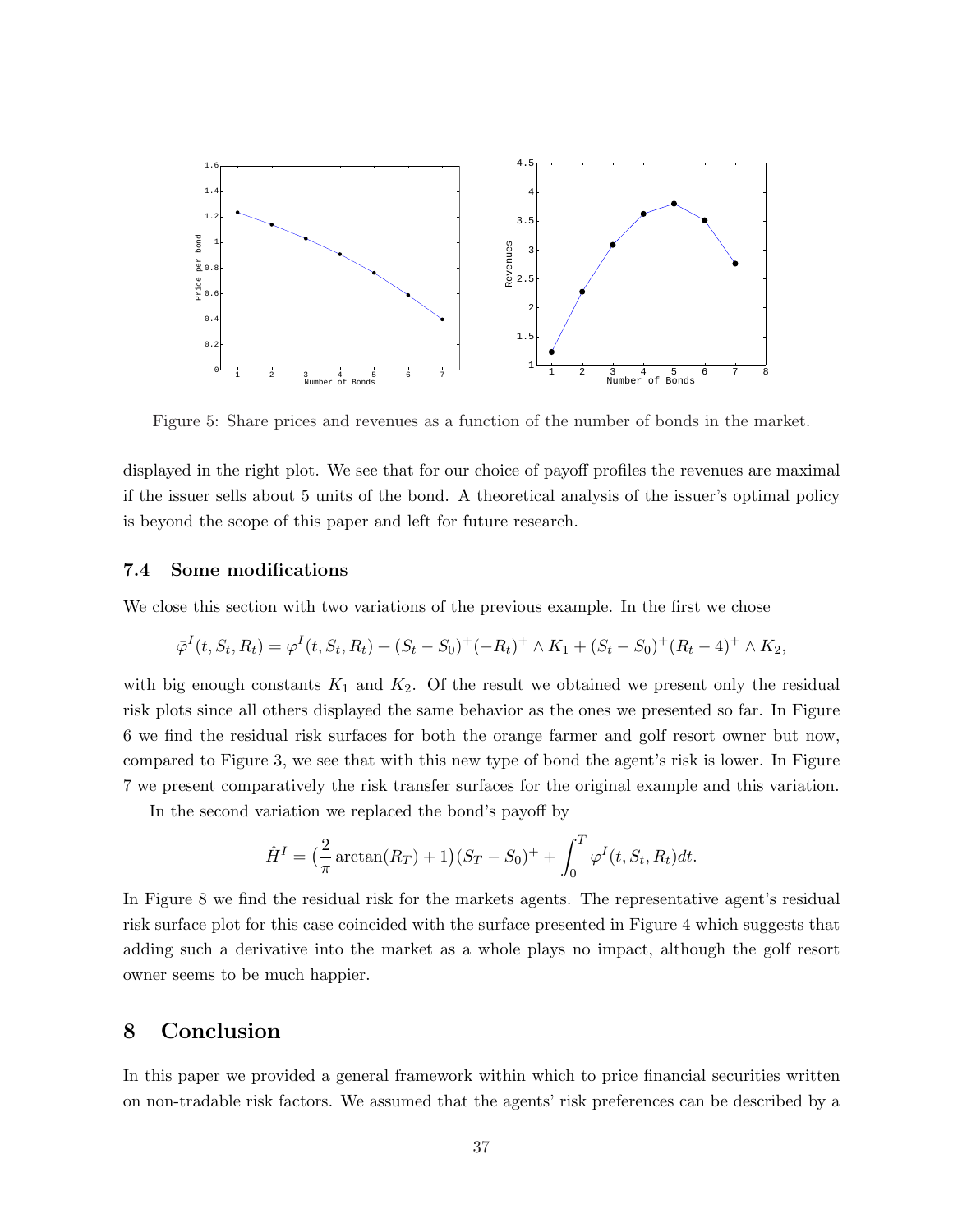Figure 5: Share prices and revenues as a function of the number of bonds in the market.

displayed in the right plot. We see that for our choice of payoff profiles the revenues are maximal if the issuer sells about 5 units of the bond. A theoretical analysis of the issuer's optimal policy is beyond the scope of this paper and left for future research.

### 7.4 Some modifications

We close this section with two variations of the previous example. In the first we chose

$$\bar{\varphi}^I(t, S_t, R_t) = \varphi^I(t, S_t, R_t) + (S_t - S_0)^+(-R_t)^+ \wedge K_1 + (S_t - S_0)^+(R_t - 4)^+ \wedge K_2,$$

with big enough constants $K_1$ and $K_2$. Of the result we obtained we present only the residual risk plots since all others displayed the same behavior as the ones we presented so far. In Figure 6 we find the residual risk surfaces for both the orange farmer and golf resort owner but now, compared to Figure 3, we see that with this new type of bond the agent's risk is lower. In Figure 7 we present comparatively the risk transfer surfaces for the original example and this variation.

In the second variation we replaced the bond's payoff by

$$\hat{H}^I = \big(\frac{2}{\pi}\arctan(R_T) + 1\big)(S_T - S_0)^+ + \int_0^T \varphi^I(t, S_t, R_t)dt.$$

In Figure 8 we find the residual risk for the markets agents. The representative agent's residual risk surface plot for this case coincided with the surface presented in Figure 4 which suggests that adding such a derivative into the market as a whole plays no impact, although the golf resort owner seems to be much happier.

## 8 Conclusion

In this paper we provided a general framework within which to price financial securities written on non-tradable risk factors. We assumed that the agents' risk preferences can be described by a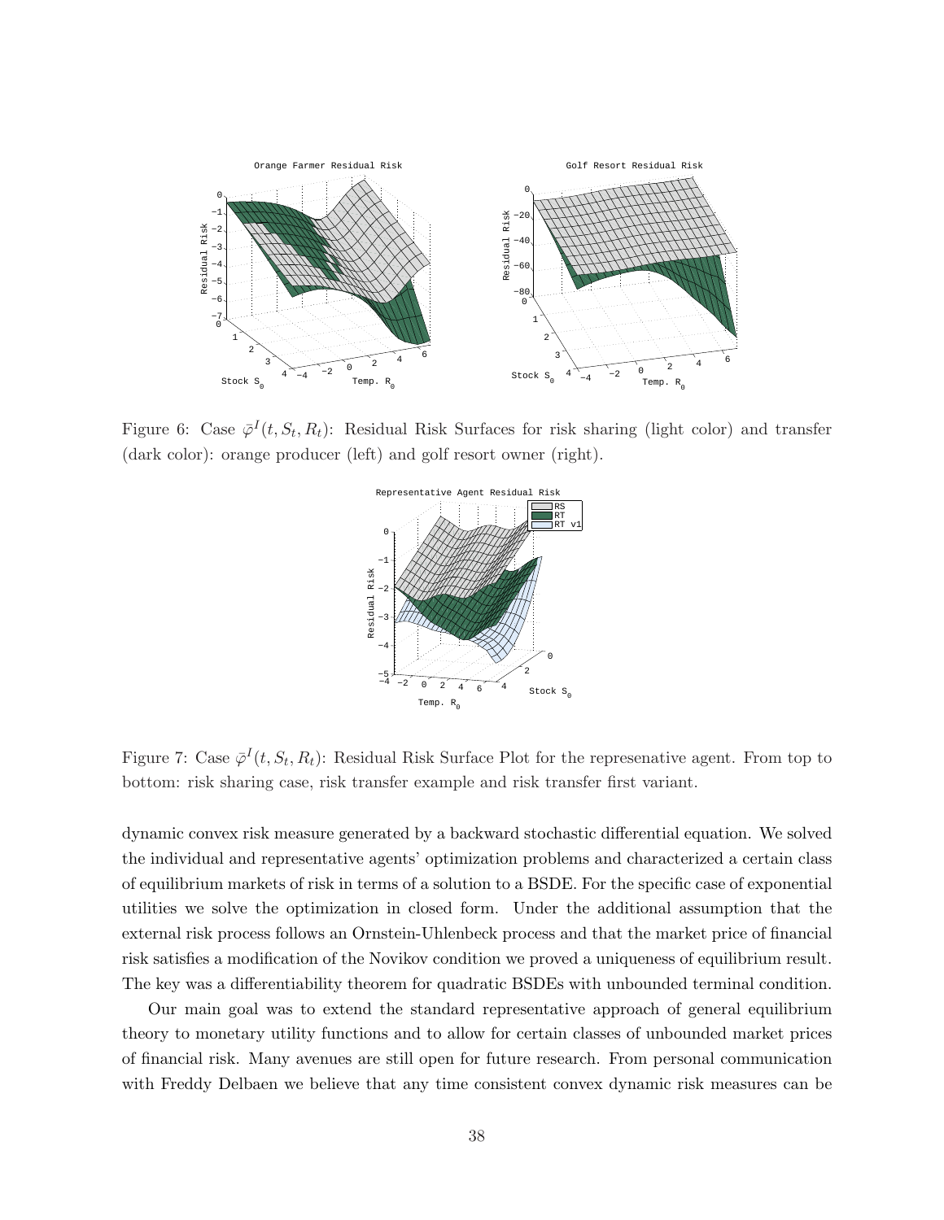Figure 6: Case $\bar{\varphi}^I(t, S_t, R_t)$: Residual Risk Surfaces for risk sharing (light color) and transfer (dark color): orange producer (left) and golf resort owner (right).

Figure 7: Case $\bar{\varphi}^I(t, S_t, R_t)$: Residual Risk Surface Plot for the represenative agent. From top to bottom: risk sharing case, risk transfer example and risk transfer first variant.

dynamic convex risk measure generated by a backward stochastic differential equation. We solved the individual and representative agents' optimization problems and characterized a certain class of equilibrium markets of risk in terms of a solution to a BSDE. For the specific case of exponential utilities we solve the optimization in closed form. Under the additional assumption that the external risk process follows an Ornstein-Uhlenbeck process and that the market price of financial risk satisfies a modification of the Novikov condition we proved a uniqueness of equilibrium result. The key was a differentiability theorem for quadratic BSDEs with unbounded terminal condition.

Our main goal was to extend the standard representative approach of general equilibrium theory to monetary utility functions and to allow for certain classes of unbounded market prices of financial risk. Many avenues are still open for future research. From personal communication with Freddy Delbaen we believe that any time consistent convex dynamic risk measures can be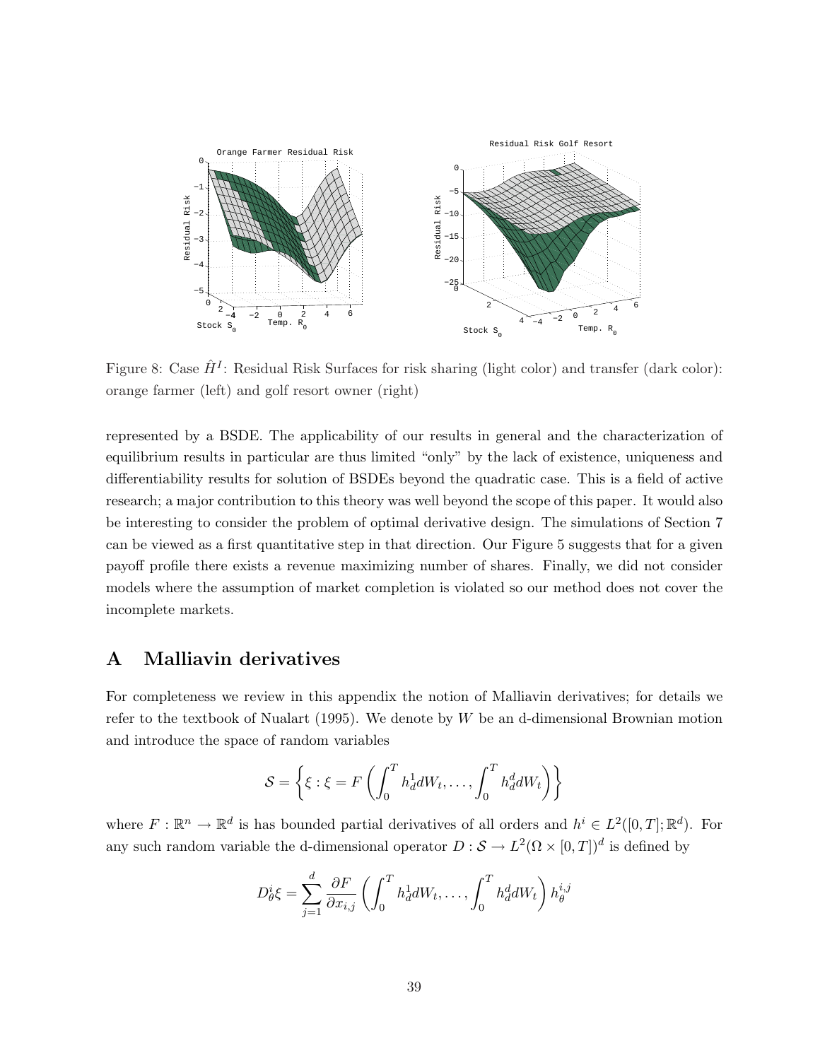Figure 8: Case $\hat{H}^I$: Residual Risk Surfaces for risk sharing (light color) and transfer (dark color): orange farmer (left) and golf resort owner (right)

represented by a BSDE. The applicability of our results in general and the characterization of equilibrium results in particular are thus limited "only" by the lack of existence, uniqueness and differentiability results for solution of BSDEs beyond the quadratic case. This is a field of active research; a major contribution to this theory was well beyond the scope of this paper. It would also be interesting to consider the problem of optimal derivative design. The simulations of Section 7 can be viewed as a first quantitative step in that direction. Our Figure 5 suggests that for a given payoff profile there exists a revenue maximizing number of shares. Finally, we did not consider models where the assumption of market completion is violated so our method does not cover the incomplete markets.

# A Malliavin derivatives

For completeness we review in this appendix the notion of Malliavin derivatives; for details we refer to the textbook of Nualart (1995). We denote by $W$ be an d-dimensional Brownian motion and introduce the space of random variables

$$\mathcal{S} = \left\{ \xi : \xi = F\left( \int_0^T h_d^1 dW_t, \dots, \int_0^T h_d^d dW_t \right) \right\}$$

where $F : \mathbb{R}^n \to \mathbb{R}^d$ is has bounded partial derivatives of all orders and $h^i \in L^2([0,T];\mathbb{R}^d)$. For any such random variable the d-dimensional operator $D : \mathcal{S} \to L^2(\Omega \times [0,T])^d$ is defined by

$$D_\theta^i \xi = \sum_{j=1}^{d} \frac{\partial F}{\partial x_{i,j}} \left( \int_0^T h_d^1 dW_t, \dots, \int_0^T h_d^d dW_t \right) h_\theta^{i,j}$$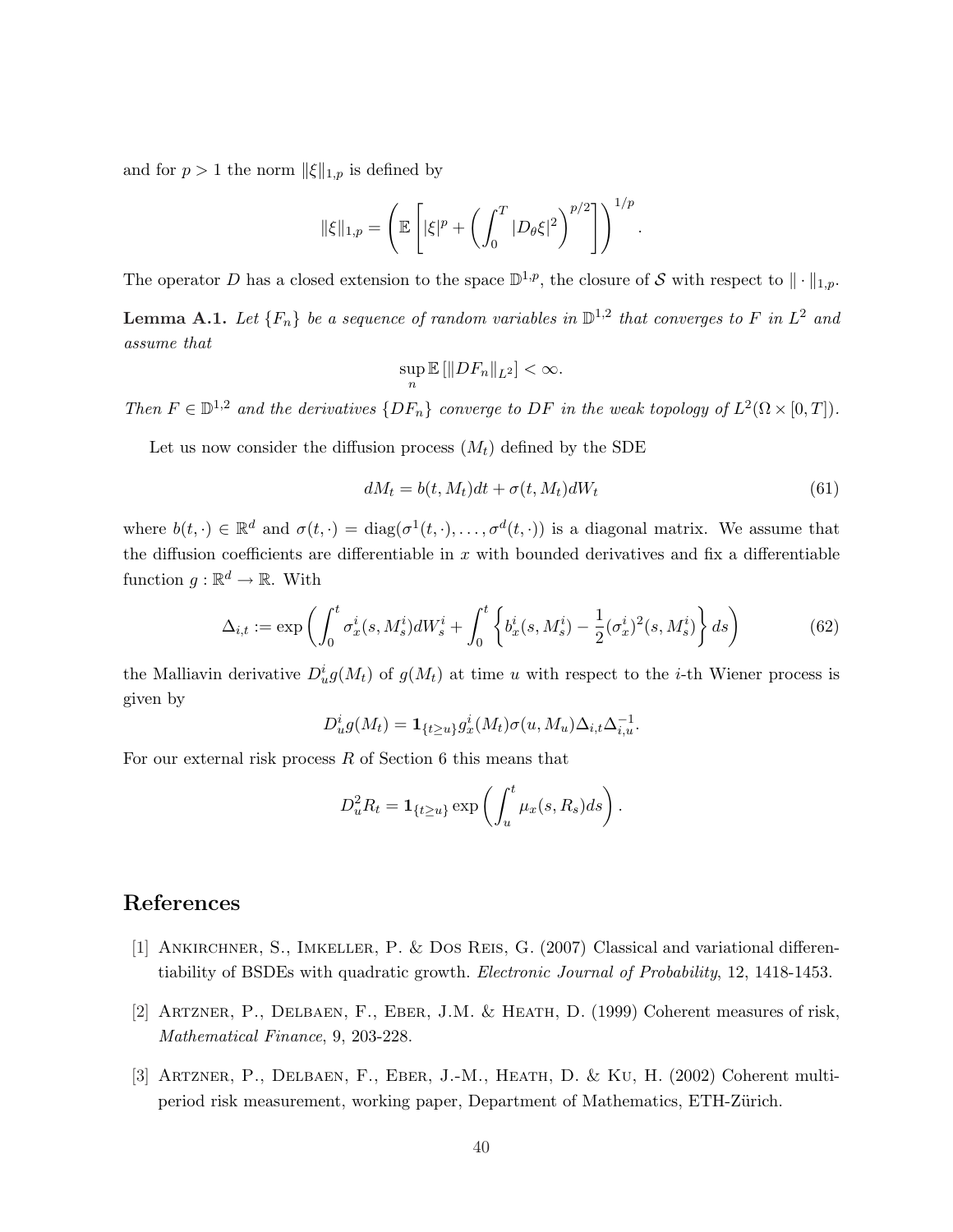and for $p > 1$ the norm $\|\xi\|_{1,p}$ is defined by

$$\|\xi\|_{1,p} = \left( \mathbb{E}\left[ |\xi|^p + \left( \int_0^T |D_\theta \xi|^2 \right)^{p/2} \right] \right)^{1/p}.$$

The operator $D$ has a closed extension to the space $\mathbb{D}^{1,p}$, the closure of $\mathcal{S}$ with respect to $\|\cdot\|_{1,p}$.

**Lemma A.1.** *Let $\{F_n\}$ be a sequence of random variables in $\mathbb{D}^{1,2}$ that converges to $F$ in $L^2$ and assume that*

$$\sup_n \mathbb{E}\left[ \|DF_n\|_{L^2} \right] < \infty.$$

*Then $F \in \mathbb{D}^{1,2}$ and the derivatives $\{DF_n\}$ converge to $DF$ in the weak topology of $L^2(\Omega \times [0,T])$.*

Let us now consider the diffusion process $(M_t)$ defined by the SDE

$$dM_t = b(t, M_t)dt + \sigma(t, M_t)dW_t \tag{61}$$

where $b(t,\cdot) \in \mathbb{R}^d$ and $\sigma(t,\cdot) = \text{diag}(\sigma^1(t,\cdot), \ldots, \sigma^d(t,\cdot))$ is a diagonal matrix. We assume that the diffusion coefficients are differentiable in $x$ with bounded derivatives and fix a differentiable function $g : \mathbb{R}^d \to \mathbb{R}$. With

$$\Delta_{i,t} := \exp\left( \int_0^t \sigma_x^i(s, M_s^i) dW_s^i + \int_0^t \left\{ b_x^i(s, M_s^i) - \frac{1}{2}(\sigma_x^i)^2(s, M_s^i) \right\} ds \right) \tag{62}$$

the Malliavin derivative $D_u^i g(M_t)$ of $g(M_t)$ at time $u$ with respect to the $i$-th Wiener process is given by

$$D_u^i g(M_t) = \mathbf{1}_{\{t \geq u\}} g_x^i(M_t) \sigma(u, M_u) \Delta_{i,t} \Delta_{i,u}^{-1}.$$

For our external risk process $R$ of Section 6 this means that

$$D_u^2 R_t = \mathbf{1}_{\{t \geq u\}} \exp\left( \int_u^t \mu_x(s, R_s) ds \right).$$

# References

[1] Ankirchner, S., Imkeller, P. & Dos Reis, G. (2007) Classical and variational differentiability of BSDEs with quadratic growth. *Electronic Journal of Probability*, 12, 1418-1453.

[2] Artzner, P., Delbaen, F., Eber, J.M. & Heath, D. (1999) Coherent measures of risk, *Mathematical Finance*, 9, 203-228.

[3] Artzner, P., Delbaen, F., Eber, J.-M., Heath, D. & Ku, H. (2002) Coherent multiperiod risk measurement, working paper, Department of Mathematics, ETH-Zürich.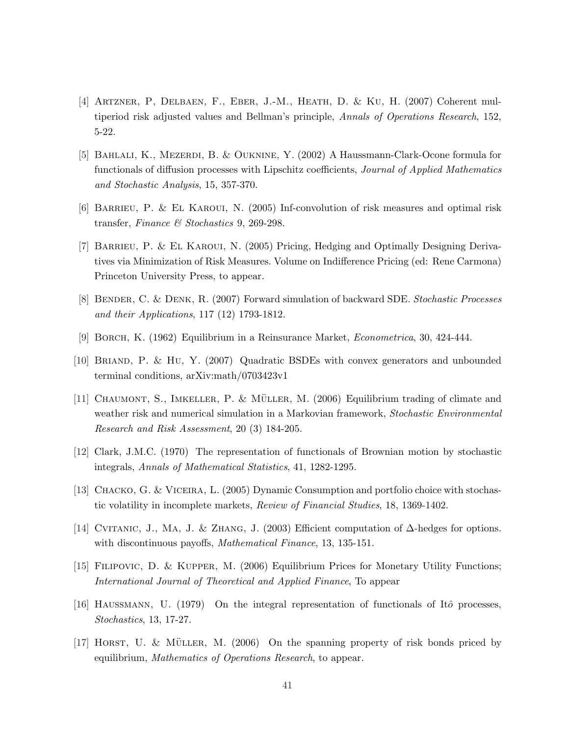[4] Artzner, P, Delbaen, F., Eber, J.-M., Heath, D. & Ku, H. (2007) Coherent multiperiod risk adjusted values and Bellman's principle, *Annals of Operations Research*, 152, 5-22.

[5] Bahlali, K., Mezerdi, B. & Ouknine, Y. (2002) A Haussmann-Clark-Ocone formula for functionals of diffusion processes with Lipschitz coefficients, *Journal of Applied Mathematics and Stochastic Analysis*, 15, 357-370.

[6] Barrieu, P. & El Karoui, N. (2005) Inf-convolution of risk measures and optimal risk transfer, *Finance & Stochastics* 9, 269-298.

[7] Barrieu, P. & El Karoui, N. (2005) Pricing, Hedging and Optimally Designing Derivatives via Minimization of Risk Measures. Volume on Indifference Pricing (ed: Rene Carmona) Princeton University Press, to appear.

[8] Bender, C. & Denk, R. (2007) Forward simulation of backward SDE. *Stochastic Processes and their Applications*, 117 (12) 1793-1812.

[9] Borch, K. (1962) Equilibrium in a Reinsurance Market, *Econometrica*, 30, 424-444.

[10] Briand, P. & Hu, Y. (2007) Quadratic BSDEs with convex generators and unbounded terminal conditions, arXiv:math/0703423v1

[11] Chaumont, S., Imkeller, P. & Müller, M. (2006) Equilibrium trading of climate and weather risk and numerical simulation in a Markovian framework, *Stochastic Environmental Research and Risk Assessment*, 20 (3) 184-205.

[12] Clark, J.M.C. (1970) The representation of functionals of Brownian motion by stochastic integrals, *Annals of Mathematical Statistics*, 41, 1282-1295.

[13] Chacko, G. & Viceira, L. (2005) Dynamic Consumption and portfolio choice with stochastic volatility in incomplete markets, *Review of Financial Studies*, 18, 1369-1402.

[14] Cvitanic, J., Ma, J. & Zhang, J. (2003) Efficient computation of $\Delta$-hedges for options. with discontinuous payoffs, *Mathematical Finance*, 13, 135-151.

[15] Filipovic, D. & Kupper, M. (2006) Equilibrium Prices for Monetary Utility Functions; *International Journal of Theoretical and Applied Finance*, To appear

[16] Haussmann, U. (1979) On the integral representation of functionals of Itô processes, *Stochastics*, 13, 17-27.

[17] Horst, U. & Müller, M. (2006) On the spanning property of risk bonds priced by equilibrium, *Mathematics of Operations Research*, to appear.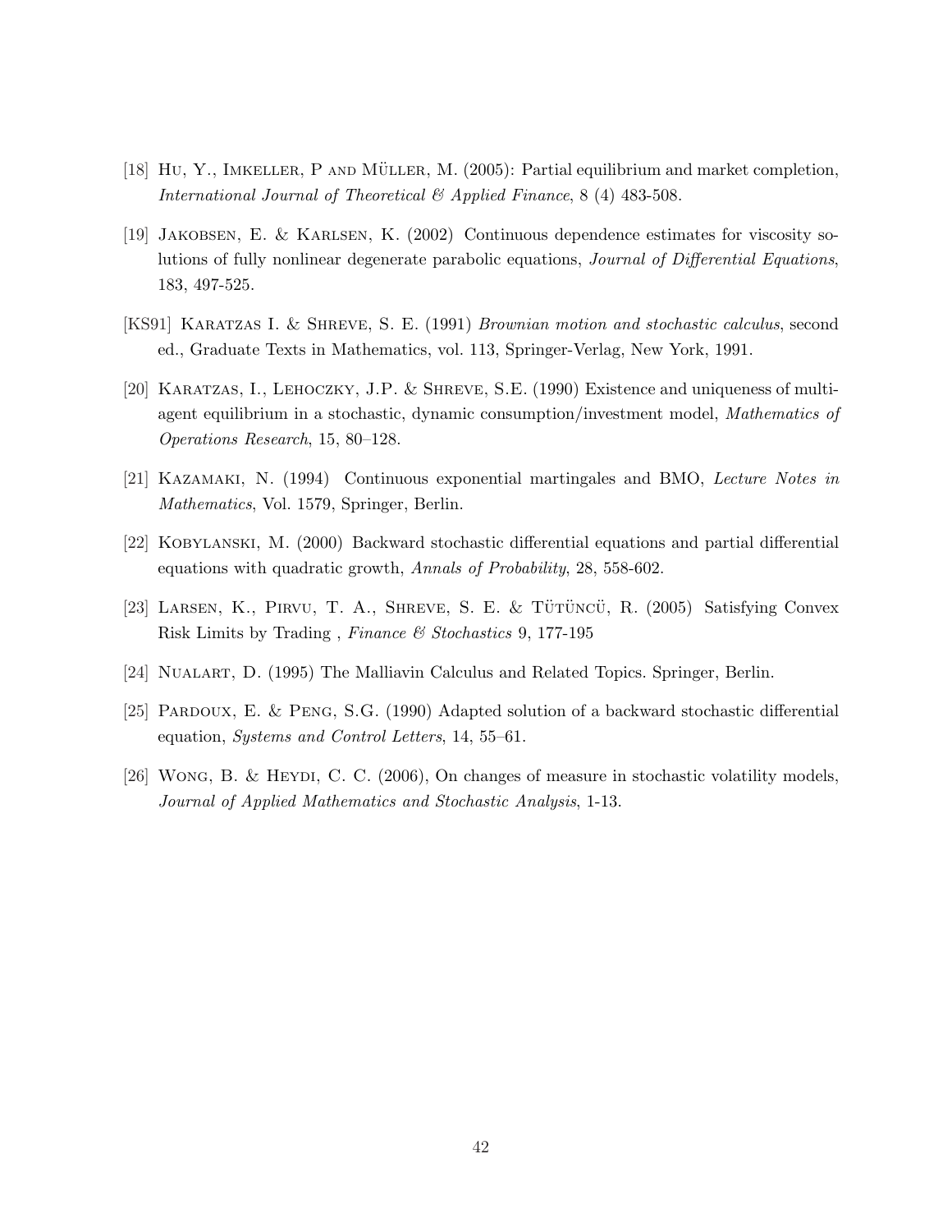[18] Hu, Y., Imkeller, P and Müller, M. (2005): Partial equilibrium and market completion, *International Journal of Theoretical & Applied Finance*, 8 (4) 483-508.

[19] Jakobsen, E. & Karlsen, K. (2002) Continuous dependence estimates for viscosity solutions of fully nonlinear degenerate parabolic equations, *Journal of Differential Equations*, 183, 497-525.

[KS91] Karatzas I. & Shreve, S. E. (1991) *Brownian motion and stochastic calculus*, second ed., Graduate Texts in Mathematics, vol. 113, Springer-Verlag, New York, 1991.

[20] Karatzas, I., Lehoczky, J.P. & Shreve, S.E. (1990) Existence and uniqueness of multi-agent equilibrium in a stochastic, dynamic consumption/investment model, *Mathematics of Operations Research*, 15, 80–128.

[21] Kazamaki, N. (1994) Continuous exponential martingales and BMO, *Lecture Notes in Mathematics*, Vol. 1579, Springer, Berlin.

[22] Kobylanski, M. (2000) Backward stochastic differential equations and partial differential equations with quadratic growth, *Annals of Probability*, 28, 558-602.

[23] Larsen, K., Pirvu, T. A., Shreve, S. E. & Tütüncü, R. (2005) Satisfying Convex Risk Limits by Trading , *Finance & Stochastics* 9, 177-195

[24] Nualart, D. (1995) The Malliavin Calculus and Related Topics. Springer, Berlin.

[25] Pardoux, E. & Peng, S.G. (1990) Adapted solution of a backward stochastic differential equation, *Systems and Control Letters*, 14, 55–61.

[26] Wong, B. & Heydi, C. C. (2006), On changes of measure in stochastic volatility models, *Journal of Applied Mathematics and Stochastic Analysis*, 1-13.